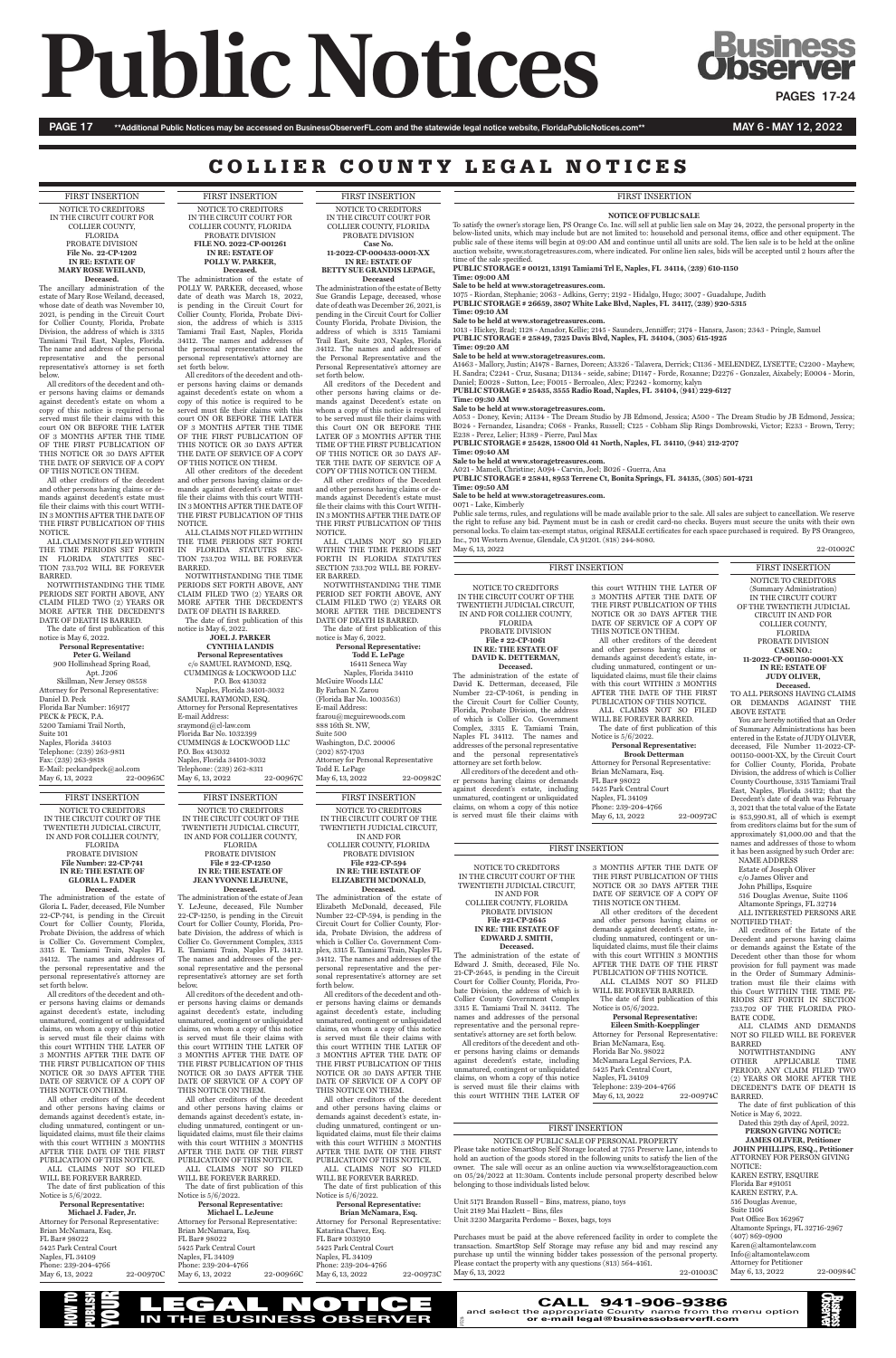# Public Notices

**Business Observer**

**PAGES 17-24**

**Additional Public Notices may be accessed on BusinessObserverFL.com and the statewide legal notice website, FloridaPublicNotices.com**

**MAY 6 - MAY 12, 2022**

## COLLIER COUNTY LEGAL NOTICES

FIRST INSERTION

NOTICE TO CREDITORS
IN THE CIRCUIT COURT FOR COLLIER COUNTY, FLORIDA
PROBATE DIVISION
**File No. 22-CP-1202**
**IN RE: ESTATE OF MARY ROSE WEILAND, Deceased.**

The ancillary administration of the estate of Mary Rose Weiland, deceased, whose date of death was November 10, 2021, is pending in the Circuit Court for Collier County, Florida, Probate Division, the address of which is 3315 Tamiami Trail East, Naples, Florida. The name and address of the personal representative and the personal representative's attorney is set forth below.

All creditors of the decedent and other persons having claims or demands against decedent's estate on whom a copy of this notice is required to be served must file their claims with this court ON OR BEFORE THE LATER OF 3 MONTHS AFTER THE TIME OF THE FIRST PUBLICATION OF THIS NOTICE OR 30 DAYS AFTER THE DATE OF SERVICE OF A COPY OF THIS NOTICE ON THEM.

All other creditors of the decedent and other persons having claims or demands against decedent's estate must file their claims with this court WITHIN 3 MONTHS AFTER THE DATE OF THE FIRST PUBLICATION OF THIS NOTICE.

ALL CLAIMS NOT FILED WITHIN THE TIME PERIODS SET FORTH IN FLORIDA STATUTES SECTION 733.702 WILL BE FOREVER BARRED.

NOTWITHSTANDING THE TIME PERIODS SET FORTH ABOVE, ANY CLAIM FILED TWO (2) YEARS OR MORE AFTER THE DECEDENT'S DATE OF DEATH IS BARRED.

The date of first publication of this notice is May 6, 2022.

**Personal Representative:**
**Peter G. Weiland**
900 Hollinshead Spring Road, Apt. J206
Skillman, New Jersey 08558
Attorney for Personal Representative:
Daniel D. Peck
Florida Bar Number: 169177
PECK & PECK, P.A.
5200 Tamiami Trail North, Suite 101
Naples, Florida 34103
Telephone: (239) 263-9811
Fax: (239) 263-9818
E-Mail: peckandpeck@aol.com
May 6, 13, 2022 22-00965C

FIRST INSERTION

NOTICE TO CREDITORS
IN THE CIRCUIT COURT FOR COLLIER COUNTY, FLORIDA
PROBATE DIVISION
**FILE NO. 2022-CP-001261**
**IN RE: ESTATE OF POLLY W. PARKER, Deceased.**

The administration of the estate of POLLY W. PARKER, deceased, whose date of death was March 18, 2022, is pending in the Circuit Court for Collier County, Florida, Probate Division, the address of which is 3315 Tamiami Trail East, Naples, Florida 34112. The names and addresses of the personal representative and the personal representative's attorney are set forth below.

All creditors of the decedent and other persons having claims or demands against decedent's estate on whom a copy of this notice is required to be served must file their claims with this court ON OR BEFORE THE LATER OF 3 MONTHS AFTER THE TIME OF THE FIRST PUBLICATION OF THIS NOTICE OR 30 DAYS AFTER THE DATE OF SERVICE OF A COPY OF THIS NOTICE ON THEM.

All other creditors of the decedent and other persons having claims or demands against decedent's estate must file their claims with this court WITHIN 3 MONTHS AFTER THE DATE OF THE FIRST PUBLICATION OF THIS NOTICE.

ALL CLAIMS NOT FILED WITHIN THE TIME PERIODS SET FORTH IN FLORIDA STATUTES SECTION 733.702 WILL BE FOREVER BARRED.

NOTWITHSTANDING THE TIME PERIODS SET FORTH ABOVE, ANY CLAIM FILED TWO (2) YEARS OR MORE AFTER THE DECEDENT'S DATE OF DEATH IS BARRED.

The date of first publication of this notice is May 6, 2022.

**JOEL J. PARKER**
**CYNTHIA LANDIS**
**Personal Representatives**
c/o SAMUEL RAYMOND, ESQ.
CUMMINGS & LOCKWOOD LLC
P.O. Box 413032
Naples, Florida 34101-3032
SAMUEL RAYMOND, ESQ.
Attorney for Personal Representatives
E-mail Address: sraymond@cl-law.com
Florida Bar No. 1032399
CUMMINGS & LOCKWOOD LLC
P.O. Box 413032
Naples, Florida 34101-3032
Telephone: (239) 262-8311
May 6, 13, 2022 22-00967C

FIRST INSERTION

NOTICE TO CREDITORS
IN THE CIRCUIT COURT FOR COLLIER COUNTY, FLORIDA
PROBATE DIVISION
**Case No. 11-2022-CP-000433-0001-XX**
**IN RE: ESTATE OF BETTY SUE GRANDIS LEPAGE, Deceased**

The administration of the estate of Betty Sue Grandis Lepage, deceased, whose date of death was December 26, 2021, is pending in the Circuit Court for Collier County Florida, Probate Division, the address of which is 3315 Tamiami Trail East, Suite 203, Naples, Florida 34112. The names and addresses of the Personal Representative and the Personal Representative's attorney are set forth below.

All creditors of the Decedent and other persons having claims or demands against Decedent's estate on whom a copy of this notice is required to be served must file their claims with this COURT ON OR BEFORE THE LATER OF 3 MONTHS AFTER THE TIME OF THE FIRST PUBLICATION OF THIS NOTICE OR 30 DAYS AFTER THE DATE OF SERVICE OF A COPY OF THIS NOTICE ON THEM.

All other creditors of the Decedent and other persons having claims or demands against Decedent's estate must file their claims with this Court WITHIN 3 MONTHS AFTER THE DATE OF THE FIRST PUBLICATION OF THIS NOTICE.

ALL CLAIMS NOT SO FILED WITHIN THE TIME PERIODS SET FORTH IN FLORIDA STATUTES SECTION 733.702 WILL BE FOREVER BARRED.

NOTWITHSTANDING THE TIME PERIOD SET FORTH ABOVE, ANY CLAIM FILED TWO (2) YEARS OR MORE AFTER THE DECEDENT'S DATE OF DEATH IS BARRED.

The date of first publication of this notice is May 6, 2022.

**Personal Representative:**
**Todd E. LePage**
16411 Seneca Way
Naples, Florida 34110
McGuire Woods LLC
By Farhan N. Zarou
(Florida Bar No. 1003563)
E-mail Address: fzarou@mcguirewoods.com
888 16th St. NW, Suite 500
Washington, D.C. 20006
(202) 857-1703
Attorney for Personal Representative
Todd E. LePage
May 6, 13, 2022 22-00982C

FIRST INSERTION

**NOTICE OF PUBLIC SALE**

To satisfy the owner's storage lien, PS Orange Co. Inc. will sell at public lien sale on May 24, 2022, the personal property in the below-listed units, which may include but are not limited to: household and personal items, office and other equipment. The public sale of these items will begin at 09:00 AM and continue until all units are sold. The lien sale is to be held at the online auction website, www.storagetreasures.com, where indicated. For online lien sales, bids will be accepted until 2 hours after the time of the sale specified.

**PUBLIC STORAGE # 00121, 13191 Tamiami Trl E, Naples, FL 34114, (239) 610-1150**
**Time: 09:00 AM**
**Sale to be held at www.storagetreasures.com.**
1075 - Riordan, Stephanie; 2063 - Adkins, Gerry; 2192 - Hidalgo, Hugo; 3007 - Guadalupe, Judith

**PUBLIC STORAGE # 26659, 3807 White Lake Blvd, Naples, FL 34117, (239) 920-5315**
**Time: 09:10 AM**
**Sale to be held at www.storagetreasures.com.**
1013 - Hickey, Brad; 1128 - Amador, Kellie; 2145 - Saunders, Jenniffer; 2174 - Hansra, Jason; 2343 - Pringle, Samuel

**PUBLIC STORAGE # 25849, 7325 Davis Blvd, Naples, FL 34104, (305) 615-1925**
**Time: 09:20 AM**
**Sale to be held at www.storagetreasures.com.**
A1463 - Mallory, Justin; A1478 - Barnes, Doreen; A3326 - Talavera, Derrick; C1136 - MELENDEZ, LYSETTE; C2200 - Mayhew, H. Sandra; C2241 - Cruz, Susana; D1134 - seide, sabine; D1147 - Forde, Roxanne; D2276 - Gonzalez, Aixabely; E0004 - Morin, Daniel; E0028 - Sutton, Lee; F0015 - Berroalen, Alex; F2242 - komorny, kalyn

**PUBLIC STORAGE # 25435, 3555 Radio Road, Naples, FL 34104, (941) 229-6127**
**Time: 09:30 AM**
**Sale to be held at www.storagetreasures.com.**
A053 - Doney, Kevin; A1134 - The Dream Studio by JB Edmond, Jessica; A500 - The Dream Studio by JB Edmond, Jessica; B024 - Fernandez, Lisandra; C068 - Franks, Russell; C125 - Cobham Slip Rings Dombrowski, Victor; E233 - Brown, Terry; E238 - Perez, Leilir; H389 - Pierre, Paul Max

**PUBLIC STORAGE # 25428, 15800 Old 41 North, Naples, FL 34110, (941) 212-2707**
**Time: 09:40 AM**
**Sale to be held at www.storagetreasures.com.**
A021 - Mameli, Christine; A094 - Carvin, Joel; B026 - Guerra, Ana

**PUBLIC STORAGE # 25841, 8953 Terrene Ct, Bonita Springs, FL 34135, (305) 501-4721**
**Time: 09:50 AM**
**Sale to be held at www.storagetreasures.com.**
0071 - Lake, Kimberly

Public sale terms, rules, and regulations will be made available prior to the sale. All sales are subject to cancellation. We reserve the right to refuse any bid. Payment must be in cash or credit card-no checks. Buyers must secure the units with their own personal locks. To claim tax-exempt status, original RESALE certificates for each space purchased is required. By PS Orangeco, Inc., 701 Western Avenue, Glendale, CA 91201. (818) 244-8080.
May 6, 13, 2022 22-01002C

FIRST INSERTION

NOTICE TO CREDITORS
IN THE CIRCUIT COURT OF THE TWENTIETH JUDICIAL CIRCUIT, IN AND FOR COLLIER COUNTY, FLORIDA
PROBATE DIVISION
**File # 22-CP-1061**
**IN RE: THE ESTATE OF DAVID K. DETTERMAN, Deceased.**

The administration of the estate of David K. Detterman, deceased, File Number 22-CP-1061, is pending in the Circuit Court for Collier County, Florida, Probate Division, the address of which is Collier Co. Government Complex, 3315 E. Tamiami Train, Naples FL 34112. The names and addresses of the personal representative and the personal representative's attorney are set forth below.

All creditors of the decedent and other persons having claims or demands against decedent's estate, including unmatured, contingent or unliquidated claims, on whom a copy of this notice is served must file their claims with this court WITHIN THE LATER OF 3 MONTHS AFTER THE DATE OF THE FIRST PUBLICATION OF THIS NOTICE OR 30 DAYS AFTER THE DATE OF SERVICE OF A COPY OF THIS NOTICE ON THEM.

All other creditors of the decedent and other persons having claims or demands against decedent's estate, including unmatured, contingent or unliquidated claims, must file their claims with this court WITHIN 3 MONTHS AFTER THE DATE OF THE FIRST PUBLICATION OF THIS NOTICE.

ALL CLAIMS NOT SO FILED WILL BE FOREVER BARRED.

The date of first publication of this Notice is 5/6/2022.

**Personal Representative:**
**Brook Detterman**
Attorney for Personal Representative:
Brian McNamara, Esq.
FL Bar# 98022
5425 Park Central Court
Naples, FL 34109
Phone: 239-204-4766
May 6, 13, 2022 22-00972C

FIRST INSERTION

NOTICE TO CREDITORS
(Summary Administration)
IN THE CIRCUIT COURT OF THE TWENTIETH JUDICIAL CIRCUIT IN AND FOR COLLIER COUNTY, FLORIDA
PROBATE DIVISION
**CASE NO.: 11-2022-CP-001150-0001-XX**
**IN RE: ESTATE OF JUDY OLIVER, Deceased.**

TO ALL PERSONS HAVING CLAIMS OR DEMANDS AGAINST THE ABOVE ESTATE

You are hereby notified that an Order of Summary Administrations has been entered in the Estate of JUDY OLIVER, deceased, File Number 11-2022-CP-001150-0001-XX, by the Circuit Court for Collier County, Florida, Probate Division, the address of which is Collier County Courthouse, 3315 Tamiami Trail East, Naples, Florida 34112; that the Decedent's date of death was February 3, 2021 that the total value of the Estate is $53,990.81, all of which is exempt from creditors claims but for the sum of approximately $1,000.00 and that the names and addresses of those to whom it has been assigned by such Order are:

NAME ADDRESS
Estate of Joseph Oliver
c/o James Oliver and
John Phillips, Esquire
516 Douglas Avenue, Suite 1106
Altamonte Springs, FL 32714

ALL INTERESTED PERSONS ARE NOTIFIED THAT:

All creditors of the Estate of the Decedent and persons having claims or demands against the Estate of the Decedent other than those for whom provision for full payment was made in the Order of Summary Administration must file their claims with this Court WITHIN THE TIME PERIODS SET FORTH IN SECTION 733.702 OF THE FLORIDA PROBATE CODE.

ALL CLAIMS AND DEMANDS NOT SO FILED WILL BE FOREVER BARRED

NOTWITHSTANDING ANY OTHER APPLICABLE TIME PERIOD, ANY CLAIM FILED TWO (2) YEARS OR MORE AFTER THE DECEDENT'S DATE OF DEATH IS BARRED.

The date of first publication of this Notice is May 6, 2022.

Dated this 29th day of April, 2022.

**PERSON GIVING NOTICE:**
**JAMES OLIVER, Petitioner**
**JOHN PHILLIPS, ESQ., Petitioner**
ATTORNEY FOR PERSON GIVING NOTICE:
KAREN ESTRY, ESQUIRE
Florida Bar #91051
KAREN ESTRY, P.A.
516 Douglas Avenue, Suite 1106
Post Office Box 162967
Altamonte Springs, FL 32716-2967
(407) 869-0900
Karen@altamontelaw.com
Info@altamontelaw.com
Attorney for Petitioner
May 6, 13, 2022 22-00984C

FIRST INSERTION

NOTICE TO CREDITORS
IN THE CIRCUIT COURT OF THE TWENTIETH JUDICIAL CIRCUIT, IN AND FOR COLLIER COUNTY, FLORIDA
PROBATE DIVISION
**File Number: 22-CP-741**
**IN RE: THE ESTATE OF GLORIA L. FADER Deceased.**

The administration of the estate of Gloria L. Fader, deceased, File Number 22-CP-741, is pending in the Circuit Court for Collier County, Florida, Probate Division, the address of which is Collier Co. Government Complex, 3315 E. Tamiami Train, Naples FL 34112. The names and addresses of the personal representative and the personal representative's attorney are set forth below.

All creditors of the decedent and other persons having claims or demands against decedent's estate, including unmatured, contingent or unliquidated claims, on whom a copy of this notice is served must file their claims with this court WITHIN THE LATER OF 3 MONTHS AFTER THE DATE OF THE FIRST PUBLICATION OF THIS NOTICE OR 30 DAYS AFTER THE DATE OF SERVICE OF A COPY OF THIS NOTICE ON THEM.

All other creditors of the decedent and other persons having claims or demands against decedent's estate, including unmatured, contingent or unliquidated claims, must file their claims with this court WITHIN 3 MONTHS AFTER THE DATE OF THE FIRST PUBLICATION OF THIS NOTICE.

ALL CLAIMS NOT SO FILED WILL BE FOREVER BARRED.

The date of first publication of this Notice is 5/6/2022.

**Personal Representative:**
**Michael J. Fader, Jr.**
Attorney for Personal Representative:
Brian McNamara, Esq.
FL Bar# 98022
5425 Park Central Court
Naples, FL 34109
Phone: 239-204-4766
May 6, 13, 2022 22-00970C

FIRST INSERTION

NOTICE TO CREDITORS
IN THE CIRCUIT COURT OF THE TWENTIETH JUDICIAL CIRCUIT, IN AND FOR COLLIER COUNTY, FLORIDA
PROBATE DIVISION
**File # 22-CP-1250**
**IN RE: THE ESTATE OF JEAN YVONNE LEJEUNE, Deceased.**

The administration of the estate of Jean Y. LeJeune, deceased, File Number 22-CP-1250, is pending in the Circuit Court for Collier County, Florida, Probate Division, the address of which is Collier Co. Government Complex, 3315 E. Tamiami Train, Naples FL 34112. The names and addresses of the personal representative and the personal representative's attorney are set forth below.

All creditors of the decedent and other persons having claims or demands against decedent's estate, including unmatured, contingent or unliquidated claims, on whom a copy of this notice is served must file their claims with this court WITHIN THE LATER OF 3 MONTHS AFTER THE DATE OF THE FIRST PUBLICATION OF THIS NOTICE OR 30 DAYS AFTER THE DATE OF SERVICE OF A COPY OF THIS NOTICE ON THEM.

All other creditors of the decedent and other persons having claims or demands against decedent's estate, including unmatured, contingent or unliquidated claims, must file their claims with this court WITHIN 3 MONTHS AFTER THE DATE OF THE FIRST PUBLICATION OF THIS NOTICE.

ALL CLAIMS NOT SO FILED WILL BE FOREVER BARRED.

The date of first publication of this Notice is 5/6/2022.

**Personal Representative:**
**Michael L. LeJeune**
Attorney for Personal Representative:
Brian McNamara, Esq.
FL Bar# 98022
5425 Park Central Court
Naples, FL 34109
Phone: 239-204-4766
May 6, 13, 2022 22-00966C

FIRST INSERTION

NOTICE TO CREDITORS
IN THE CIRCUIT COURT OF THE TWENTIETH JUDICIAL CIRCUIT, IN AND FOR COLLIER COUNTY, FLORIDA
PROBATE DIVISION
**File #22-CP-594**
**IN RE: THE ESTATE OF ELIZABETH MCDONALD, Deceased.**

The administration of the estate of Elizabeth McDonald, deceased, File Number 22-CP-594, is pending in the Circuit Court for Collier County, Florida, Probate Division, the address of which is Collier Co. Government Complex, 3315 E. Tamiami Train, Naples FL 34112. The names and addresses of the personal representative and the personal representative's attorney are set forth below.

All creditors of the decedent and other persons having claims or demands against decedent's estate, including unmatured, contingent or unliquidated claims, on whom a copy of this notice is served must file their claims with this court WITHIN THE LATER OF 3 MONTHS AFTER THE DATE OF THE FIRST PUBLICATION OF THIS NOTICE OR 30 DAYS AFTER THE DATE OF SERVICE OF A COPY OF THIS NOTICE ON THEM.

All other creditors of the decedent and other persons having claims or demands against decedent's estate, including unmatured, contingent or unliquidated claims, must file their claims with this court WITHIN 3 MONTHS AFTER THE DATE OF THE FIRST PUBLICATION OF THIS NOTICE.

ALL CLAIMS NOT SO FILED WILL BE FOREVER BARRED.

The date of first publication of this Notice is 5/6/2022.

**Personal Representative:**
**Brian McNamara, Esq.**
Attorney for Personal Representative:
Katarina Chavez, Esq.
FL Bar# 1033910
5425 Park Central Court
Naples, FL 34109
Phone: 239-204-4766
May 6, 13, 2022 22-00973C

FIRST INSERTION

NOTICE TO CREDITORS
IN THE CIRCUIT COURT OF THE TWENTIETH JUDICIAL CIRCUIT, IN AND FOR COLLIER COUNTY, FLORIDA
PROBATE DIVISION
**File #21-CP-2645**
**IN RE: THE ESTATE OF EDWARD J. SMITH, Deceased.**

The administration of the estate of Edward J. Smith, deceased, File No. 21-CP-2645, is pending in the Circuit Court for Collier County, Florida, Probate Division, the address of which is Collier County Government Complex 3315 E. Tamiami Trail N. 34112. The names and addresses of the personal representative and the personal representative's attorney are set forth below.

All creditors of the decedent and other persons having claims or demands against decedent's estate, including unmatured, contingent or unliquidated claims, on whom a copy of this notice is served must file their claims with this court WITHIN THE LATER OF 3 MONTHS AFTER THE DATE OF THE FIRST PUBLICATION OF THIS NOTICE OR 30 DAYS AFTER THE DATE OF SERVICE OF A COPY OF THIS NOTICE ON THEM.

All other creditors of the decedent and other persons having claims or demands against decedent's estate, including unmatured, contingent or unliquidated claims, must file their claims with this court WITHIN 3 MONTHS AFTER THE DATE OF THE FIRST PUBLICATION OF THIS NOTICE.

ALL CLAIMS NOT SO FILED WILL BE FOREVER BARRED.

The date of first publication of this Notice is 05/06/2022.

**Personal Representative:**
**Eileen Smith-Koepplinger**
Attorney for Personal Representative:
Brian McNamara, Esq.
Florida Bar No. 98022
McNamara Legal Services, P.A.
5425 Park Central Court,
Naples, FL 34109
Telephone: 239-204-4766
May 6, 13, 2022 22-00974C

FIRST INSERTION

NOTICE OF PUBLIC SALE OF PERSONAL PROPERTY

Please take notice SmartStop Self Storage located at 7755 Preserve Lane, intends to hold an auction of the goods stored in the following units to satisfy the lien of the owner. The sale will occur as an online auction via www.selfstorageauction.com on 05/24/2022 at 11:30am. Contents include personal property described below belonging to those individuals listed below.

Unit 5171 Brandon Russell – Bins, matress, piano, toys
Unit 2189 Mai Hazlett – Bins, files
Unit 3230 Margarita Perdomo – Boxes, bags, toys

Purchases must be paid at the above referenced facility in order to complete the transaction. SmartStop Self Storage may refuse any bid and may rescind any purchase up until the winning bidder takes possession of the personal property. Please contact the property with any questions (813) 564-4161.
May 6, 13, 2022 22-01003C

HOW TO PUBLISH YOUR LEGAL NOTICE IN THE BUSINESS OBSERVER

CALL 941-906-9386
and select the appropriate County name from the menu option
or e-mail legal@businessobserverfl.com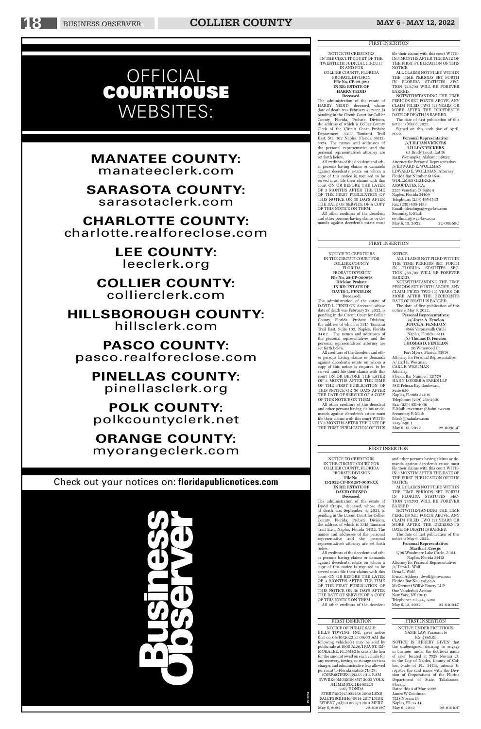# OFFICIAL COURTHOUSE WEBSITES:

**MANATEE COUNTY:** manateeclerk.com

**SARASOTA COUNTY:** sarasotaclerk.com

**CHARLOTTE COUNTY:** charlotte.realforeclose.com

**LEE COUNTY:** leeclerk.org

**COLLIER COUNTY:** collierclerk.com

**HILLSBOROUGH COUNTY:** hillsclerk.com

**PASCO COUNTY:** pasco.realforeclose.com

**PINELLAS COUNTY:** pinellasclerk.org

**POLK COUNTY:** polkcountyclerk.net

**ORANGE COUNTY:** myorangeclerk.com

Check out your notices on: **floridapublicnotices.com**

Business Observer

---

FIRST INSERTION

NOTICE TO CREDITORS
IN THE CIRCUIT COURT OF THE TWENTIETH JUDICIAL CIRCUIT IN AND FOR COLLIER COUNTY, FLORIDA
PROBATE DIVISION
**File No. CP-22-920**
**IN RE: ESTATE OF HARRY YEDID**
**Deceased.**

The administration of the estate of HARRY YEDID, deceased, whose date of death was February 2, 2022, is pending in the Circuit Court for Collier County, Florida, Probate Division, the address of which is Collier County Clerk of the Circuit Court Probate Department 3315 Tamiami Trail East, Ste. 102 Naples, Florida 34112-5324. The names and addresses of the personal representative and the personal representative's attorney are set forth below.

All creditors of the decedent and other persons having claims or demands against decedent's estate on whom a copy of this notice is required to be served must file their claims with this court ON OR BEFORE THE LATER OF 3 MONTHS AFTER THE TIME OF THE FIRST PUBLICATION OF THIS NOTICE OR 30 DAYS AFTER THE DATE OF SERVICE OF A COPY OF THIS NOTICE ON THEM.

All other creditors of the decedent and other persons having claims or demands against decedent's estate must file their claims with this court WITHIN 3 MONTHS AFTER THE DATE OF THE FIRST PUBLICATION OF THIS NOTICE.

ALL CLAIMS NOT FILED WITHIN THE TIME PERIODS SET FORTH IN FLORIDA STATUTES SECTION 733.702 WILL BE FOREVER BARRED.

NOTWITHSTANDING THE TIME PERIODS SET FORTH ABOVE, ANY CLAIM FILED TWO (2) YEARS OR MORE AFTER THE DECEDENT'S DATE OF DEATH IS BARRED.

The date of first publication of this notice is May 6, 2022.

Signed on this 28th day of April, 2022.

**Personal Representative:**
**/s/LILLIAN VICKERS**
**LILLIAN VICKERS**
63 Brody Court, Lot 16
Wetumpka, Alabama 36092

Attorney for Personal Representative:
/s/EDWARD E. WOLLMAN
EDWARD E. WOLLMAN, Attorney
Florida Bar Number 618640
WOLLMAN GEHRKE & ASSOCIATES, P.A.
2235 Venetian Ct Suite 5
Naples, Florida 34109
Telephone: (239) 435-1533
Fax: (239) 435-1433
Email: pleadings@wga-law.com
Seconday E-Mail: ewollman@wga-law.com

May 6, 13, 2022 22-00969C

---

FIRST INSERTION

NOTICE TO CREDITORS
IN THE CIRCUIT COURT FOR COLLIER COUNTY, FLORIDA
PROBATE DIVISION
**File No. 22-CP-000878**
**Division Probate**
**IN RE: ESTATE OF DAVID L. FENELON**
**Deceased.**

The administration of the estate of DAVID L. FENELON, deceased, whose date of death was February 28, 2022, is pending in the Circuit Court for Collier County, Florida, Probate Division, the address of which is 3315 Tamiami Trail East, Suite 102, Naples, Florida 34112. The names and addresses of the personal representatives and the personal representatives' attorney are set forth below.

All creditors of the decedent and other persons having claims or demands against decedent's estate on whom a copy of this notice is required to be served must file their claims with this court ON OR BEFORE THE LATER OF 3 MONTHS AFTER THE TIME OF THE FIRST PUBLICATION OF THIS NOTICE OR 30 DAYS AFTER THE DATE OF SERVICE OF A COPY OF THIS NOTICE ON THEM.

All other creditors of the decedent and other persons having claims or demands against decedent's estate must file their claims with this court WITHIN 3 MONTHS AFTER THE DATE OF THE FIRST PUBLICATION OF THIS NOTICE.

ALL CLAIMS NOT FILED WITHIN THE TIME PERIODS SET FORTH IN FLORIDA STATUTES SECTION 733.702 WILL BE FOREVER BARRED.

NOTWITHSTANDING THE TIME PERIODS SET FORTH ABOVE, ANY CLAIM FILED TWO (2) YEARS OR MORE AFTER THE DECEDENT'S DATE OF DEATH IS BARRED.

The date of first publication of this notice is May 6, 2022.

**Personal Representatives:**
**/s/ Joyce A. Fenelon**
**JOYCE A. FENELON**
8566 Veronawalk Circle
Naples, Florida 34114
**/s/ Thomas D. Fenelon**
**THOMAS D. FENELON**
20 Winewood Ct.
Fort Myers, Florida 33919

Attorney for Personal Representative:
/s/ Carl E. Westman
CARL E. WESTMAN
Attorney
Florida Bar Number: 121579
HAHN LOESER & PARKS LLP
5811 Pelican Bay Boulevard, Suite 650
Naples, Florida 34108
Telephone: (239) 254-2900
Fax: (239) 451-4036
E-Mail: cwestman@hahnlaw.com
Secondary E-Mail: lblack@hahnlaw.com
13498490.1

May 6, 13, 2022 22-00983C

---

FIRST INSERTION

NOTICE TO CREDITORS
IN THE CIRCUIT COURT FOR COLLIER COUNTY, FLORIDA
PROBATE DIVISION
**File No. 11-2022-CP-001287-0001-XX**
**IN RE: ESTATE OF DAVID CRESPO**
**Deceased.**

The administration of the estate of David Crespo, deceased, whose date of death was September 4, 2021, is pending in the Circuit Court for Collier County, Florida, Probate Division, the address of which is 3315 Tamiami Trail East, Naples, Florida 34112. The names and addresses of the personal representative and the personal representative's attorney are set forth below.

All creditors of the decedent and other persons having claims or demands against decedent's estate on whom a copy of this notice is required to be served must file their claims with this court ON OR BEFORE THE LATER OF 3 MONTHS AFTER THE TIME OF THE FIRST PUBLICATION OF THIS NOTICE OR 30 DAYS AFTER THE DATE OF SERVICE OF A COPY OF THIS NOTICE ON THEM.

All other creditors of the decedent and other persons having claims or demands against decedent's estate must file their claims with this court WITHIN 3 MONTHS AFTER THE DATE OF THE FIRST PUBLICATION OF THIS NOTICE.

ALL CLAIMS NOT FILED WITHIN THE TIME PERIODS SET FORTH IN FLORIDA STATUTES SECTION 733.702 WILL BE FOREVER BARRED.

NOTWITHSTANDING THE TIME PERIODS SET FORTH ABOVE, ANY CLAIM FILED TWO (2) YEARS OR MORE AFTER THE DECEDENT'S DATE OF DEATH IS BARRED.

The date of first publication of this notice is May 6, 2022.

**Personal Representative:**
**Martha J. Crespo**
5796 Woodmere Lake Circle, J-104
Naples, Florida 34112

Attorney for Personal Representative:
/s/ Dena L. Wolf
Dena L. Wolf
E-mail Address: dwolf@mwe.com
Florida Bar No. 0439258
McDermott Will & Emery LLP
One Vanderbilt Avenue
New York, NY 10017
Telephone: 212-547-5383

May 6, 13, 2022 22-01004C

---

FIRST INSERTION

NOTICE OF PUBLIC SALE:
BILL'S TOWING, INC. gives notice that on 06/10/2022 at 09:00 AM the following vehicles(s) may be sold by public sale at 1000 ALACHUA ST. IMMOKALEE, FL 34142 to satisfy the lien for the amount owed on each vehicle for any recovery, towing, or storage services charges and administrative fees allowed pursuant to Florida statute 713.78.

1C6RR6GT6ES339333 2014 RAM
3VWRK69M03M068517 2003 VOLK
JH2ME103XHK400223 2017 HONDA
JTHBF30G925022458 2002 LEXS
SALCP2BG1HH690944 2017 LNDR
WDBNG70J71A182373 2001 MERZ

May 6, 2022 22-01012C

---

FIRST INSERTION

NOTICE UNDER FICTITIOUS NAME LAW Pursuant to F.S. §865.09

NOTICE IS HEREBY GIVEN that the undersigned, desiring to engage in business under the fictitious name of sawf, located at 7528 Novara Ct, in the City of Naples, County of Collier, State of FL, 34114, intends to register the said name with the Division of Corporations of the Florida Department of State, Tallahassee, Florida.

Dated this 4 of May, 2022.
James W Goodman
7528 Novara Ct
Naples, FL 34114

May 6, 2022 22-01010C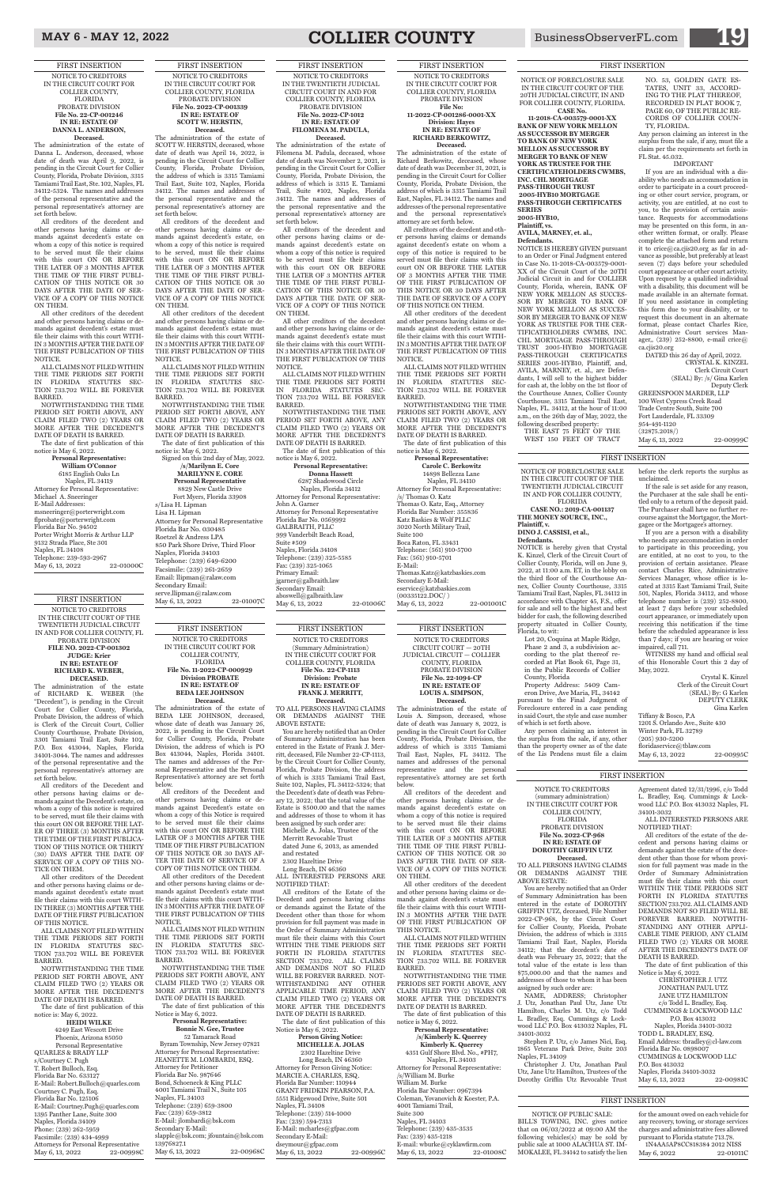FIRST INSERTION

NOTICE TO CREDITORS
IN THE CIRCUIT COURT FOR
COLLIER COUNTY,
FLORIDA
PROBATE DIVISION
**File No. 22-CP-001246**
**IN RE: ESTATE OF**
**DANNA L. ANDERSON,**
**Deceased.**

The administration of the estate of Danna L. Anderson, deceased, whose date of death was April 9, 2022, is pending in the Circuit Court for Collier County, Florida, Probate Division, 3315 Tamiami Trail East, Ste. 102, Naples, FL 34112-5324. The names and addresses of the personal representative and the personal representative's attorney are set forth below.

All creditors of the decedent and other persons having claims or demands against decedent's estate on whom a copy of this notice is required to be served must file their claims with this court ON OR BEFORE THE LATER OF 3 MONTHS AFTER THE TIME OF THE FIRST PUBLICATION OF THIS NOTICE OR 30 DAYS AFTER THE DATE OF SERVICE OF A COPY OF THIS NOTICE ON THEM.

All other creditors of the decedent and other persons having claims or demands against decedent's estate must file their claims with this court WITHIN 3 MONTHS AFTER THE DATE OF THE FIRST PUBLICATION OF THIS NOTICE.

ALL CLAIMS NOT FILED WITHIN THE TIME PERIODS SET FORTH IN FLORIDA STATUTES SECTION 733.702 WILL BE FOREVER BARRED.

NOTWITHSTANDING THE TIME PERIOD SET FORTH ABOVE, ANY CLAIM FILED TWO (2) YEARS OR MORE AFTER THE DECEDENT'S DATE OF DEATH IS BARRED.

The date of first publication of this notice is May 6, 2022.

**Personal Representative:**
**William O'Connor**
6185 English Oaks Ln
Naples, FL 34119

Attorney for Personal Representative:
Michael A. Sneeringer
E-Mail Addresses:
msneeringer@porterwright.com
flprobate@porterwright.com
Florida Bar No. 94502
Porter Wright Morris & Arthur LLP
9132 Strada Place, Ste 301
Naples, FL 34108
Telephone: 239-593-2967
May 6, 13, 2022 22-01000C

FIRST INSERTION

NOTICE TO CREDITORS
IN THE CIRCUIT COURT OF THE
TWENTIETH JUDICIAL CIRCUIT
IN AND FOR COLLIER COUNTY, FL
PROBATE DIVISION
**FILE NO. 2022-CP-001302**
**JUDGE: Krier**
**IN RE: ESTATE OF**
**RICHARD K. WEBER,**
**DECEASED.**

The administration of the estate of RICHARD K. WEBER (the "Decedent"), is pending in the Circuit Court for Collier County, Florida, Probate Division, the address of which is Clerk of the Circuit Court, Collier County Courthouse, Probate Division, 3301 Tamiami Trail East, Suite 102, P.O. Box 413044, Naples, Florida 34101-3044. The names and addresses of the personal representative and the personal representative's attorney are set forth below.

All creditors of the Decedent and other persons having claims or demands against the Decedent's estate, on whom a copy of this notice is required to be served, must file their claims with this court ON OR BEFORE THE LATER OF THREE (3) MONTHS AFTER THE DATE OF THE FIRST PUBLICATION OF THIS NOTICE OR THIRTY (30) DAYS AFTER THE DATE OF SERVICE OF A COPY OF THIS NOTICE ON THEM.

All other creditors of the Decedent and other persons having claims or demands against decedent's estate must file their claims with this court WITHIN THREE (3) MONTHS AFTER THE DATE OF THE FIRST PUBLICATION OF THIS NOTICE.

ALL CLAIMS NOT FILED WITHIN THE TIME PERIODS SET FORTH IN FLORIDA STATUTES SECTION 733.702 WILL BE FOREVER BARRED.

NOTWITHSTANDING THE TIME PERIOD SET FORTH ABOVE, ANY CLAIM FILED TWO (2) YEARS OR MORE AFTER THE DECEDENT'S DATE OF DEATH IS BARRED.

The date of first publication of this notice is: May 6, 2022.

**HEIDI WILKE**
4249 East Wescott Drive
Phoenix, Arizona 85050
Personal Representative

QUARLES & BRADY LLP
s/Courtney C. Pugh
T. Robert Bulloch, Esq.
Florida Bar No. 633127
E-Mail: Robert.Bulloch@quarles.com
Courtney C. Pugh, Esq.
Florida Bar No. 125106
E-Mail: Courtney.Pugh@quarles.com
1395 Panther Lane, Suite 300
Naples, Florida 34109
Phone: (239) 262-5959
Facsimile: (239) 434-4999
Attorneys for Personal Representative
May 6, 13, 2022 22-00998C

FIRST INSERTION

NOTICE TO CREDITORS
IN THE CIRCUIT COURT FOR
COLLIER COUNTY, FLORIDA
PROBATE DIVISION
**File No. 2022-CP-001339**
**IN RE: ESTATE OF**
**SCOTT W. HERSTIN,**
**Deceased.**

The administration of the estate of SCOTT W. HERSTIN, deceased, whose date of death was April 16, 2022, is pending in the Circuit Court for Collier County, Florida, Probate Division, the address of which is 3315 Tamiami Trail East, Suite 102, Naples, Florida 34112. The names and addresses of the personal representative and the personal representative's attorney are set forth below.

All creditors of the decedent and other persons having claims or demands against decedent's estate, on whom a copy of this notice is required to be served, must file their claims with this court ON OR BEFORE THE LATER OF 3 MONTHS AFTER THE TIME OF THE FIRST PUBLICATION OF THIS NOTICE OR 30 DAYS AFTER THE DATE OF SERVICE OF A COPY OF THIS NOTICE ON THEM.

All other creditors of the decedent and other persons having claims or demands against decedent's estate must file their claims with this court WITHIN 3 MONTHS AFTER THE DATE OF THE FIRST PUBLICATION OF THIS NOTICE.

ALL CLAIMS NOT FILED WITHIN THE TIME PERIODS SET FORTH IN FLORIDA STATUTES SECTION 733.702 WILL BE FOREVER BARRED.

NOTWITHSTANDING THE TIME PERIOD SET FORTH ABOVE, ANY CLAIM FILED TWO (2) YEARS OR MORE AFTER THE DECEDENT'S DATE OF DEATH IS BARRED.

The date of first publication of this notice is: May 6, 2022.

Signed on this 2nd day of May, 2022.

**/s/Marilynn E. Core**
**MARILYNN E. CORE**
**Personal Representative**
8829 New Castle Drive
Fort Myers, Florida 33908

s/Lisa H. Lipman
Lisa H. Lipman
Attorney for Personal Representative
Florida Bar No. 0330485
Roetzel & Andress LPA
850 Park Shore Drive, Third Floor
Naples, Florida 34103
Telephone: (239) 649-6200
Facsimile: (239) 261-2659
Email: llipman@ralaw.com
Secondary Email:
serve.llipman@ralaw.com
May 6, 13, 2022 22-01007C

FIRST INSERTION

NOTICE TO CREDITORS
IN THE CIRCUIT COURT FOR
COLLIER COUNTY,
FLORIDA
**File No. 11-2022-CP-000929**
**Division PROBATE**
**IN RE: ESTATE OF**
**BEDA LEE JOHNSON**
**Deceased.**

The administration of the estate of BEDA LEE JOHNSON, deceased, whose date of death was January 26, 2022, is pending in the Circuit Court for Collier County, Florida, Probate Division, the address of which is PO Box 413044, Naples, Florida 34101. The names and addresses of the Personal Representative and the Personal Representative's attorney are set forth below.

All creditors of the Decedent and other persons having claims or demands against Decedent's estate on whom a copy of this notice is required to be served must file their claims with this court ON OR BEFORE THE LATER OF 3 MONTHS AFTER THE TIME OF THE FIRST PUBLICATION OF THIS NOTICE OR 30 DAYS AFTER THE DATE OF SERVICE OF A COPY OF THIS NOTICE ON THEM.

All other creditors of the Decedent and other persons having claims or demands against Decedent's estate must file their claims with this court WITHIN 3 MONTHS AFTER THE DATE OF THE FIRST PUBLICATION OF THIS NOTICE.

ALL CLAIMS NOT FILED WITHIN THE TIME PERIODS SET FORTH IN FLORIDA STATUTES SECTION 733.702 WILL BE FOREVER BARRED.

NOTWITHSTANDING THE TIME PERIODS SET FORTH ABOVE, ANY CLAIM FILED TWO (2) YEARS OR MORE AFTER THE DECEDENT'S DATE OF DEATH IS BARRED.

The date of first publication of this Notice is May 6, 2022.

**Personal Representative:**
**Bonnie N. Gee, Trustee**
52 Tamarack Road
Byram Township, New Jersey 07821

Attorney for Personal Representative:
JEANETTE M. LOMBARDI, ESQ.
Attorney for Petitioner
Florida Bar No. 987646
Bond, Schoeneck & King PLLC
4001 Tamiami Trail N., Suite 105
Naples, FL 34103
Telephone: (239) 659-3800
Fax: (239) 659-3812
E-Mail: jlombardi@bsk.com
Secondary E-Mail:
slapple@bsk.com; jfountain@bsk.com
13976827.1
May 6, 13, 2022 22-00968C

FIRST INSERTION

NOTICE TO CREDITORS
IN THE TWENTIETH JUDICIAL
CIRCUIT COURT IN AND FOR
COLLIER COUNTY, FLORIDA
PROBATE DIVISION
**File No. 2022-CP-1012**
**IN RE: ESTATE OF**
**FILOMENA M. PADULA,**
**Deceased.**

The administration of the estate of Filomena M. Padula, deceased, whose date of death was November 2, 2021, is pending in the Circuit Court for Collier County, Florida, Probate Division, the address of which is 3315 E. Tamiami Trail, Suite #102, Naples, Florida 34112. The names and addresses of the personal representative and the personal representative's attorney are set forth below.

All creditors of the decedent and other persons having claims or demands against decedent's estate on whom a copy of this notice is required to be served must file their claims with this court ON OR BEFORE THE LATER OF 3 MONTHS AFTER THE TIME OF THE FIRST PUBLICATION OF THIS NOTICE OR 30 DAYS AFTER THE DATE OF SERVICE OF A COPY OF THIS NOTICE ON THEM.

All other creditors of the decedent and other persons having claims or demands against decedent's estate must file their claims with this court WITHIN 3 MONTHS AFTER THE DATE OF THE FIRST PUBLICATION OF THIS NOTICE.

ALL CLAIMS NOT FILED WITHIN THE TIME PERIODS SET FORTH IN FLORIDA STATUTES SECTION 733.702 WILL BE FOREVER BARRED.

NOTWITHSTANDING THE TIME PERIOD SET FORTH ABOVE, ANY CLAIM FILED TWO (2) YEARS OR MORE AFTER THE DECEDENT'S DATE OF DEATH IS BARRED.

The date of first publication of this notice is May 6, 2022.

**Personal Representative:**
**Donna Hassett**
6287 Shadowood Circle
Naples, Florida 34112

Attorney for Personal Representative:
John A. Garner
Attorney for Personal Representative
Florida Bar No. 0561592
GALBRAITH, PLLC
999 Vanderbilt Beach Road,
Suite #509
Naples, Florida 34108
Telephone: (239) 325-5585
Fax: (239) 325-1065
Primary Email:
jgarner@galbraith.law
Secondary Email:
ahoswell@galbraith.law
May 6, 13, 2022 22-01006C

FIRST INSERTION

NOTICE TO CREDITORS
(Summary Administration)
IN THE CIRCUIT COURT FOR
COLLIER COUNTY, FLORIDA
**File No. 22-CP-1113**
**Division: Probate**
**IN RE: ESTATE OF**
**FRANK J. MERRITT,**
**Deceased.**

TO ALL PERSONS HAVING CLAIMS OR DEMANDS AGAINST THE ABOVE ESTATE:

You are hereby notified that an Order of Summary Administration has been entered in the Estate of Frank J. Merritt, deceased, File Number 22-CP-1113, by the Circuit Court for Collier County, Florida, Probate Division, the address of which is 3315 Tamiami Trail East, Suite 102, Naples, FL 34112-5324; that the Decedent's date of death was February 12, 2022; that the total value of the Estate is $500.00 and that the names and addresses of those to whom it has been assigned by such order are:

Michelle A. Jolas, Trustee of the Merritt Revocable Trust dated June 6, 2013, as amended and restated
2302 Hazeltine Drive
Long Beach, IN 46360

ALL INTERESTED PERSONS ARE NOTIFIED THAT:

All creditors of the Estate of the Decedent and persons having claims or demands against the Estate of the Decedent other than those for whom provision for full payment was made in the Order of Summary Administration must file their claims with this Court WITHIN THE TIME PERIODS SET FORTH IN FLORIDA STATUTES SECTION 733.702. ALL CLAIMS AND DEMANDS NOT SO FILED WILL BE FOREVER BARRED. NOTWITHSTANDING ANY OTHER APPLICABLE TIME PERIOD, ANY CLAIM FILED TWO (2) YEARS OR MORE AFTER THE DECEDENT'S DATE OF DEATH IS BARRED.

The date of first publication of this Notice is May 6, 2022.

**Person Giving Notice:**
**MICHELLE A. JOLAS**
2302 Hazeltine Drive
Long Beach, IN 46360

Attorney for Person Giving Notice:
MARCIE A. CHARLES, ESQ.
Florida Bar Number: 110944
GRANT FRIDKIN PEARSON, P.A.
5551 Ridgewood Drive, Suite 501
Naples, FL 34108
Telephone: (239) 514-1000
Fax: (239) 594-7313
E-Mail: mcharles@gfpac.com
Secondary E-Mail:
dseymour@gfpac.com
May 6, 13, 2022 22-00996C

FIRST INSERTION

NOTICE TO CREDITORS
IN THE CIRCUIT COURT FOR
COLLIER COUNTY, FLORIDA
PROBATE DIVISION
**File No:**
**11-2022-CP-001286-0001-XX**
**Division: Hayes**
**IN RE: ESTATE OF**
**RICHARD BERKOWITZ,**
**Deceased.**

The administration of the estate of Richard Berkowitz, deceased, whose date of death was December 31, 2021, is pending in the Circuit Court for Collier County, Florida Probate Division, the address of which is 3315 Tamiami Trail East, Naples, FL 34112. The names and addresses of the personal representative and the personal representative's attorney are set forth below.

All creditors of the decedent and other persons having claims or demands against decedent's estate on whom a copy of this notice is required to be served must file their claims with this court ON OR BEFORE THE LATER OF 3 MONTHS AFTER THE TIME OF THE FIRST PUBLICATION OF THIS NOTICE OR 30 DAYS AFTER THE DATE OF SERVICE OF A COPY OF THIS NOTICE ON THEM.

All other creditors of the decedent and other persons having claims or demands against decedent's estate must file their claims with this court WITHIN 3 MONTHS AFTER THE DATE OF THE FIRST PUBLICATION OF THIS NOTICE.

ALL CLAIMS NOT FILED WITHIN THE TIME PERIODS SET FORTH IN FLORIDA STATUTES SECTION 733.702 WILL BE FOREVER BARRED.

NOTWITHSTANDING THE TIME PERIODS SET FORTH ABOVE, ANY CLAIM FILED TWO (2) YEARS OR MORE AFTER THE DECEDENT'S DATE OF DEATH IS BARRED.

The date of first publication of this notice is May 6, 2022.

**Personal Representative:**
**Carole C. Berkowitz**
14898 Bellezza Lane
Naples, FL 34110

Attorney for Personal Representative:
/s/ Thomas O. Katz
Thomas O. Katz, Esq., Attorney
Florida Bar Number: 355836
Katz Baskies & Wolf PLLC
3020 North Military Trail,
Suite 100
Boca Raton, FL 33431
Telephone: (561) 910-5700
Fax: (561) 910-5701
E-Mail:
Thomas.Katz@katzbaskies.com
Secondary E-Mail:
eservice@katzbaskies.com
(00335122.DOC/ )
May 6, 13, 2022 22-01001C

FIRST INSERTION

NOTICE TO CREDITORS
CIRCUIT COURT — 20TH
JUDICIAL CIRCUIT — COLLIER
COUNTY, FLORIDA
PROBATE DIVISION
**File No. 22-1094-CP**
**IN RE: ESTATE OF**
**LOUIS A. SIMPSON,**
**Deceased.**

The administration of the estate of Louis A. Simpson, deceased, whose date of death was January 8, 2022, is pending in the Circuit Court for Collier County, Florida, Probate Division, the address of which is 3315 Tamiami Trail East, Naples, FL 34112. The names and addresses of the personal representative and the personal representative's attorney are set forth below.

All creditors of the decedent and other persons having claims or demands against decedent's estate on whom a copy of this notice is required to be served must file their claims with this court ON OR BEFORE THE LATER OF 3 MONTHS AFTER THE TIME OF THE FIRST PUBLICATION OF THIS NOTICE OR 30 DAYS AFTER THE DATE OF SERVICE OF A COPY OF THIS NOTICE ON THEM.

All other creditors of the decedent and other persons having claims or demands against decedent's estate must file their claims with this court WITHIN 3 MONTHS AFTER THE DATE OF THE FIRST PUBLICATION OF THIS NOTICE.

ALL CLAIMS NOT FILED WITHIN THE TIME PERIODS SET FORTH IN FLORIDA STATUTES SECTION 733.702 WILL BE FOREVER BARRED.

NOTWITHSTANDING THE TIME PERIODS SET FORTH ABOVE, ANY CLAIM FILED TWO (2) YEARS OR MORE AFTER THE DECEDENT'S DATE OF DEATH IS BARRED.

The date of first publication of this notice is May 6, 2022.

**Personal Representative:**
**/s/Kimberly K. Querrey**
**Kimberly K. Querrey**
4351 Gulf Shore Blvd. No., #PH7,
Naples, FL 34103

Attorney for Personal Representative:
/s/William M. Burke
William M. Burke
Florida Bar Number: 0967394
Coleman, Yovanovich & Koester, P.A.
4001 Tamiami Trail,
Suite 300
Naples, FL 34103
Telephone: (239) 435-3535
Fax: (239) 435-1218
E-mail: wburke@cyklawfirm.com
May 6, 13, 2022 22-01008C

FIRST INSERTION

NOTICE OF FORECLOSURE SALE
IN THE CIRCUIT COURT OF THE
20TH JUDICIAL CIRCUIT, IN AND
FOR COLLIER COUNTY, FLORIDA.
**CASE No.**
**11-2018-CA-003579-0001-XX**
**BANK OF NEW YORK MELLON AS SUCCESSOR BY MERGER TO BANK OF NEW YORK MELLON AS SUCCESSOR BY MERGER TO BANK OF NEW YORK AS TRUSTEE FOR THE CERTIFICATEHOLDERS CWMBS, INC. CHL MORTGAGE PASS-THROUGH TRUST 2005-HYB10 MORTGAGE PASS-THROUGH CERTIFICATES SERIES 2005-HYB10,**
**Plaintiff, vs.**
**AVILA, MARNEY, et. al.,**
**Defendants.**

NOTICE IS HEREBY GIVEN pursuant to an Order or Final Judgment entered in Case No. 11-2018-CA-003579-0001-XX of the Circuit Court of the 20TH Judicial Circuit in and for COLLIER County, Florida, wherein, BANK OF NEW YORK MELLON AS SUCCESSOR BY MERGER TO BANK OF NEW YORK MELLON AS SUCCESSOR BY MERGER TO BANK OF NEW YORK AS TRUSTEE FOR THE CERTIFICATEHOLDERS CWMBS, INC. CHL MORTGAGE PASS-THROUGH TRUST 2005-HYB10 MORTGAGE PASS-THROUGH CERTIFICATES SERIES 2005-HYB10, Plaintiff, and, AVILA, MARNEY, et. al., are Defendants, I will sell to the highest bidder for cash at, the lobby on the 1st floor of the Courthouse Annex, Collier County Courthouse, 3315 Tamiami Trail East, Naples, FL. 34112, at the hour of 11:00 a.m., on the 26th day of May, 2022, the following described property:

THE EAST 75 FEET OF THE WEST 150 FEET OF TRACT NO. 53, GOLDEN GATE ESTATES, UNIT 33, ACCORDING TO THE PLAT THEREOF, RECORDED IN PLAT BOOK 7, PAGE 60, OF THE PUBLIC RECORDS OF COLLIER COUNTY, FLORIDA.

Any person claiming an interest in the surplus from the sale, if any, must file a claim per the requirements set forth in FL Stat. 45.032.

IMPORTANT

If you are an individual with a disability who needs an accommodation in order to participate in a court proceeding or other court service, program, or activity, you are entitled, at no cost to you, to the provision of certain assistance. Requests for accommodations may be presented on this form, in another written format, or orally. Please complete the attached form and return it to crice@ca.cjis20.org as far in advance as possible, but preferably at least seven (7) days before your scheduled court appearance or other court activity. Upon request by a qualified individual with a disability, this document will be made available in an alternate format. If you need assistance in completing this form due to your disability, or to request this document in an alternate format, please contact Charles Rice, Administrative Court Services Manager, (239) 252-8800, e-mail crice@ca.cjis20.org

DATED this 26 day of April, 2022.

CRYSTAL K. KINZEL
Clerk Circuit Court
(SEAL) By: /s/ Gina Karlen
Deputy Clerk

GREENSPOON MARDER, LLP
100 West Cypress Creek Road
Trade Centre South, Suite 700
Fort Lauderdale, FL 33309
954-491-1120
(32875.2018/)
May 6, 13, 2022 22-00999C

FIRST INSERTION

NOTICE OF FORECLOSURE SALE
IN THE CIRCUIT COURT OF THE
TWENTIETH JUDICIAL CIRCUIT
IN AND FOR COLLIER COUNTY,
FLORIDA
**CASE NO.: 2019-CA-001137**
**THE MONEY SOURCE, INC.,**
**Plaintiff, v.**
**DINO J. CASSISI, et al.,**
**Defendants.**

NOTICE is hereby given that Crystal K. Kinzel, Clerk of the Circuit Court of Collier County, Florida, will on June 9, 2022, at 11:00 a.m. ET, in the lobby on the third floor of the Courthouse Annex, Collier County Courthouse, 3315 Tamiami Trail East, Naples, FL 34112 in accordance with Chapter 45, F.S., offer for sale and sell to the highest and best bidder for cash, the following described property situated in Collier County, Florida, to wit:

Lot 20, Coquina at Maple Ridge, Phase 2 and 3, a subdivision according to the plat thereof recorded at Plat Book 61, Page 31, in the Public Records of Collier County, Florida

Property Address: 5409 Cameron Drive, Ave Maria, FL, 34142

pursuant to the Final Judgment of Foreclosure entered in a case pending in said Court, the style and case number of which is set forth above.

Any person claiming an interest in the surplus from the sale, if any, other than the property owner as of the date of the Lis Pendens must file a claim before the clerk reports the surplus as unclaimed.

If the sale is set aside for any reason, the Purchaser at the sale shall be entitled only to a return of the deposit paid. The Purchaser shall have no further recourse against the Mortgagor, the Mortgagee or the Mortgagee's attorney.

If you are a person with a disability who needs any accommodation in order to participate in this proceeding, you are entitled, at no cost to you, to the provision of certain assistance. Please contact Charles Rice, Administrative Services Manager, whose office is located at 3315 East Tamiami Trail, Suite 501, Naples, Florida 34112, and whose telephone number is (239) 252-8800, at least 7 days before your scheduled court appearance, or immediately upon receiving this notification if the time before the scheduled appearance is less than 7 days; if you are hearing or voice impaired, call 711.

WITNESS my hand and official seal of this Honorable Court this 2 day of May, 2022.

Crystal K. Kinzel
Clerk of the Circuit Court
(SEAL) By: G Karlen
DEPUTY CLERK
Gina Karlen

Tiffany & Bosco, P.A.
1201 S. Orlando Ave., Suite 430
Winter Park, FL 32789
(205) 930-5200
floridaservice@tblaw.com
May 6, 13, 2022 22-00995C

FIRST INSERTION

NOTICE TO CREDITORS
(summary administration)
IN THE CIRCUIT COURT FOR
COLLIER COUNTY,
FLORIDA
PROBATE DIVISION
**File No. 2022-CP-968**
**IN RE: ESTATE OF**
**DOROTHY GRIFFIN UTZ**
**Deceased.**

TO ALL PERSONS HAVING CLAIMS OR DEMANDS AGAINST THE ABOVE ESTATE:

You are hereby notified that an Order of Summary Administration has been entered in the estate of DOROTHY GRIFFIN UTZ, deceased, File Number 2022-CP-968, by the Circuit Court for Collier County, Florida, Probate Division, the address of which is 3315 Tamiami Trail East, Naples, Florida 34112; that the decedent's date of death was February 25, 2022; that the total value of the estate is less than $75,000.00 and that the names and addresses of those to whom it has been assigned by such order are:

NAME, ADDRESS; Christopher J. Utz, Jonathan Paul Utz, Jane Utz Hamilton, Charles M. Utz, c/o Todd L. Bradley, Esq. Cummings & Lockwood LLC P.O. Box 413032 Naples, FL 34101-3032

Stephen P. Utz, c/o James Nici, Esq. 1865 Veterans Park Drive, Suite 203 Naples, FL 34109

Christopher J. Utz, Jonathan Paul Utz, Jane Utz Hamilton, Trustees of the Dorothy Griffin Utz Revocable Trust Agreement dated 12/31/1996, c/o Todd L. Bradley, Esq. Cummings & Lockwood LLC P.O. Box 413032 Naples, FL 34101-3032

ALL INTERESTED PERSONS ARE NOTIFIED THAT:

All creditors of the estate of the decedent and persons having claims or demands against the estate of the decedent other than those for whom provision for full payment was made in the Order of Summary Administration must file their claims with this court WITHIN THE TIME PERIODS SET FORTH IN FLORIDA STATUTES SECTION 733.702. ALL CLAIMS AND DEMANDS NOT SO FILED WILL BE FOREVER BARRED. NOTWITHSTANDING ANY OTHER APPLICABLE TIME PERIOD, ANY CLAIM FILED TWO (2) YEARS OR MORE AFTER THE DECEDENT'S DATE OF DEATH IS BARRED.

The date of first publication of this Notice is May 6, 2022.

CHRISTOPHER J. UTZ
JONATHAN PAUL UTZ
JANE UTZ HAMILTON
c/o Todd L. Bradley, Esq.
CUMMINGS & LOCKWOOD LLC
P.O. Box 413032
Naples, Florida 34101-3032

TODD L. BRADLEY, ESQ.
Email Address: tbradley@cl-law.com
Florida Bar No. 0898007
CUMMINGS & LOCKWOOD LLC
P.O. Box 413032
Naples, Florida 34101-3032
May 6, 13, 2022 22-00981C

FIRST INSERTION

NOTICE OF PUBLIC SALE: BILL'S TOWING, INC. gives notice that on 06/03/2022 at 09:00 AM the following vehicles(s) may be sold by public sale at 1000 ALACHUA ST. IMMOKALEE, FL 34142 to satisfy the lien for the amount owed on each vehicle for any recovery, towing, or storage services charges and administrative fees allowed pursuant to Florida statute 713.78.

1N4AA5AP8CS818384 2012 NISS
May 6, 2022 22-01011C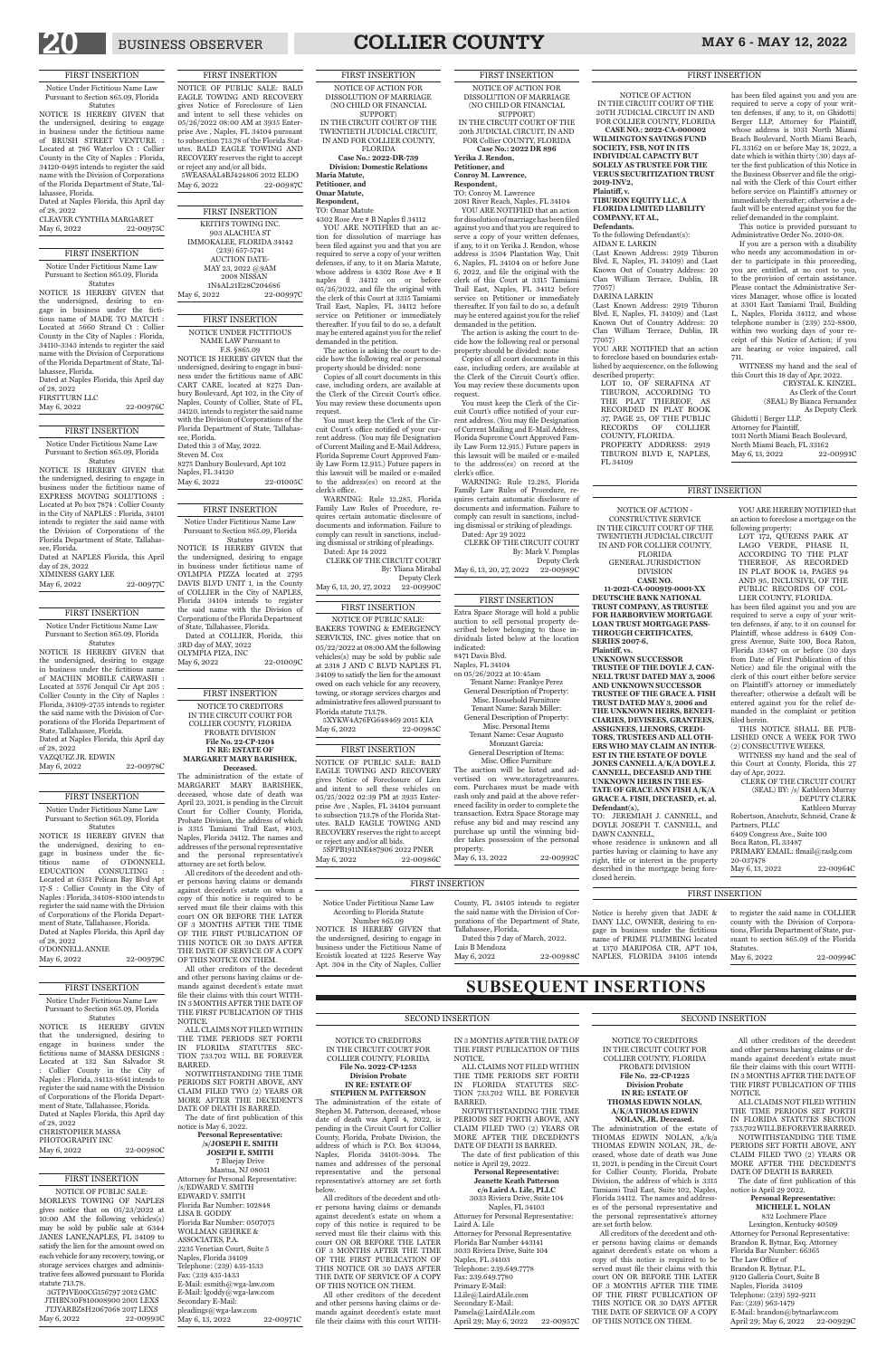## FIRST INSERTION

Notice Under Fictitious Name Law Pursuant to Section 865.09, Florida Statutes

NOTICE IS HEREBY GIVEN that the undersigned, desiring to engage in business under the fictitious name of BRUSH STREET VENTURE : Located at 786 Waterloo Ct : Collier County in the City of Naples : Florida, 34120-0495 intends to register the said name with the Division of Corporations of the Florida Department of State, Tallahassee, Florida.

Dated at Naples Florida, this April day of 28, 2022

CLEAVER CYNTHIA MARGARET

May 6, 2022 22-00975C

## FIRST INSERTION

Notice Under Fictitious Name Law Pursuant to Section 865.09, Florida Statutes

NOTICE IS HEREBY GIVEN that the undersigned, desiring to engage in business under the fictitious name of MADE TO MATCH : Located at 5660 Strand Ct : Collier County in the City of Naples : Florida, 34110-3343 intends to register the said name with the Division of Corporations of the Florida Department of State, Tallahassee, Florida.

Dated at Naples Florida, this April day of 28, 2022

FIRSTTURN LLC

May 6, 2022 22-00976C

## FIRST INSERTION

Notice Under Fictitious Name Law Pursuant to Section 865.09, Florida Statutes

NOTICE IS HEREBY GIVEN that the undersigned, desiring to engage in business under the fictitious name of EXPRESS MOVING SOLUTIONS : Located at Po box 7874 : Collier County in the City of NAPLES : Florida, 34101 intends to register the said name with the Division of Corporations of the Florida Department of State, Tallahassee, Florida.

Dated at NAPLES Florida, this April day of 28, 2022

XIMINESS GARY LEE

May 6, 2022 22-00977C

## FIRST INSERTION

Notice Under Fictitious Name Law Pursuant to Section 865.09, Florida Statutes

NOTICE IS HEREBY GIVEN that the undersigned, desiring to engage in business under the fictitious name of MACHIN MOBILE CARWASH : Located at 5576 Jonquil Cir Apt 205 : Collier County in the City of Naples : Florida, 34109-2735 intends to register the said name with the Division of Corporations of the Florida Department of State, Tallahassee, Florida.

Dated at Naples Florida, this April day of 28, 2022

VAZQUEZ JR. EDWIN

May 6, 2022 22-00978C

## FIRST INSERTION

Notice Under Fictitious Name Law Pursuant to Section 865.09, Florida Statutes

NOTICE IS HEREBY GIVEN that the undersigned, desiring to engage in business under the fictitious name of O'DONNELL EDUCATION CONSULTING : Located at 6351 Pelican Bay Blvd Apt 17-S : Collier County in the City of Naples : Florida, 34108-8100 intends to register the said name with the Division of Corporations of the Florida Department of State, Tallahassee, Florida.

Dated at Naples Florida, this April day of 28, 2022

O'DONNELL ANNIE

May 6, 2022 22-00979C

## FIRST INSERTION

Notice Under Fictitious Name Law Pursuant to Section 865.09, Florida Statutes

NOTICE IS HEREBY GIVEN that the undersigned, desiring to engage in business under the fictitious name of MASSA DESIGNS : Located at 132 San Salvador St : Collier County in the City of Naples : Florida, 34113-8641 intends to register the said name with the Division of Corporations of the Florida Department of State, Tallahassee, Florida.

Dated at Naples Florida, this April day of 28, 2022

CHRISTOPHER MASSA PHOTOGRAPHY INC

May 6, 2022 22-00980C

## FIRST INSERTION

NOTICE OF PUBLIC SALE: MORLEYS TOWING OF NAPLES gives notice that on 05/23/2022 at 10:00 AM the following vehicles(s) may be sold by public sale at 6344 JANES LANE,NAPLES, FL 34109 to satisfy the lien for the amount owed on each vehicle for any recovery, towing, or storage services charges and administrative fees allowed pursuant to Florida statute 713.78.

3GTP1VE00CG156797 2012 GMC
JTHBN30F810008900 2001 LEXS
JTJYARBZ8H2067068 2017 LEXS

May 6, 2022 22-00993C

## FIRST INSERTION

NOTICE OF PUBLIC SALE: BALD EAGLE TOWING AND RECOVERY gives Notice of Foreclosure of Lien and intent to sell these vehicles on 05/26/2022 08:00 AM at 3935 Enterprise Ave , Naples, FL 34104 pursuant to subsection 713.78 of the Florida Statutes. BALD EAGLE TOWING AND RECOVERY reserves the right to accept or reject any and/or all bids.

5WEASAAL4BJ424806 2012 ELDO

May 6, 2022 22-00987C

## FIRST INSERTION

KEITH'S TOWING INC.
903 ALACHUA ST
IMMOKALEE, FLORIDA 34142
(239) 657-5741
AUCTION DATE-
MAY 23, 2022 @9AM
2008 NISSAN
1N4AL21E28C204686

May 6, 2022 22-00997C

## FIRST INSERTION

NOTICE UNDER FICTITIOUS NAME LAW Pursuant to F.S. §865.09

NOTICE IS HEREBY GIVEN that the undersigned, desiring to engage in business under the fictitious name of ABC CART CARE, located at 8275 Danbury Boulevard, Apt 102, in the City of Naples, County of Collier, State of FL, 34120, intends to register the said name with the Division of Corporations of the Florida Department of State, Tallahassee, Florida.

Dated this 3 of May, 2022.

Steven M. Cox
8275 Danbury Boulevard, Apt 102
Naples, FL 34120

May 6, 2022 22-01005C

## FIRST INSERTION

Notice Under Fictitious Name Law Pursuant to Section 865.09, Florida Statutes

NOTICE IS HEREBY GIVEN that the undersigned, desiring to engage in business under fictitious name of OYLMPIA PIZZA located at 2795 DAVIS BLVD UNIT 1, in the County of COLLIER in the City of NAPLES, Florida 34104 intends to register the said name with the Division of Corporations of the Florida Department of State, Tallahassee, Florida.

Dated at COLLIER, Florida, this 3RD day of MAY, 2022

OLYMPIA PIZA, INC

May 6, 2022 22-01009C

## FIRST INSERTION

NOTICE TO CREDITORS
IN THE CIRCUIT COURT FOR COLLIER COUNTY, FLORIDA
PROBATE DIVISION
File No. 22-CP-1204
IN RE: ESTATE OF MARGARET MARY BARISHEK, Deceased.

The administration of the estate of MARGARET MARY BARISHEK, deceased, whose date of death was April 23, 2021, is pending in the Circuit Court for Collier County, Florida, Probate Division, the address of which is 3315 Tamiami Trail East, #103, Naples, Florida 34112. The names and addresses of the personal representative and the personal representative's attorney are set forth below.

All creditors of the decedent and other persons having claims or demands against decedent's estate on whom a copy of this notice is required to be served must file their claims with this court ON OR BEFORE THE LATER OF 3 MONTHS AFTER THE TIME OF THE FIRST PUBLICATION OF THIS NOTICE OR 30 DAYS AFTER THE DATE OF SERVICE OF A COPY OF THIS NOTICE ON THEM.

All other creditors of the decedent and other persons having claims or demands against decedent's estate must file their claims with this court WITHIN 3 MONTHS AFTER THE DATE OF THE FIRST PUBLICATION OF THIS NOTICE.

ALL CLAIMS NOT FILED WITHIN THE TIME PERIODS SET FORTH IN FLORIDA STATUTES SECTION 733.702 WILL BE FOREVER BARRED.

NOTWITHSTANDING THE TIME PERIODS SET FORTH ABOVE, ANY CLAIM FILED TWO (2) YEARS OR MORE AFTER THE DECEDENT'S DATE OF DEATH IS BARRED.

The date of first publication of this notice is May 6, 2022.

**Personal Representative:**
**/s/JOSEPH E. SMITH**
**JOSEPH E. SMITH**
7 Bluejay Drive
Mantua, NJ 08051

Attorney for Personal Representative:
/s/EDWARD V. SMITH
EDWARD V. SMITH
Florida Bar Number: 102848
LISA B. GODDY
Florida Bar Number: 0507075
WOLLMAN GEHRKE & ASSOCIATES, P.A.
2235 Venetian Court, Suite 5
Naples, Florida 34109
Telephone: (239) 435-1533
Fax: (239) 435-1433
E-Mail: esmith@wga-law.com
E-Mail: lgoddy@wga-law.com
Secondary E-Mail:
pleadings@wga-law.com

May 6, 13, 2022 22-00971C

## FIRST INSERTION

NOTICE OF ACTION FOR DISSOLUTION OF MARRIAGE (NO CHILD OR FINANCIAL SUPPORT)
IN THE CIRCUIT COURT OF THE TWENTIETH JUDICIAL CIRCUIT, IN AND FOR COLLIER COUNTY, FLORIDA
Case No.: 2022-DR-739
Division: Domestic Relations
Maria Matute,
Petitioner, and
Omar Matute,
Respondent.

TO: Omar Matute
4302 Rose Ave # B Naples fl 34112

YOU ARE NOTIFIED that an action for dissolution of marriage has been filed against you and that you are required to serve a copy of your written defenses, if any, to it on Maria Matute, whose address is 4302 Rose Ave # B naples fl 34112 on or before 05/26/2022, and file the original with the clerk of this Court at 3315 Tamiami Trail East, Naples, FL 34112 before service on Petitioner or immediately thereafter. If you fail to do so, a default may be entered against you for the relief demanded in the petition.

The action is asking the court to decide how the following real or personal property should be divided: none

Copies of all court documents in this case, including orders, are available at the Clerk of the Circuit Court's office. You may review these documents upon request.

You must keep the Clerk of the Circuit Court's office notified of your current address. (You may file Designation of Current Mailing and E-Mail Address, Florida Supreme Court Approved Family Law Form 12.915.) Future papers in this lawsuit will be mailed or e-mailed to the address(es) on record at the clerk's office.

WARNING: Rule 12.285, Florida Family Law Rules of Procedure, requires certain automatic disclosure of documents and information. Failure to comply can result in sanctions, including dismissal or striking of pleadings.

Dated: Apr 14 2022

CLERK OF THE CIRCUIT COURT
By: Yliana Mirabal
Deputy Clerk

May 6, 13, 20, 27, 2022 22-00990C

## FIRST INSERTION

NOTICE OF PUBLIC SALE: BAKERS TOWING & EMERGENCY SERVICES, INC. gives notice that on 05/22/2022 at 08:00 AM the following vehicles(s) may be sold by public sale at 2318 J AND C BLVD NAPLES FL 34109 to satisfy the lien for the amount owed on each vehicle for any recovery, towing, or storage services charges and administrative fees allowed pursuant to Florida statute 713.78.

5XYKW4A76FG648469 2015 KIA

May 6, 2022 22-00985C

## FIRST INSERTION

NOTICE OF PUBLIC SALE: BALD EAGLE TOWING AND RECOVERY gives Notice of Foreclosure of Lien and intent to sell these vehicles on 05/25/2022 02:39 PM at 3935 Enterprise Ave , Naples, FL 34104 pursuant to subsection 713.78 of the Florida Statutes. BALD EAGLE TOWING AND RECOVERY reserves the right to accept or reject any and/or all bids.

5SFPB1911NE487906 2022 PNER

May 6, 2022 22-00986C

## FIRST INSERTION

NOTICE OF ACTION FOR DISSOLUTION OF MARRIAGE (NO CHILD OR FINANCIAL SUPPORT)
IN THE CIRCUIT COURT OF THE 20th JUDICIAL CIRCUIT, IN AND FOR Collier COUNTY, FLORIDA
Case No.: 2022 DR 896
Yerika J. Rendon,
Petitioner, and
Conroy M. Lawrence,
Respondent,

TO: Conroy M. Lawrence
2081 River Reach, Naples, FL 34104

YOU ARE NOTIFIED that an action for dissolution of marriage has been filed against you and that you are required to serve a copy of your written defenses, if any, to it on Yerika J. Rendon, whose address is 3504 Plantation Way, Unit 6, Naples, FL 34104 on or before June 6, 2022, and file the original with the clerk of this Court at 3315 Tamiami Trail East, Naples, FL 34112 before service on Petitioner or immediately thereafter. If you fail to do so, a default may be entered against you for the relief demanded in the petition.

The action is asking the court to decide how the following real or personal property should be divided: none

Copies of all court documents in this case, including orders, are available at the Clerk of the Circuit Court's office. You may review these documents upon request.

You must keep the Clerk of the Circuit Court's office notified of your current address. (You may file Designation of Current Mailing and E-Mail Address, Florida Supreme Court Approved Family Law Form 12.915.) Future papers in this lawsuit will be mailed or e-mailed to the address(es) on record at the clerk's office.

WARNING: Rule 12.285, Florida Family Law Rules of Procedure, requires certain automatic disclosure of documents and information. Failure to comply can result in sanctions, including dismissal or striking of pleadings.

Dated: Apr 29 2022

CLERK OF THE CIRCUIT COURT
By: Mark V. Pomplas
Deputy Clerk

May 6, 13, 20, 27, 2022 22-00989C

## FIRST INSERTION

Extra Space Storage will hold a public auction to sell personal property described below belonging to those individuals listed below at the location indicated:

8471 Davis Blvd.
Naples, FL 34104
on 05/26/2022 at 10:45am

Tenant Name: Frankye Perez
General Description of Property:
Misc. Household Furniture
Tenant Name: Sarah Miller:
General Description of Property:
Misc. Personal Items
Tenant Name: Cesar Augusto Monzant Garcia:
General Description of Items:
Misc. Office Furniture

The auction will be listed and advertised on www.storagetreasures.com. Purchases must be made with cash only and paid at the above referenced facility in order to complete the transaction. Extra Space Storage may refuse any bid and may rescind any purchase up until the winning bidder takes possession of the personal property.

May 6, 13, 2022 22-00992C

## FIRST INSERTION

NOTICE OF ACTION
IN THE CIRCUIT COURT OF THE 20TH JUDICIAL CIRCUIT IN AND FOR COLLIER COUNTY, FLORIDA
CASE NO.: 2022-CA-000002
WILMINGTON SAVINGS FUND SOCIETY, FSB, NOT IN ITS INDIVIDUAL CAPACITY BUT SOLELY AS TRUSTEE FOR THE VERUS SECURITIZATION TRUST 2019-INV2,
Plaintiff, v.
TIBURON EQUITY LLC, A FLORIDA LIMITED LIABILITY COMPANY, ET AL,
Defendants.

To the following Defendant(s):
AIDAN E. LARKIN
(Last Known Address: 2919 Tiburon Blvd. E, Naples, FL 34109) and (Last Known Out of Country Address: 20 Clan William Terrace, Dublin, IR 77057)
DARINA LARKIN
(Last Known Address: 2919 Tiburon Blvd. E, Naples, FL 34109) and (Last Known Out of Country Address: 20 Clan William Terrace, Dublin, IR 77057)

YOU ARE NOTIFIED that an action to foreclose based on boundaries established by acquiescence, on the following described property:

LOT 10, OF SERAFINA AT TIBURON, ACCORDING TO THE PLAT THEREOF, AS RECORDED IN PLAT BOOK 37, PAGE 25, OF THE PUBLIC RECORDS OF COLLIER COUNTY, FLORIDA.
PROPERTY ADDRESS: 2919 TIBURON BLVD E, NAPLES, FL 34109

has been filed against you and you are required to serve a copy of your written defenses, if any, to it, on Ghidotti Berger LLP, Attorney for Plaintiff, whose address is 1031 North Miami Beach Boulevard, North Miami Beach, FL 33162 on or before May 18, 2022, a date which is within thirty (30) days after the first publication of this Notice in the Business Observer and file the original with the Clerk of this Court either before service on Plaintiff's attorney or immediately thereafter; otherwise a default will be entered against you for the relief demanded in the complaint.

This notice is provided pursuant to Administrative Order No. 2010-08.

If you are a person with a disability who needs any accommodation in order to participate in this proceeding, you are entitled, at no cost to you, to the provision of certain assistance. Please contact the Administrative Services Manager, whose office is located at 3301 East Tamiami Trail, Building L, Naples, Florida 34112, and whose telephone number is (239) 252-8800, within two working days of your receipt of this Notice of Action; if you are hearing or voice impaired, call 711.

WITNESS my hand and the seal of this Court this 18 day of Apr, 2022.

CRYSTAL K. KINZEL
As Clerk of the Court
(SEAL) By Bianca Fernandez
As Deputy Clerk

Ghidotti | Berger LLP,
Attorney for Plaintiff,
1031 North Miami Beach Boulevard,
North Miami Beach, FL 33162

May 6, 13, 2022 22-00991C

## FIRST INSERTION

NOTICE OF ACTION - CONSTRUCTIVE SERVICE
IN THE CIRCUIT COURT OF THE TWENTIETH JUDICIAL CIRCUIT IN AND FOR COLLIER COUNTY, FLORIDA
GENERAL JURISDICTION DIVISION
CASE NO. 11-2021-CA-000919-0001-XX
DEUTSCHE BANK NATIONAL TRUST COMPANY, AS TRUSTEE FOR HARBORVIEW MORTGAGE LOAN TRUST MORTGAGE PASS-THROUGH CERTIFICATES, SERIES 2007-6,
Plaintiff, vs.
UNKNOWN SUCCESSOR TRUSTEE OF THE DOYLE J. CANNELL TRUST DATED MAY 3, 2006 AND UNKNOWN SUCCESSOR TRUSTEE OF THE GRACE A. FISH TRUST DATED MAY 3, 2006 and THE UNKNOWN HEIRS, BENEFICIARIES, DEVISEES, GRANTEES, ASSIGNEES, LIENORS, CREDITORS, TRUSTEES AND ALL OTHERS WHO MAY CLAIM AN INTEREST IN THE ESTATE OF DOYLE JONES CANNELL A/K/A DOYLE J. CANNELL, DECEASED AND THE UNKNOWN HEIRS IN THE ESTATE OF GRACE ANN FISH A/K/A GRACE A. FISH, DECEASED, et. al.
Defendant(s),

TO: JEREMIAH J. CANNELL, and DOYLE JOSEPH T. CANNELL, and DAWN CANNELL,

whose residence is unknown and all parties having or claiming to have any right, title or interest in the property described in the mortgage being foreclosed herein.

YOU ARE HEREBY NOTIFIED that an action to foreclose a mortgage on the following property:

LOT 172, QUEENS PARK AT LAGO VERDE, PHASE II, ACCORDING TO THE PLAT THEREOF, AS RECORDED IN PLAT BOOK 14, PAGES 94 AND 95, INCLUSIVE, OF THE PUBLIC RECORDS OF COLLIER COUNTY, FLORIDA.

has been filed against you and you are required to serve a copy of your written defenses, if any, to it on counsel for Plaintiff, whose address is 6409 Congress Avenue, Suite 100, Boca Raton, Florida 33487 on or before (30 days from Date of First Publication of this Notice) and file the original with the clerk of this court either before service on Plaintiff's attorney or immediately thereafter; otherwise a default will be entered against you for the relief demanded in the complaint or petition filed herein.

THIS NOTICE SHALL BE PUBLISHED ONCE A WEEK FOR TWO (2) CONSECUTIVE WEEKS.

WITNESS my hand and the seal of this Court at County, Florida, this 27 day of Apr, 2022.

CLERK OF THE CIRCUIT COURT
(SEAL) BY: /s/ Kathleen Murray
DEPUTY CLERK
Kathleen Murray

Robertson, Anschutz, Schneid, Crane & Partners, PLLC
6409 Congress Ave., Suite 100
Boca Raton, FL 33487
PRIMARY EMAIL: flmail@raslg.com
20-037478

May 6, 13, 2022 22-00964C

## FIRST INSERTION

Notice Under Fictitious Name Law According to Florida Statute Number 865.09

NOTICE IS HEREBY GIVEN that the undersigned, desiring to engage in business under the Fictitious Name of Ecoistik located at 1225 Reserve Way Apt. 304 in the City of Naples, Collier County, FL 34105 intends to register the said name with the Division of Corporations of the Department of State, Tallahassee, Florida.

Dated this 7 day of March, 2022.

Luis B Mendoza

May 6, 2022 22-00988C

## FIRST INSERTION

Notice is hereby given that JADE & DANY LLC, OWNER, desiring to engage in business under the fictitious name of PRIME PLUMBING located at 1370 MARIPOSA CIR, APT 104, NAPLES, FLORIDA 34105 intends to register the said name in COLLIER county with the Division of Corporations, Florida Department of State, pursuant to section 865.09 of the Florida Statutes.

May 6, 2022 22-00994C

# SUBSEQUENT INSERTIONS

## SECOND INSERTION

NOTICE TO CREDITORS
IN THE CIRCUIT COURT FOR COLLIER COUNTY, FLORIDA
File No. 2022-CP-1253
Division Probate
IN RE: ESTATE OF STEPHEN M. PATTERSON

The administration of the estate of Stephen M. Patterson, deceased, whose date of death was April 4, 2022, is pending in the Circuit Court for Collier County, Florida, Probate Division, the address of which is P.O. Box 413044, Naples, Florida 34101-3044. The names and addresses of the personal representative and the personal representative's attorney are set forth below.

All creditors of the decedent and other persons having claims or demands against decedent's estate on whom a copy of this notice is required to be served must file their claims with this court ON OR BEFORE THE LATER OF 3 MONTHS AFTER THE TIME OF THE FIRST PUBLICATION OF THIS NOTICE OR 30 DAYS AFTER THE DATE OF SERVICE OF A COPY OF THIS NOTICE ON THEM.

All other creditors of the decedent and other persons having claims or demands against decedent's estate must file their claims with this court WITHIN 3 MONTHS AFTER THE DATE OF THE FIRST PUBLICATION OF THIS NOTICE.

ALL CLAIMS NOT FILED WITHIN THE TIME PERIODS SET FORTH IN FLORIDA STATUTES SECTION 733.702 WILL BE FOREVER BARRED.

NOTWITHSTANDING THE TIME PERIODS SET FORTH ABOVE, ANY CLAIM FILED TWO (2) YEARS OR MORE AFTER THE DECEDENT'S DATE OF DEATH IS BARRED.

The date of first publication of this notice is April 29, 2022.

**Personal Representative:**
**Jeanette Keath Patterson**
**c/o Laird A. Lile, PLLC**
3033 Riviera Drive, Suite 104
Naples, FL 34103

Attorney for Personal Representative:
Laird A. Lile
Attorney for Personal Representative
Florida Bar Number 443141
3033 Riviera Drive, Suite 104
Naples, FL 34103
Telephone: 239.649.7778
Fax: 239.649.7780
Primary E-Mail:
LLile@LairdALile.com
Secondary E-Mail:
Pamela@LairdALile.com

April 29; May 6, 2022 22-00957C

## SECOND INSERTION

NOTICE TO CREDITORS
IN THE CIRCUIT COURT FOR COLLIER COUNTY, FLORIDA
PROBATE DIVISION
File No. 22-CP-1225
Division Probate
IN RE: ESTATE OF THOMAS EDWIN NOLAN, A/K/A THOMAS EDWIN NOLAN, JR. Deceased.

The administration of the estate of THOMAS EDWIN NOLAN, a/k/a THOMAS EDWIN NOLAN, JR., deceased, whose date of death was June 11, 2021, is pending in the Circuit Court for Collier County, Florida, Probate Division, the address of which is 3315 Tamiami Trail East, Suite 102, Naples, Florida 34112. The names and addresses of the personal representative and the personal representative's attorney are set forth below.

All creditors of the decedent and other persons having claims or demands against decedent's estate on whom a copy of this notice is required to be served must file their claims with this court ON OR BEFORE THE LATER OF 3 MONTHS AFTER THE TIME OF THE FIRST PUBLICATION OF THIS NOTICE OR 30 DAYS AFTER THE DATE OF SERVICE OF A COPY OF THIS NOTICE ON THEM.

All other creditors of the decedent and other persons having claims or demands against decedent's estate must file their claims with this court WITHIN 3 MONTHS AFTER THE DATE OF THE FIRST PUBLICATION OF THIS NOTICE.

ALL CLAIMS NOT FILED WITHIN THE TIME PERIODS SET FORTH IN FLORIDA STATUTES SECTION 733.702 WILL BE FOREVER BARRED.

NOTWITHSTANDING THE TIME PERIODS SET FORTH ABOVE, ANY CLAIM FILED TWO (2) YEARS OR MORE AFTER THE DECEDENT'S DATE OF DEATH IS BARRED.

The date of first publication of this notice is April 29, 2022.

**Personal Representative:**
**MICHELE L. NOLAN**
832 Lochmere Place
Lexington, Kentucky 40509

Attorney for Personal Representative:
Brandon R. Bytnar, Esq. Attorney
Florida Bar Number: 66365
The Law Office of
Brandon R. Bytnar, P.L.
9120 Galleria Court, Suite B
Naples, Florida 34109
Telephone: (239) 592-9211
Fax: (239) 963-1479
E-Mail: brandon@bytnarlaw.com

April 29; May 6, 2022 22-00929C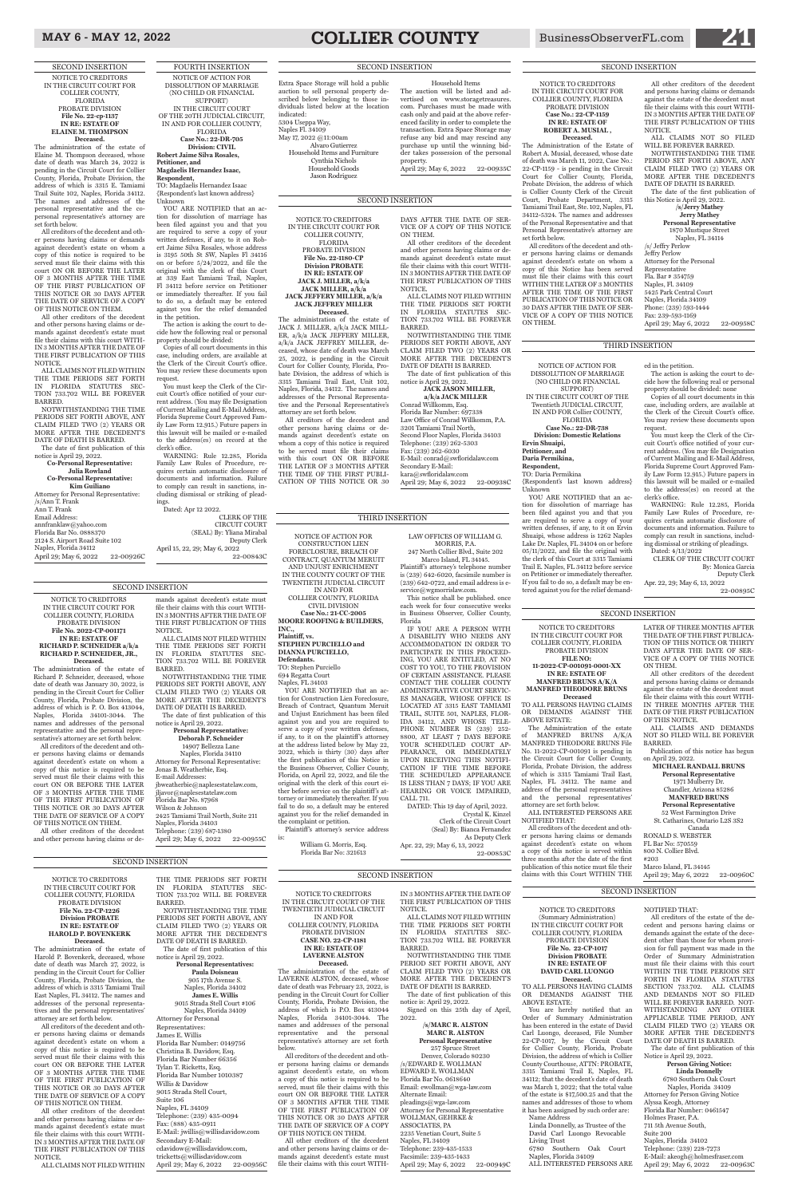SECOND INSERTION

NOTICE TO CREDITORS
IN THE CIRCUIT COURT FOR
COLLIER COUNTY,
FLORIDA
PROBATE DIVISION
**File No. 2022-CP-1137**
**IN RE: ESTATE OF**
**ELAINE M. THOMPSON**
**Deceased.**

The administration of the estate of Elaine M. Thompson deceased, whose date of death was March 24, 2022 is pending in the Circuit Court for Collier County, Florida, Probate Division, the address of which is 3315 E. Tamiami Trail Suite 102, Naples, Florida 34112. The names and addresses of the personal representative and the co-personal representative's attorney are set forth below.

All creditors of the decedent and other persons having claims or demands against decedent's estate on whom a copy of this notice is required to be served must file their claims with this court ON OR BEFORE THE LATER OF 3 MONTHS AFTER THE TIME OF THE FIRST PUBLICATION OF THIS NOTICE OR 30 DAYS AFTER THE DATE OF SERVICE OF A COPY OF THIS NOTICE ON THEM.

All other creditors of the decedent and other persons having claims or demands against decedent's estate must file their claims with this court WITHIN 3 MONTHS AFTER THE DATE OF THE FIRST PUBLICATION OF THIS NOTICE.

ALL CLAIMS NOT FILED WITHIN THE TIME PERIODS SET FORTH IN FLORIDA STATUTES SECTION 733.702 WILL BE FOREVER BARRED.

NOTWITHSTANDING THE TIME PERIODS SET FORTH ABOVE, ANY CLAIM FILED TWO (2) YEARS OR MORE AFTER THE DECEDENT'S DATE OF DEATH IS BARRED.

The date of first publication of this notice is April 29, 2022.

**Co-Personal Representative:**
**Julia Rowland**
**Co-Personal Representative:**
**Kim Guiliano**
Attorney for Personal Representative:
/s/Ann T. Frank
Ann T. Frank
Email Address:
annfranklaw@yahoo.com
Florida Bar No. 0888370
2124 S. Airport Road Suite 102
Naples, Florida 34112
April 29; May 6, 2022 22-00926C

FOURTH INSERTION

NOTICE OF ACTION FOR
DISSOLUTION OF MARRIAGE
(NO CHILD OR FINANCIAL
SUPPORT)
IN THE CIRCUIT COURT
OF THE 20TH JUDICIAL CIRCUIT,
IN AND FOR COLLIER COUNTY,
FLORIDA
**Case No.: 22-DR-705**
**Division: CIVIL**
**Robert Jaime Silva Rosales,**
**Petitioner, and**
**Magdaelis Hernandez Isaac,**
**Respondent.**
TO: Magdaelis Hernandez Isaac
{Respondent's last known address}
Unknown

YOU ARE NOTIFIED that an action for dissolution of marriage has been filed against you and that you are required to serve a copy of your written defenses, if any, to it on Robert Jaime Silva Rosales, whose address is 3195 50th St SW, Naples Fl 34116 on or before 5/24/2022, and file the original with the clerk of this Court at 339 East Tamiami Trail, Naples, Fl 34112 before service on Petitioner or immediately thereafter. If you fail to do so, a default may be entered against you for the relief demanded in the petition.

The action is asking the court to decide how the following real or personal property should be divided:

Copies of all court documents in this case, including orders, are available at the Clerk of the Circuit Court's office. You may review these documents upon request.

You must keep the Clerk of the Circuit Court's office notified of your current address. (You may file Designation of Current Mailing and E-Mail Address, Florida Supreme Court Approved Family Law Form 12.915.) Future papers in this lawsuit will be mailed or e-mailed to the address(es) on record at the clerk's office.

WARNING: Rule 12.285, Florida Family Law Rules of Procedure, requires certain automatic disclosure of documents and information. Failure to comply can result in sanctions, including dismissal or striking of pleadings.

Dated: Apr 12 2022.

CLERK OF THE
CIRCUIT COURT
(SEAL) By: Yliana Mirabal
Deputy Clerk
April 15, 22, 29; May 6, 2022
22-00843C

SECOND INSERTION

Extra Space Storage will hold a public auction to sell personal property described below belonging to those individuals listed below at the location indicated:
5304 Useppa Way,
Naples Fl. 34109
May 17, 2022 @11:00am
Alvaro Gutierrez
Household Items and Furniture
Cynthia Nichols
Household Goods
Jason Rodriguez
Household Items

The auction will be listed and advertised on www.storagetreasures.com. Purchases must be made with cash only and paid at the above referenced facility in order to complete the transaction. Extra Space Storage may refuse any bid and may rescind any purchase up until the winning bidder takes possession of the personal property.
April 29; May 6, 2022 22-00935C

SECOND INSERTION

NOTICE TO CREDITORS
IN THE CIRCUIT COURT FOR
COLLIER COUNTY,
FLORIDA
PROBATE DIVISION
**File No. 22-1180-CP**
**Division PROBATE**
**IN RE: ESTATE OF**
**JACK J. MILLER, a/k/a**
**JACK MILLER, a/k/a**
**JACK JEFFERY MILLER, a/k/a**
**JACK JEFFREY MILLER**
**Deceased.**

The administration of the estate of JACK J. MILLER, a/k/a JACK MILLER, a/k/a JACK JEFFERY MILLER, a/k/a JACK JEFFREY MILLER, deceased, whose date of death was March 25, 2022, is pending in the Circuit Court for Collier County, Florida, Probate Division, the address of which is 3315 Tamiami Trail East, Unit 102, Naples, Florida, 34112. The names and addresses of the Personal Representative and the Personal Representative's attorney are set forth below.

All creditors of the decedent and other persons having claims or demands against decedent's estate on whom a copy of this notice is required to be served must file their claims with this court ON OR BEFORE THE LATER OF 3 MONTHS AFTER THE TIME OF THE FIRST PUBLICATION OF THIS NOTICE OR 30 DAYS AFTER THE DATE OF SERVICE OF A COPY OF THIS NOTICE ON THEM.

All other creditors of the decedent and other persons having claims or demands against decedent's estate must file their claims with this court WITHIN 3 MONTHS AFTER THE DATE OF THE FIRST PUBLICATION OF THIS NOTICE.

ALL CLAIMS NOT FILED WITHIN THE TIME PERIODS SET FORTH IN FLORIDA STATUTES SECTION 733.702 WILL BE FOREVER BARRED.

NOTWITHSTANDING THE TIME PERIODS SET FORTH ABOVE, ANY CLAIM FILED TWO (2) YEARS OR MORE AFTER THE DECEDENT'S DATE OF DEATH IS BARRED.

The date of first publication of this notice is April 29, 2022.

**JACK JASON MILLER,**
**a/k/a JACK MILLER**
Conrad Willkomm, Esq.
Florida Bar Number: 697338
Law Office of Conrad Willkomm, P.A.
3201 Tamiami Trail North,
Second Floor Naples, Florida 34103
Telephone: (239) 262-5303
Fax: (239) 262-0630
E-Mail: conrad@swfloridalaw.com
Secondary E-Mail:
kara@swfloridalaw.com
April 29; May 6, 2022 22-00938C

SECOND INSERTION

NOTICE TO CREDITORS
IN THE CIRCUIT COURT FOR
COLLIER COUNTY, FLORIDA
PROBATE DIVISION
**Case No.: 22-CP-1159**
**IN RE: ESTATE OF**
**ROBERT A. MUSIAL ,**
**Deceased.**

The Administration of the Estate of Robert A. Musial, deceased, whose date of death was March 11, 2022, Case No.: 22-CP-1159 - is pending in the Circuit Court for Collier County, Florida, Probate Division, the address of which is Collier County Clerk of the Circuit Court, Probate Department, 3315 Tamiami Trail East, Ste. 102, Naples, FL 34112-5324. The names and addresses of the Personal Representative and that Personal Representative's attorney are set forth below.

All creditors of the decedent and other persons having claims or demands against decedent's estate on whom a copy of this Notice has been served must file their claims with this court WITHIN THE LATER OF 3 MONTHS AFTER THE TIME OF THE FIRST PUBLICATION OF THIS NOTICE OR 30 DAYS AFTER THE DATE OF SERVICE OF A COPY OF THIS NOTICE ON THEM.

All other creditors of the decedent and persons having claims or demands against the estate of the decedent must file their claims with this court WITHIN 3 MONTHS AFTER THE DATE OF THE FIRST PUBLICATION OF THIS NOTICE.

ALL CLAIMS NOT SO FILED WILL BE FOREVER BARRED.

NOTWITHSTANDING THE TIME PERIOD SET FORTH ABOVE, ANY CLAIM FILED TWO (2) YEARS OR MORE AFTER THE DECEDENT'S DATE OF DEATH IS BARRED.

The date of the first publication of this Notice is April 29, 2022.

**/s/Jerry Mathey**
**Jerry Mathey**
**Personal Representative**
1870 Mustique Street
Naples, FL 34114
/s/ Jeffry Perlow
Jeffry Perlow
Attorney for the Personal
Representative
Fla. Bar # 354759
Naples, FL 34109
5425 Park Central Court
Naples, Florida 34109
Phone: (239) 593-1444
Fax: 239-593-1169
April 29; May 6, 2022 22-00958C

THIRD INSERTION

NOTICE OF ACTION FOR
DISSOLUTION OF MARRIAGE
(NO CHILD OR FINANCIAL
SUPPORT)
IN THE CIRCUIT COURT OF THE
Twentieth JUDICIAL CIRCUIT,
IN AND FOR COLLIER COUNTY,
FLORIDA
**Case No.: 2022-DR-738**
**Division: Domestic Relations**
**Ervin Shuaipi,**
**Petitioner, and**
**Daria Permikina,**
**Respondent.**
TO: Daria Permikina
{Respondent's last known address}
Unknown

YOU ARE NOTIFIED that an action for dissolution of marriage has been filed against you and that you are required to serve a copy of your written defenses, if any, to it on Ervin Shuaipi, whose address is 1262 Naples Lake Dr. Naples, FL 34104 on or before 05/11/2022, and file the original with the clerk of this Court at 3315 Tamiami Trail E. Naples, FL 34112 before service on Petitioner or immediately thereafter. If you fail to do so, a default may be entered against you for the relief demanded in the petition.

The action is asking the court to decide how the following real or personal property should be divided: none

Copies of all court documents in this case, including orders, are available at the Clerk of the Circuit Court's office. You may review these documents upon request.

You must keep the Clerk of the Circuit Court's office notified of your current address. (You may file Designation of Current Mailing and E-Mail Address, Florida Supreme Court Approved Family Law Form 12.915.) Future papers in this lawsuit will be mailed or e-mailed to the address(es) on record at the clerk's office.

WARNING: Rule 12.285, Florida Family Law Rules of Procedure, requires certain automatic disclosure of documents and information. Failure to comply can result in sanctions, including dismissal or striking of pleadings.

Dated: 4/13/2022

CLERK OF THE CIRCUIT COURT
By: Monica Garcia
Deputy Clerk
Apr. 22, 29; May 6, 13, 2022
22-00895C

SECOND INSERTION

NOTICE TO CREDITORS
IN THE CIRCUIT COURT FOR
COLLIER COUNTY, FLORIDA
PROBATE DIVISION
**File No. 2022-CP-001171**
**IN RE: ESTATE OF**
**RICHARD P. SCHNEIDER a/k/a**
**RICHARD P. SCHNEIDER, JR.,**
**Deceased.**

The administration of the estate of Richard P. Schneider, deceased, whose date of death was January 30, 2022, is pending in the Circuit Court for Collier County, Florida, Probate Division, the address of which is P. O. Box 413044, Naples, Florida 34101-3044. The names and addresses of the personal representative and the personal representative's attorney are set forth below.

All creditors of the decedent and other persons having claims or demands against decedent's estate on whom a copy of this notice is required to be served must file their claims with this court ON OR BEFORE THE LATER OF 3 MONTHS AFTER THE TIME OF THE FIRST PUBLICATION OF THIS NOTICE OR 30 DAYS AFTER THE DATE OF SERVICE OF A COPY OF THIS NOTICE ON THEM.

All other creditors of the decedent and other persons having claims or demands against decedent's estate must file their claims with this court WITHIN 3 MONTHS AFTER THE DATE OF THE FIRST PUBLICATION OF THIS NOTICE.

ALL CLAIMS NOT FILED WITHIN THE TIME PERIODS SET FORTH IN FLORIDA STATUTES SECTION 733.702 WILL BE FOREVER BARRED.

NOTWITHSTANDING THE TIME PERIODS SET FORTH ABOVE, ANY CLAIM FILED TWO (2) YEARS OR MORE AFTER THE DECEDENT'S DATE OF DEATH IS BARRED.

The date of first publication of this notice is April 29, 2022.

**Personal Representative:**
**Deborah P. Schneider**
14907 Bellezza Lane
Naples, Florida 34110
Attorney for Personal Representative:
Jonas B. Weatherbie, Esq.
E-mail Addresses:
jbweatherbie@naplesestatelaw.com,
jljavor@naplesestatelaw.com
Florida Bar No. 87968
Wilson & Johnson
2425 Tamiami Trail North, Suite 211
Naples, Florida 34103
Telephone: (239) 687-1380
April 29; May 6, 2022 22-00955C

THIRD INSERTION

NOTICE OF ACTION FOR
CONSTRUCTION LIEN
FORECLOSURE, BREACH OF
CONTRACT, QUANTUM MERUIT
AND UNJUST ENRICHMENT
IN THE COUNTY COURT OF THE
TWENTIETH JUDICIAL CIRCUIT
IN AND FOR
COLLIER COUNTY, FLORIDA
CIVIL DIVISION
**Case No.: 21-CC-2005**
**MOORE ROOFING & BUILDERS,**
**INC.,**
**Plaintiff, vs.**
**STEPHEN PURCIELLO and**
**DIANNA PURCIELLO,**
**Defendants.**
TO: Stephen Purciello
694 Regatta Court
Naples, FL 34103

YOU ARE NOTIFIED that an action for Construction Lien Foreclosure, Breach of Contract, Quantum Meruit and Unjust Enrichment has been filed against you and you are required to serve a copy of your written defenses, if any, to it on the plaintiff's attorney at the address listed below by May 22, 2022, which is thirty (30) days after the first publication of this Notice in the Business Observer, Collier County, Florida, on April 22, 2022, and file the original with the clerk of this court either before service on the plaintiff's attorney or immediately thereafter. If you fail to do so, a default may be entered against you for the relief demanded in the complaint or petition.

Plaintiff's attorney's service address is:

William G. Morris, Esq.
Florida Bar No: 321613
LAW OFFICES OF WILLIAM G.
MORRIS, P.A.
247 North Collier Blvd., Suite 202
Marco Island, FL 34145.

Plaintiff's attorney's telephone number is (239) 642-6020, facsimile number is (239) 642-0722, and email address is e-service@wgmorrislaw.com.

This notice shall be published once each week for four consecutive weeks in Business Observer, Collier County, Florida

IF YOU ARE A PERSON WITH A DISABILITY WHO NEEDS ANY ACCOMMODATION IN ORDER TO PARTICIPATE IN THIS PROCEEDING, YOU ARE ENTITLED, AT NO COST TO YOU, TO THE PROVISION OF CERTAIN ASSISTANCE. PLEASE CONTACT THE COLLIER COUNTY ADMINISTRATIVE COURT SERVICES MANAGER, WHOSE OFFICE IS LOCATED AT 3315 EAST TAMIAMI TRAIL, SUITE 501, NAPLES, FLORIDA 34112, AND WHOSE TELEPHONE NUMBER IS (239) 252-8800, AT LEAST 7 DAYS BEFORE YOUR SCHEDULED COURT APPEARANCE, OR IMMEDIATELY UPON RECEIVING THIS NOTIFICATION IF THE TIME BEFORE THE SCHEDULED APPEARANCE IS LESS THAN 7 DAYS; IF YOU ARE HEARING OR VOICE IMPAIRED, CALL 711.

DATED: This 19 day of April, 2022.

Crystal K. Kinzel
Clerk of the Circuit Court
(Seal) By: Bianca Fernandez
As Deputy Clerk
Apr. 22, 29; May 6, 13, 2022
22-00853C

SECOND INSERTION

NOTICE TO CREDITORS
IN THE CIRCUIT COURT FOR
COLLIER COUNTY, FLORIDA
PROBATE DIVISION
**FILE NO:**
**11-2022-CP-001091-0001-XX**
**IN RE: ESTATE OF**
**MANFRED BRUNS A/K/A**
**MANFRED THEODORE BRUNS**
**Deceased**

TO ALL PERSONS HAVING CLAIMS OR DEMANDS AGAINST THE ABOVE ESTATE:

The Administration of the estate of MANFRED BRUNS A/K/A MANFRED THEODORE BRUNS File No. 11-2022-CP-001091 is pending in the Circuit Court for Collier County, Florida, Probate Division, the address of which is 3315 Tamiami Trail East, Naples, FL 34112. The name and address of the personal representatives and the personal representatives' attorney are set forth below.

ALL INTERESTED PERSONS ARE NOTIFIED THAT:

All creditors of the decedent and other persons having claims or demands against decedent's estate on whom a copy of this notice is served within three months after the date of the first publication of this notice must file their claims with this Court WITHIN THE LATER OF THREE MONTHS AFTER THE DATE OF THE FIRST PUBLICATION OF THIS NOTICE OR THIRTY DAYS AFTER THE DATE OF SERVICE OF A COPY OF THIS NOTICE ON THEM.

All other creditors of the decedent and persons having claims or demands against the estate of the decedent must file their claims with this court WITHIN THREE MONTHS AFTER THE DATE OF THE FIRST PUBLICATION OF THIS NOTICE.

ALL CLAIMS AND DEMANDS NOT SO FILED WILL BE FOREVER BARRED.

Publication of this notice has begun on April 29, 2022.

**MICHAEL RANDALL BRUNS**
**Personal Representative**
1971 Mulberry Dr.
Chandler, Arizona 85286
**MANFRED BRUNS**
**Personal Representative**
52 West Farmington Drive
St. Catharines, Ontario L2S 3S2
Canada
RONALD S. WEBSTER
FL Bar No: 570559
800 N. Collier Blvd.
#203
Marco Island, FL 34145
April 29; May 6, 2022 22-00960C

SECOND INSERTION

NOTICE TO CREDITORS
IN THE CIRCUIT COURT FOR
COLLIER COUNTY, FLORIDA
PROBATE DIVISION
**File No. 22-CP-1226**
**Division PROBATE**
**IN RE: ESTATE OF**
**HAROLD P. BOVENKERK**
**Deceased.**

The administration of the estate of Harold P. Bovenkerk, deceased, whose date of death was March 27, 2022, is pending in the Circuit Court for Collier County, Florida, Probate Division, the address of which is 3315 Tamiami Trail East Naples, FL 34112. The names and addresses of the personal representatives and the personal representatives' attorney are set forth below.

All creditors of the decedent and other persons having claims or demands against decedent's estate on whom a copy of this notice is required to be served must file their claims with this court ON OR BEFORE THE LATER OF 3 MONTHS AFTER THE TIME OF THE FIRST PUBLICATION OF THIS NOTICE OR 30 DAYS AFTER THE DATE OF SERVICE OF A COPY OF THIS NOTICE ON THEM.

All other creditors of the decedent and other persons having claims or demands against decedent's estate must file their claims with this court WITHIN 3 MONTHS AFTER THE DATE OF THE FIRST PUBLICATION OF THIS NOTICE.

ALL CLAIMS NOT FILED WITHIN THE TIME PERIODS SET FORTH IN FLORIDA STATUTES SECTION 733.702 WILL BE FOREVER BARRED.

NOTWITHSTANDING THE TIME PERIODS SET FORTH ABOVE, ANY CLAIM FILED TWO (2) YEARS OR MORE AFTER THE DECEDENT'S DATE OF DEATH IS BARRED.

The date of first publication of this notice is April 29, 2022.

**Personal Representatives:**
**Paula Doiseau**
905 17th Avenue S.
Naples, Florida 34102
**James E. Willis**
9015 Strada Stell Court #106
Naples, Florida 34109
Attorney for Personal
Representatives:
James E. Willis
Florida Bar Number: 0149756
Christina B. Davidow, Esq.
Florida Bar Number 66356
Tylan T. Ricketts, Esq.
Florida Bar Number 1010387
Willis & Davidow
9015 Strada Stell Court,
Suite 106
Naples, FL 34109
Telephone: (239) 435-0094
Fax: (888) 435-0911
E-Mail: jwillis@willisdavidow.com
Secondary E-Mail:
cdavidow@willisdavidow.com,
tricketts@willisdavidow.com
April 29; May 6, 2022 22-00956C

SECOND INSERTION

NOTICE TO CREDITORS
IN THE CIRCUIT COURT OF THE
TWENTIETH JUDICIAL CIRCUIT
IN AND FOR
COLLIER COUNTY, FLORIDA
PROBATE DIVISION
**CASE NO. 22-CP-1181**
**IN RE: ESTATE OF**
**LAVERNE ALSTON**
**Deceased.**

The administration of the estate of LAVERNE ALSTON, deceased, whose date of death was February 23, 2022, is pending in the Circuit Court for Collier County, Florida, Probate Division, the address of which is P.O. Box 413044 Naples, Florida 34101-3044. The names and addresses of the personal representative and the personal representative's attorney are set forth below.

All creditors of the decedent and other persons having claims or demands against decedent's estate, on whom a copy of this notice is required to be served, must file their claims with this court ON OR BEFORE THE LATER OF 3 MONTHS AFTER THE TIME OF THE FIRST PUBLICATION OF THIS NOTICE OR 30 DAYS AFTER THE DATE OF SERVICE OF A COPY OF THIS NOTICE ON THEM.

All other creditors of the decedent and other persons having claims or demands against decedent's estate must file their claims with this court WITHIN 3 MONTHS AFTER THE DATE OF THE FIRST PUBLICATION OF THIS NOTICE.

ALL CLAIMS NOT FILED WITHIN THE TIME PERIODS SET FORTH IN FLORIDA STATUTES SECTION 733.702 WILL BE FOREVER BARRED.

NOTWITHSTANDING THE TIME PERIOD SET FORTH ABOVE, ANY CLAIM FILED TWO (2) YEARS OR MORE AFTER THE DECEDENT'S DATE OF DEATH IS BARRED.

The date of first publication of this notice is: April 29, 2022.

Signed on this 25th day of April, 2022.

**/s/MARC R. ALSTON**
**MARC R. ALSTON**
**Personal Representative**
257 Spruce Street
Denver, Colorado 80230
/s/EDWARD E. WOLLMAN
EDWARD E. WOLLMAN
Florida Bar No. 0618640
Email: ewollman@wga-law.com
Alternate Email:
pleadings@wga-law.com
Attorney for Personal Representative
WOLLMAN, GEHRKE &
ASSOCIATES, PA
2235 Venetian Court, Suite 5
Naples, FL 34109
Telephone: 239-435-1533
Facsimile: 239-435-1433
April 29; May 6, 2022 22-00949C

SECOND INSERTION

NOTICE TO CREDITORS
(Summary Administration)
IN THE CIRCUIT COURT FOR
COLLIER COUNTY, FLORIDA
PROBATE DIVISION
**File No. 22-CP-1017**
**Division PROBATE**
**IN RE: ESTATE OF**
**DAVID CARL LUONGO**
**Deceased.**

TO ALL PERSONS HAVING CLAIMS OR DEMANDS AGAINST THE ABOVE ESTATE:

You are hereby notified that an Order of Summary Administration has been entered in the estate of David Carl Luongo, deceased, File Number 22-CP-1017, by the Circuit Court for Collier County, Florida, Probate Division, the address of which is Collier County Courthouse, ATTN: PROBATE, 3315 Tamiami Trail E, Naples, FL 34112; that the decedent's date of death was March 1, 2022; that the total value of the estate is $17,500.25 and that the names and addresses of those to whom it has been assigned by such order are:

Name Address
Linda Donnelly, as Trustee of the David Carl Luongo Revocable Living Trust
6780 Southern Oak Court Naples, Florida 34109

ALL INTERESTED PERSONS ARE NOTIFIED THAT:

All creditors of the estate of the decedent and persons having claims or demands against the estate of the decedent other than those for whom provision for full payment was made in the Order of Summary Administration must file their claims with this court WITHIN THE TIME PERIODS SET FORTH IN FLORIDA STATUTES SECTION 733.702. ALL CLAIMS AND DEMANDS NOT SO FILED WILL BE FOREVER BARRED. NOTWITHSTANDING ANY OTHER APPLICABLE TIME PERIOD, ANY CLAIM FILED TWO (2) YEARS OR MORE AFTER THE DECEDENT'S DATE OF DEATH IS BARRED.

The date of first publication of this Notice is April 29, 2022.

**Person Giving Notice:**
**Linda Donnelly**
6780 Southern Oak Court
Naples, Florida 34109
Attorney for Person Giving Notice
Alyssa Keogh, Attorney
Florida Bar Number: 0461547
Holmes Fraser, P.A.
711 5th Avenue South,
Suite 200
Naples, Florida 34102
Telephone: (239) 228-7273
E-Mail: akeogh@holmesfraser.com
April 29; May 6, 2022 22-00963C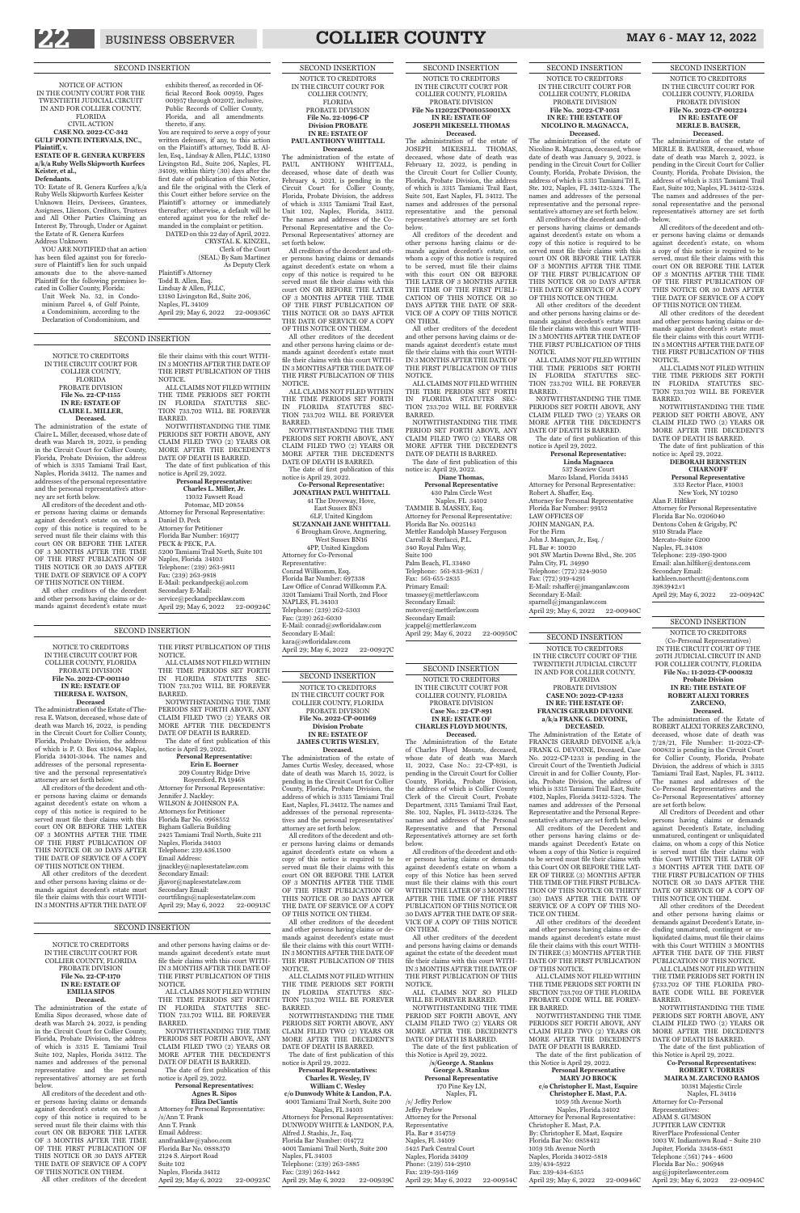SECOND INSERTION

NOTICE OF ACTION
IN THE COUNTY COURT FOR THE TWENTIETH JUDICIAL CIRCUIT IN AND FOR COLLIER COUNTY, FLORIDA
CIVIL ACTION
**CASE NO. 2022-CC-342**
**GULF POINTE INTERVALS, INC., Plaintiff, v.**
**ESTATE OF R. GENERA KURFEES a/k/a Ruby Wells Skipworth Kurfees Keister, et al., Defendants.**

TO: Estate of R. Genera Kurfees a/k/a Ruby Wells Skipworth Kurfees Keister Unknown Heirs, Devisees, Grantees, Assignees, Llienors, Creditors, Trustees and All Other Parties Claiming an Interest By, Through, Under or Against the Estate of R. Genera Kurfees
Address Unknown

YOU ARE NOTIFIED that an action has been filed against you for foreclosure of Plaintiff's lien for such unpaid amounts due to the above-named Plaintiff for the following premises located in Collier County, Florida:

Unit Week No. 52, in Condominium Parcel 4, of Gulf Pointe, a Condominium, according to the Declaration of Condominium, and exhibits thereof, as recorded in Official Record Book 00959, Pages 001957 through 002017, inclusive, Public Records of Collier County, Florida, and all amendments thereto, if any.

You are required to serve a copy of your written defenses, if any, to this action on the Plaintiff's attorney, Todd B. Allen, Esq., Lindsay & Allen, PLLC, 13180 Livingston Rd., Suite 206, Naples, FL 34109, within thirty (30) days after the first date of publication of this Notice, and file the original with the Clerk of this Court either before service on the Plaintiff's attorney or immediately thereafter; otherwise, a default will be entered against you for the relief demanded in the complaint or petition.

DATED on this 22 day of April, 2022.
CRYSTAL K. KINZEL,
Clerk of the Court
(SEAL) By Sam Martinez
As Deputy Clerk

Plaintiff's Attorney
Todd B. Allen, Esq.
Lindsay & Allen, PLLC,
13180 Livingston Rd., Suite 206,
Naples, FL 34109
April 29; May 6, 2022 22-00936C

SECOND INSERTION

NOTICE TO CREDITORS
IN THE CIRCUIT COURT FOR COLLIER COUNTY, FLORIDA
PROBATE DIVISION
**File No. 22-CP-1155**
**IN RE: ESTATE OF CLAIRE L. MILLER, Deceased.**

The administration of the estate of Claire L. Miller, deceased, whose date of death was March 18, 2022, is pending in the Circuit Court for Collier County, Florida, Probate Division, the address of which is 3315 Tamiami Trail East, Naples, Florida 34112. The names and addresses of the personal representative and the personal representative's attorney are set forth below.

All creditors of the decedent and other persons having claims or demands against decedent's estate on whom a copy of this notice is required to be served must file their claims with this court ON OR BEFORE THE LATER OF 3 MONTHS AFTER THE TIME OF THE FIRST PUBLICATION OF THIS NOTICE OR 30 DAYS AFTER THE DATE OF SERVICE OF A COPY OF THIS NOTICE ON THEM.

All other creditors of the decedent and other persons having claims or demands against decedent's estate must file their claims with this court WITHIN 3 MONTHS AFTER THE DATE OF THE FIRST PUBLICATION OF THIS NOTICE.

ALL CLAIMS NOT FILED WITHIN THE TIME PERIODS SET FORTH IN FLORIDA STATUTES SECTION 733.702 WILL BE FOREVER BARRED.

NOTWITHSTANDING THE TIME PERIODS SET FORTH ABOVE, ANY CLAIM FILED TWO (2) YEARS OR MORE AFTER THE DECEDENT'S DATE OF DEATH IS BARRED.

The date of first publication of this notice is April 29, 2022.

**Personal Representative:**
**Charles L. Miller, Jr.**
11032 Fawsett Road
Potomac, MD 20854

Attorney for Personal Representative:
Daniel D. Peck
Attorney for Petitioner
Florida Bar Number: 169177
PECK & PECK, P.A.
5200 Tamiami Trail North, Suite 101
Naples, Florida 34103
Telephone: (239) 263-9811
Fax: (239) 263-9818
E-Mail: peckandpeck@aol.com
Secondary E-Mail:
service@peckandpecklaw.com
April 29; May 6, 2022 22-00924C

SECOND INSERTION

NOTICE TO CREDITORS
IN THE CIRCUIT COURT FOR COLLIER COUNTY, FLORIDA
PROBATE DIVISION
**File No. 2022-CP-001140**
**IN RE: ESTATE OF THERESA E. WATSON, Deceased**

The administration of the Estate of Theresa E. Watson, deceased, whose date of death was March 16, 2022, is pending in the Circuit Court for Collier County, Florida, Probate Division, the address of which is P. O. Box 413044, Naples, Florida 34101-3044. The names and addresses of the personal representative and the personal representative's attorney are set forth below.

All creditors of the decedent and other persons having claims or demands against decedent's estate on whom a copy of this notice is required to be served must file their claims with this court ON OR BEFORE THE LATER OF 3 MONTHS AFTER THE TIME OF THE FIRST PUBLICATION OF THIS NOTICE OR 30 DAYS AFTER THE DATE OF SERVICE OF A COPY OF THIS NOTICE ON THEM.

All other creditors of the decedent and other persons having claims or demands against decedent's estate must file their claims with this court WITHIN 3 MONTHS AFTER THE DATE OF THE FIRST PUBLICATION OF THIS NOTICE.

ALL CLAIMS NOT FILED WITHIN THE TIME PERIODS SET FORTH IN FLORIDA STATUTES SECTION 733.702 WILL BE FOREVER BARRED.

NOTWITHSTANDING THE TIME PERIODS SET FORTH ABOVE, ANY CLAIM FILED TWO (2) YEARS OR MORE AFTER THE DECEDENT'S DATE OF DEATH IS BARRED.

The date of first publication of this notice is April 29, 2022.

**Personal Representative:**
**Erin E. Boerner**
209 Country Ridge Drive
Roversford, PA 19468

Attorney for Personal Representative:
Jennifer J. Nackley:
WILSON & JOHNSON P.A.
Attorneys for Petitioner
Florida Bar No. 0968552
Bigham Galleria Building
2425 Tamiami Trail North, Suite 211
Naples, Florida 34103
Telephone: 239.436.1500
Email Address:
jjnackley@naplesestatelaw.com
Secondary Email:
jljavor@naplesestatelaw.com
Secondary Email:
courtfilings@naplesestatelaw.com
April 29; May 6, 2022 22-00913C

SECOND INSERTION

NOTICE TO CREDITORS
IN THE CIRCUIT COURT FOR COLLIER COUNTY, FLORIDA
PROBATE DIVISION
**File No. 22-CP-1170**
**IN RE: ESTATE OF EMILIA SIPOS Deceased.**

The administration of the estate of Emilia Sipos deceased, whose date of death was March 24, 2022, is pending in the Circuit Court for Collier County, Florida, Probate Division, the address of which is 3315 E. Tamiami Trail Suite 102, Naples, Florida 34112. The names and addresses of the personal representative and the personal representatives' attorney are set forth below.

All creditors of the decedent and other persons having claims or demands against decedent's estate on whom a copy of this notice is required to be served must file their claims with this court ON OR BEFORE THE LATER OF 3 MONTHS AFTER THE TIME OF THE FIRST PUBLICATION OF THIS NOTICE OR 30 DAYS AFTER THE DATE OF SERVICE OF A COPY OF THIS NOTICE ON THEM.

All other creditors of the decedent and other persons having claims or demands against decedent's estate must file their claims with this court WITHIN 3 MONTHS AFTER THE DATE OF THE FIRST PUBLICATION OF THIS NOTICE.

ALL CLAIMS NOT FILED WITHIN THE TIME PERIODS SET FORTH IN FLORIDA STATUTES SECTION 733.702 WILL BE FOREVER BARRED.

NOTWITHSTANDING THE TIME PERIODS SET FORTH ABOVE, ANY CLAIM FILED TWO (2) YEARS OR MORE AFTER THE DECEDENT'S DATE OF DEATH IS BARRED.

The date of first publication of this notice is April 29, 2022.

**Personal Representatives:**
**Agnes R. Sipos**
**Eliza DeCiantis**

Attorney for Personal Representative:
/s/Ann T. Frank
Ann T. Frank
Email Address:
annfranklaw@yahoo.com
Florida Bar No. 0888370
2124 S. Airport Road
Suite 102
Naples, Florida 34112
April 29; May 6, 2022 22-00925C

SECOND INSERTION

NOTICE TO CREDITORS
IN THE CIRCUIT COURT FOR COLLIER COUNTY, FLORIDA
PROBATE DIVISION
**File No. 22-1096-CP**
**Division PROBATE**
**IN RE: ESTATE OF PAUL ANTHONY WHITTALL Deceased.**

The administration of the estate of PAUL ANTHONY WHITTALL, deceased, whose date of death was February 4, 2021, is pending in the Circuit Court for Collier County, Florida, Probate Division, the address of which is 3315 Tamiami Trail East, Unit 102, Naples, Florida, 34112. The names and addresses of the Co-Personal Representative and the Co-Personal Representatives' attorney are set forth below.

All creditors of the decedent and other persons having claims or demands against decedent's estate on whom a copy of this notice is required to be served must file their claims with this court ON OR BEFORE THE LATER OF 3 MONTHS AFTER THE TIME OF THE FIRST PUBLICATION OF THIS NOTICE OR 30 DAYS AFTER THE DATE OF SERVICE OF A COPY OF THIS NOTICE ON THEM.

All other creditors of the decedent and other persons having claims or demands against decedent's estate must file their claims with this court WITHIN 3 MONTHS AFTER THE DATE OF THE FIRST PUBLICATION OF THIS NOTICE.

ALL CLAIMS NOT FILED WITHIN THE TIME PERIODS SET FORTH IN FLORIDA STATUTES SECTION 733.702 WILL BE FOREVER BARRED.

NOTWITHSTANDING THE TIME PERIODS SET FORTH ABOVE, ANY CLAIM FILED TWO (2) YEARS OR MORE AFTER THE DECEDENT'S DATE OF DEATH IS BARRED.

The date of first publication of this notice is April 29, 2022.

**Co-Personal Representative:**
**JONATHAN PAUL WHITTALL**
41 The Droveway, Hove,
East Sussex BN3
6LF, United Kingdom
**SUZANNAH JANE WHITTALL**
6 Brougham Grove, Angmering,
West Sussex BN16
4PP, United Kingdom

Attorney for Co-Personal Representative:
Conrad Willkomm, Esq.
Florida Bar Number: 697338
Law Office of Conrad Willkomm P.A.
3201 Tamiami Trail North, 2nd Floor
NAPLES, FL 34103
Telephone: (239) 262-5303
Fax: (239) 262-6030
E-Mail: conrad@swfloridalaw.com
Secondary E-Mail:
kara@swfloridalaw.com
April 29; May 6, 2022 22-00927C

SECOND INSERTION

NOTICE TO CREDITORS
IN THE CIRCUIT COURT FOR COLLIER COUNTY, FLORIDA
PROBATE DIVISION
**File No. 2022-CP-001169**
**Division Probate**
**IN RE: ESTATE OF JAMES CURTIS WESLEY, Deceased.**

The administration of the estate of James Curtis Wesley, deceased, whose date of death was March 15, 2022, is pending in the Circuit Court for Collier County, Florida, Probate Division, the address of which is 3315 Tamiami Trail East, Naples, FL 34112. The names and addresses of the personal representatives and the personal representatives' attorney are set forth below.

All creditors of the decedent and other persons having claims or demands against decedent's estate on whom a copy of this notice is required to be served must file their claims with this court ON OR BEFORE THE LATER OF 3 MONTHS AFTER THE TIME OF THE FIRST PUBLICATION OF THIS NOTICE OR 30 DAYS AFTER THE DATE OF SERVICE OF A COPY OF THIS NOTICE ON THEM.

All other creditors of the decedent and other persons having claims or demands against decedent's estate must file their claims with this court WITHIN 3 MONTHS AFTER THE DATE OF THE FIRST PUBLICATION OF THIS NOTICE.

ALL CLAIMS NOT FILED WITHIN THE TIME PERIODS SET FORTH IN FLORIDA STATUTES SECTION 733.702 WILL BE FOREVER BARRED.

NOTWITHSTANDING THE TIME PERIODS SET FORTH ABOVE, ANY CLAIM FILED TWO (2) YEARS OR MORE AFTER THE DECEDENT'S DATE OF DEATH IS BARRED.

The date of first publication of this notice is April 29, 2022.

**Personal Representatives:**
**Charles R. Wesley, IV**
**William C. Wesley**
**c/o Dunwody White & Landon, P.A.**
4001 Tamiami Trail North, Suite 200
Naples, FL 34103

Attorneys for Personal Representatives:
DUNWODY WHITE & LANDON, P.A.
Alfred J. Stashis, Jr., Esq.
Florida Bar Number: 014772
4001 Tamiami Trail North, Suite 200
Naples, FL 34103
Telephone: (239) 263-5885
Fax: (239) 262-1442
April 29; May 6, 2022 22-00939C

SECOND INSERTION

NOTICE TO CREDITORS
IN THE CIRCUIT COURT FOR COLLIER COUNTY, FLORIDA
PROBATE DIVISION
**File No 112022CP0010550001XX**
**IN RE: ESTATE OF JOSEPH MIKESELL THOMAS Deceased.**

The administration of the estate of JOSEPH MIKESELL THOMAS, deceased, whose date of death was February 12, 2022, is pending in the Circuit Court for Collier County, Florida, Probate Division, the address of which is 3315 Tamiami Trail East, Suite 501, East Naples, FL 34112. The names and addresses of the personal representative and the personal representative's attorney are set forth below.

All creditors of the decedent and other persons having claims or demands against decedent's estate, on whom a copy of this notice is required to be served, must file their claims with this court ON OR BEFORE THE LATER OF 3 MONTHS AFTER THE TIME OF THE FIRST PUBLICATION OF THIS NOTICE OR 30 DAYS AFTER THE DATE OF SERVICE OF A COPY OF THIS NOTICE ON THEM.

All other creditors of the decedent and other persons having claims or demands against decedent's estate must file their claims with this court WITHIN 3 MONTHS AFTER THE DATE OF THE FIRST PUBLICATION OF THIS NOTICE.

ALL CLAIMS NOT FILED WITHIN THE TIME PERIODS SET FORTH IN FLORIDA STATUTES SECTION 733.702 WILL BE FOREVER BARRED.

NOTWITHSTANDING THE TIME PERIOD SET FORTH ABOVE, ANY CLAIM FILED TWO (2) YEARS OR MORE AFTER THE DECEDENT'S DATE OF DEATH IS BARRED.

The date of first publication of this notice is: April 29, 2022.

**Diane Thomas,**
**Personal Representative**
430 Palm Circle West
Naples, FL 34102

TAMMIE B. MASSEY, Esq.
Attorney for Personal Representative:
Florida Bar No. 0025143
Mettler Randolph Massey Ferguson Carroll & Sterlacci, P.L.
340 Royal Palm Way,
Suite 100
Palm Beach, FL 33480
Telephone: 561-833-9631 /
Fax: 561-655-2835
Primary Email:
tmassey@mettlerlaw.com
Secondary Email:
mstover@mettlerlaw.com
Secondary Email:
jcappel@mettlerlaw.com
April 29; May 6, 2022 22-00950C

SECOND INSERTION

NOTICE TO CREDITORS
IN THE CIRCUIT COURT FOR COLLIER COUNTY, FLORIDA
PROBATE DIVISION
**Case No.: 22-CP-891**
**IN RE: ESTATE OF CHARLES FLOYD MOUNTS, Deceased.**

The Administration of the Estate of Charles Floyd Mounts, deceased, whose date of death was March 11, 2022, Case No.: 22-CP-891, is pending in the Circuit Court for Collier County, Florida, Probate Division, the address of which is Collier County Clerk of the Circuit Court, Probate Department, 3315 Tamiami Trail East, Ste. 102, Naples, FL 34112-5324. The names and addresses of the Personal Representative and that Personal Representative's attorney are set forth below.

All creditors of the decedent and other persons having claims or demands against decedent's estate on whom a copy of this Notice has been served must file their claims with this court WITHIN THE LATER OF 3 MONTHS AFTER THE TIME OF THE FIRST PUBLICATION OF THIS NOTICE OR 30 DAYS AFTER THE DATE OF SERVICE OF A COPY OF THIS NOTICE ON THEM.

All other creditors of the decedent and persons having claims or demands against the estate of the decedent must file their claims with this court WITHIN 3 MONTHS AFTER THE DATE OF THE FIRST PUBLICATION OF THIS NOTICE.

ALL CLAIMS NOT SO FILED WILL BE FOREVER BARRED.

NOTWITHSTANDING THE TIME PERIOD SET FORTH ABOVE, ANY CLAIM FILED TWO (2) YEARS OR MORE AFTER THE DECEDENT'S DATE OF DEATH IS BARRED.

The date of the first publication of this Notice is April 29, 2022.

**/s/George A. Stankus**
**George A. Stankus**
**Personal Representative**
170 Pine Key LN,
Naples, FL

/s/ Jeffry Perlow
Jeffry Perlow
Attorney for Personal Representative
Fla. Bar # 354759
Naples, FL 34109
5425 Park Central Court
Naples, Florida 34109
Phone: (239) 514-2910
Fax: 239-593-1169
April 29; May 6, 2022 22-00954C

SECOND INSERTION

NOTICE TO CREDITORS
IN THE CIRCUIT COURT FOR COLLIER COUNTY, FLORIDA
PROBATE DIVISION
**File No. 2022-CP-1051**
**IN RE: THE ESTATE OF NICOLINO R. MAGNACCA, Deceased.**

The administration of the estate of Nicolino R. Magnacca, deceased, whose date of death was January 9, 2022, is pending in the Circuit Court for Collier County, Florida, Probate Division, the address of which is 3315 Tamiami Trl E, Ste. 102, Naples, FL 34112-5324. The names and addresses of the personal representative and the personal representative's attorney are set forth below.

All creditors of the decedent and other persons having claims or demands against decedent's estate on whom a copy of this notice is required to be served must file their claims with this court ON OR BEFORE THE LATER OF 3 MONTHS AFTER THE TIME OF THE FIRST PUBLICATION OF THIS NOTICE OR 30 DAYS AFTER THE DATE OF SERVICE OF A COPY OF THIS NOTICE ON THEM.

All other creditors of the decedent and other persons having claims or demands against decedent's estate must file their claims with this court WITHIN 3 MONTHS AFTER THE DATE OF THE FIRST PUBLICATION OF THIS NOTICE.

ALL CLAIMS NOT FILED WITHIN THE TIME PERIODS SET FORTH IN FLORIDA STATUTES SECTION 733.702 WILL BE FOREVER BARRED.

NOTWITHSTANDING THE TIME PERIODS SET FORTH ABOVE, ANY CLAIM FILED TWO (2) YEARS OR MORE AFTER THE DECEDENT'S DATE OF DEATH IS BARRED.

The date of first publication of this notice is April 29, 2022.

**Personal Representative:**
**Linda Magnacca**
537 Seaview Court
Marco Island, Florida 34145

Attorney for Personal Representative:
Robert A. Shaffer, Esq.
Attorney for Personal Representative
Florida Bar Number: 99152
LAW OFFICES OF
JOHN MANGAN, P.A.
For the Firm
John J. Mangan, Jr., Esq. /
FL Bar #: 10020
901 SW Martin Downs Blvd., Ste. 205
Palm City, FL 34990
Telephone: (772) 324-9050
Fax: (772) 919-4291
E-Mail: rshaffer@jmanganlaw.com
Secondary E-Mail:
sparnell@jmanganlaw.com
April 29; May 6, 2022 22-00940C

SECOND INSERTION

NOTICE TO CREDITORS
IN THE CIRCUIT COURT OF THE TWENTIETH JUDICIAL CIRCUIT IN AND FOR COLLIER COUNTY, FLORIDA
PROBATE DIVISION
**CASE NO: 2022-CP-1233**
**IN RE: THE ESTATE OF: FRANCIS GERARD DEVOINE a/k/a FRANK G. DEVOINE, DECEASED.**

The Administration of the Estate of FRANCIS GERARD DEVOINE a/k/a FRANK G. DEVOINE, Deceased, Case No. 2022-CP-1233 is pending in the Circuit Court of the Twentieth Judicial Circuit in and for Collier County, Florida, Probate Division, the address of which is 3315 Tamiami Trail East, Suite #102, Naples, Florida 34112-5324. The names and addresses of the Personal Representative and the Personal Representative's attorney are set forth below.

All Creditors of the Decedent and other persons having claims or demands against Decedent's estate, on whom a copy of this Notice is required to be served must file their claims with this Court ON OR BEFORE THE LATER OF THREE (3) MONTHS AFTER THE TIME OF THE FIRST PUBLICATION OF THIS NOTICE OR THIRTY (30) DAYS AFTER THE DATE OF SERVICE OF A COPY OF THIS NOTICE ON THEM.

All other creditors of the decedent and other persons having claims or demands against decedent's estate must file their claims with this court WITHIN THREE (3) MONTHS AFTER THE DATE OF THE FIRST PUBLICATION OF THIS NOTICE.

ALL CLAIMS NOT FILED WITHIN THE TIME PERIODS SET FORTH IN SECTION 733.702 OF THE FLORIDA PROBATE CODE WILL BE FOREVER BARRED.

NOTWITHSTANDING THE TIME PERIODS SET FORTH ABOVE, ANY CLAIM FILED TWO (2) YEARS OR MORE AFTER THE DECEDENT'S DATE OF DEATH IS BARRED.

The date of the first publication of this Notice is April 29, 2022.

**Personal Representative**
**MARY JO BROCK**
**c/o Christopher E. Mast, Esquire**
**Christopher E. Mast, P.A.**
1059 5th Avenue North
Naples, Florida 34102

Attorney for Personal Representative:
Christopher E. Mast, P.A.
By: Christopher E. Mast, Esquire
Florida Bar No: 0858412
1059 5th Avenue North
Naples, Florida 34102-5818
239/434-5922
Fax: 239-434-6355
April 29; May 6, 2022 22-00946C

SECOND INSERTION

NOTICE TO CREDITORS
IN THE CIRCUIT COURT FOR COLLIER COUNTY, FLORIDA
PROBATE DIVISION
**File No. 2022-CP-001224**
**IN RE: ESTATE OF MERLE B. BAUSER, Deceased.**

The administration of the estate of MERLE B. BAUSER, deceased, whose date of death was March 2, 2022, is pending in the Circuit Court for Collier County, Florida, Probate Division, the address of which is 3315 Tamiami Trail East, Suite 102, Naples, FL 34112-5324. The names and addresses of the personal representative and the personal representative's attorney are set forth below.

All creditors of the decedent and other persons having claims or demands against decedent's estate, on whom a copy of this notice is required to be served must file their claims with this court ON OR BEFORE THE LATER OF 3 MONTHS AFTER THE TIME OF THE FIRST PUBLICATION OF THIS NOTICE OR 30 DAYS AFTER THE DATE OF SERVICE OF A COPY OF THIS NOTICE ON THEM.

All other creditors of the decedent and other persons having claims or demands against decedent's estate must file their claims with this court WITHIN 3 MONTHS AFTER THE DATE OF THE FIRST PUBLICATION OF THIS NOTICE.

ALL CLAIMS NOT FILED WITHIN THE TIME PERIODS SET FORTH IN FLORIDA STATUTES SECTION 733.702 WILL BE FOREVER BARRED.

NOTWITHSTANDING THE TIME PERIOD SET FORTH ABOVE, ANY CLAIM FILED TWO (2) YEARS OR MORE AFTER THE DECEDENT'S DATE OF DEATH IS BARRED.

The date of first publication of this notice is: April 29, 2022.

**DEBORAH BERNSTEIN CHARNOFF**
**Personal Representative**
333 Rector Place, #1003
New York, NY 10280

Alan F. Hilfiker
Attorney for Personal Representative
Florida Bar No. 0206040
Dentons Cohen & Grigsby, PC
9110 Strada Place
Mercato-Suite 6200
Naples, FL 34108
Telephone: 239-390-1900
Email: alan.hilfiker@dentons.com
Secondary Email:
kathleen.nottbcutt@dentons.com
3983942.v1
April 29; May 6, 2022 22-00942C

SECOND INSERTION

NOTICE TO CREDITORS
(Co-Personal Representatives)
IN THE CIRCUIT COURT OF THE 20TH JUDICIAL CIRCUIT IN AND FOR COLLIER COUNTY, FLORIDA
**File No.: 11-2022-CP-000832**
**Probate Division**
**IN RE: THE ESTATE OF ROBERT ALEXI TORRES ZARCENO, Deceased.**

The administration of the Estate of ROBERT ALEXI TORRES ZARCENO, deceased, whose date of death was 7/28/21, File Number: 11-2022-CP-000832 is pending in the Circuit Court for Collier County, Florida, Probate Division, the address of which is 3315 Tamiami Trail East, Naples, FL 34112. The names and addresses of the Co-Personal Representatives and the Co-Personal Representatives' attorney are set forth below.

All Creditors of Decedent and other persons having claims or demands against Decedent's Estate, including unmatured, contingent or unliquidated claims, on whom a copy of this Notice is served must file their claims with this Court WITHIN THE LATER OF 3 MONTHS AFTER THE DATE OF THE FIRST PUBLICATION OF THIS NOTICE OR 30 DAYS AFTER THE DATE OF SERVICE OF A COPY OF THIS NOTICE ON THEM.

All other creditors of the decedent and other persons having claims or demands against Decedent's Estate, including unmatured, contingent or unliquidated claims, must file their claims with this Court WITHIN 3 MONTHS AFTER THE DATE OF THE FIRST PUBLICATION OF THIS NOTICE.

ALL CLAIMS NOT FILED WITHIN THE TIME PERIODS SET FORTH IN §733.702 OF THE FLORIDA PROBATE CODE WILL BE FOREVER BARRED.

NOTWITHSTANDING THE TIME PERIODS SET FORTH ABOVE, ANY CLAIM FILED TWO (2) YEARS OR MORE AFTER THE DECEDENT'S DATE OF DEATH IS BARRED.

The date of the first publication of this Notice is April 29, 2022.

**Co-Personal Representatives:**
**ROBERT V. TORRES**
**MAIRA M. ZARCENO RAMOS**
10381 Majestic Circle
Naples, FL 34114

Attorney for Co-Personal Representatives:
ADAM S. GUMSON
JUPITER LAW CENTER
RiverPlace Professional Center
1003 W. Indiantown Road – Suite 210
Jupiter, Florida 33458-6851
Telephone (561) 744 - 4600
Florida Bar No.: 906948
asg@jupiterlawcenter.com
April 29; May 6, 2022 22-00945C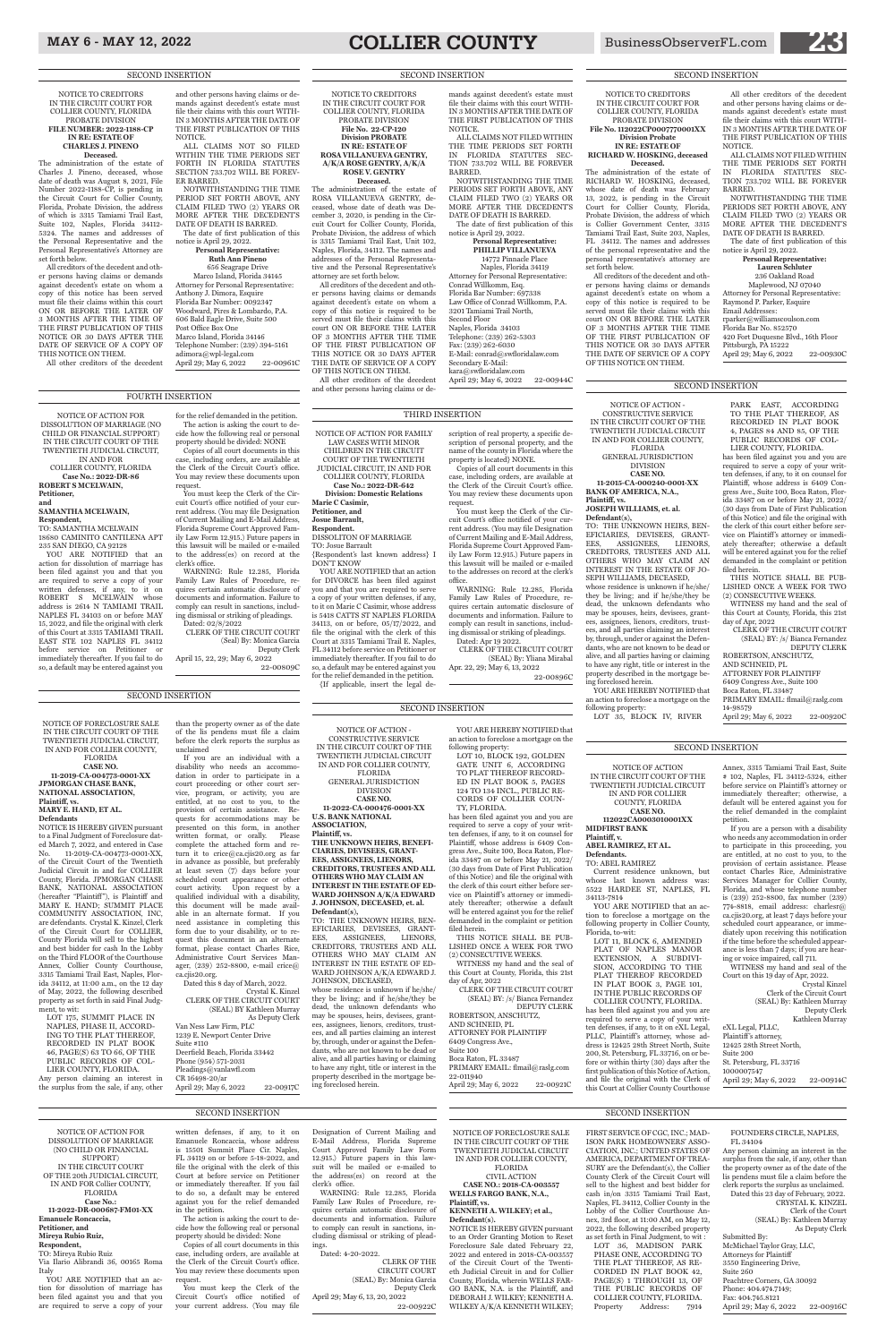SECOND INSERTION

NOTICE TO CREDITORS
IN THE CIRCUIT COURT FOR COLLIER COUNTY, FLORIDA
PROBATE DIVISION
**FILE NUMBER: 2022-1188-CP**
**IN RE: ESTATE OF CHARLES J. PINENO**
**Deceased.**

The administration of the estate of Charles J. Pineno, deceased, whose date of death was August 8, 2021, File Number 2022-1188-CP, is pending in the Circuit Court for Collier County, Florida, Probate Division, the address of which is 3315 Tamiami Trail East, Suite 102, Naples, Florida 34112-5324. The names and addresses of the Personal Representative and the Personal Representative's Attorney are set forth below.

All creditors of the decedent and other persons having claims or demands against decedent's estate on whom a copy of this notice has been served must file their claims with this court ON OR BEFORE THE LATER OF 3 MONTHS AFTER THE TIME OF THE FIRST PUBLICATION OF THIS NOTICE OR 30 DAYS AFTER THE DATE OF SERVICE OF A COPY OF THIS NOTICE ON THEM.

All other creditors of the decedent and other persons having claims or demands against decedent's estate must file their claims with this court WITHIN 3 MONTHS AFTER THE DATE OF THE FIRST PUBLICATION OF THIS NOTICE.

ALL CLAIMS NOT SO FILED WITHIN THE TIME PERIODS SET FORTH IN FLORIDA STATUTES SECTION 733.702 WILL BE FOREVER BARRED.

NOTWITHSTANDING THE TIME PERIOD SET FORTH ABOVE, ANY CLAIM FILED TWO (2) YEARS OR MORE AFTER THE DECEDENT'S DATE OF DEATH IS BARRED.

The date of first publication of this notice is April 29, 2022.

**Personal Representative:**
**Ruth Ann Pineno**
656 Seagrape Drive
Marco Island, Florida 34145
Attorney for Personal Representative:
Anthony J. Dimora, Esquire
Florida Bar Number: 0092347
Woodward, Pires & Lombardo, P.A.
606 Bald Eagle Drive, Suite 500
Post Office Box One
Marco Island, Florida 34146
Telephone Number: (239) 394-5161
adimora@wpl-legal.com
April 29; May 6, 2022 22-00961C

SECOND INSERTION

NOTICE TO CREDITORS
IN THE CIRCUIT COURT FOR COLLIER COUNTY, FLORIDA
PROBATE DIVISION
**File No. 22-CP-120**
**Division PROBATE**
**IN RE: ESTATE OF ROSA VILLANUEVA GENTRY, A/K/A ROSE GENTRY, A/K/A ROSE V. GENTRY**
**Deceased.**

The administration of the estate of ROSA VILLANUEVA GENTRY, deceased, whose date of death was December 3, 2020, is pending in the Circuit Court for Collier County, Florida, Probate Division, the address of which is 3315 Tamiami Trail East, Unit 102, Naples, Florida, 34112. The names and addresses of the Personal Representative and the Personal Representative's attorney are set forth below.

All creditors of the decedent and other persons having claims or demands against decedent's estate on whom a copy of this notice is required to be served must file their claims with this court ON OR BEFORE THE LATER OF 3 MONTHS AFTER THE TIME OF THE FIRST PUBLICATION OF THIS NOTICE OR 30 DAYS AFTER THE DATE OF SERVICE OF A COPY OF THIS NOTICE ON THEM.

All other creditors of the decedent and other persons having claims or demands against decedent's estate must file their claims with this court WITHIN 3 MONTHS AFTER THE DATE OF THE FIRST PUBLICATION OF THIS NOTICE.

ALL CLAIMS NOT FILED WITHIN THE TIME PERIODS SET FORTH IN FLORIDA STATUTES SECTION 733.702 WILL BE FOREVER BARRED.

NOTWITHSTANDING THE TIME PERIODS SET FORTH ABOVE, ANY CLAIM FILED TWO (2) YEARS OR MORE AFTER THE DECEDENT'S DATE OF DEATH IS BARRED.

The date of first publication of this notice is April 29, 2022.

**Personal Representative:**
**PHILLIP VILLANUEVA**
14772 Pinnacle Place
Naples, Florida 34119
Attorney for Personal Representative:
Conrad Willkomm, Esq.
Florida Bar Number: 697338
Law Office of Conrad Willkomm, P.A.
3201 Tamiami Trail North,
Second Floor
Naples, Florida 34103
Telephone: (239) 262-5303
Fax: (239) 262-6030
E-Mail: conrad@swfloridalaw.com
Secondary E-Mail:
kara@swfloridalaw.com
April 29; May 6, 2022 22-00944C

SECOND INSERTION

NOTICE TO CREDITORS
IN THE CIRCUIT COURT FOR COLLIER COUNTY, FLORIDA
PROBATE DIVISION
**File No. 112022CP0007770001XX**
**Division Probate**
**IN RE: ESTATE OF RICHARD W. HOSKING, deceased**
**Deceased.**

The administration of the estate of RICHARD W. HOSKING, deceased, whose date of death was February 13, 2022, is pending in the Circuit Court for Collier County, Florida, Probate Division, the address of which is Collier Government Center, 3315 Tamiami Trail East, Suite 203, Naples, FL 34112. The names and addresses of the personal representative and the personal representative's attorney are set forth below.

All creditors of the decedent and other persons having claims or demands against decedent's estate on whom a copy of this notice is required to be served must file their claims with this court ON OR BEFORE THE LATER OF 3 MONTHS AFTER THE TIME OF THE FIRST PUBLICATION OF THIS NOTICE OR 30 DAYS AFTER THE DATE OF SERVICE OF A COPY OF THIS NOTICE ON THEM.

All other creditors of the decedent and other persons having claims or demands against decedent's estate must file their claims with this court WITHIN 3 MONTHS AFTER THE DATE OF THE FIRST PUBLICATION OF THIS NOTICE.

ALL CLAIMS NOT FILED WITHIN THE TIME PERIODS SET FORTH IN FLORIDA STATUTES SECTION 733.702 WILL BE FOREVER BARRED.

NOTWITHSTANDING THE TIME PERIODS SET FORTH ABOVE, ANY CLAIM FILED TWO (2) YEARS OR MORE AFTER THE DECEDENT'S DATE OF DEATH IS BARRED.

The date of first publication of this notice is April 29, 2022.

**Personal Representative:**
**Lauren Schluter**
236 Oakland Road
Maplewood, NJ 07040
Attorney for Personal Representative:
Raymond F. Parker, Esquire
Email Addresses:
rparker@williamscoulson.com
Florida Bar No. 852570
420 Fort Duquesne Blvd., 16th Floor
Pittsburgh, PA 15222
April 29; May 6, 2022 22-00930C

FOURTH INSERTION

NOTICE OF ACTION FOR DISSOLUTION OF MARRIAGE (NO CHILD OR FINANCIAL SUPPORT)
IN THE CIRCUIT COURT OF THE TWENTIETH JUDICIAL CIRCUIT, IN AND FOR COLLIER COUNTY, FLORIDA
**Case No.: 2022-DR-86**
**ROBERT S MCELWAIN,**
**Petitioner,**
**and**
**SAMANTHA MCELWAIN,**
**Respondent,**

TO: SAMANTHA MCELWAIN
18680 CAMINITO CANTILENA APT 235 SAN DIEGO, CA 92128

YOU ARE NOTIFIED that an action for dissolution of marriage has been filed against you and that you are required to serve a copy of your written defenses, if any, to it on ROBERT S MCELWAIN whose address is 2614 N TAMIAMI TRAIL NAPLES FL 34103 on or before MAY 15, 2022, and file the original with the clerk of this Court at 3315 TAMIAMI TRAIL EAST STE 102 NAPLES FL 34112 before service on Petitioner or immediately thereafter. If you fail to do so, a default may be entered against you for the relief demanded in the petition.

The action is asking the court to decide how the following real or personal property should be divided: NONE

Copies of all court documents in this case, including orders, are available at the Clerk of the Circuit Court's office. You may review these documents upon request.

You must keep the Clerk of the Circuit Court's office notified of your current address. (You may file Designation of Current Mailing and E-Mail Address, Florida Supreme Court Approved Family Law Form 12.915.) Future papers in this lawsuit will be mailed or e-mailed to the address(es) on record at the clerk's office.

WARNING: Rule 12.285, Florida Family Law Rules of Procedure, requires certain automatic disclosure of documents and information. Failure to comply can result in sanctions, including dismissal or striking of pleadings.

Dated: 02/8/2022

CLERK OF THE CIRCUIT COURT
(Seal) By: Monica Garcia
Deputy Clerk

April 15, 22, 29; May 6, 2022
22-00809C

THIRD INSERTION

NOTICE OF ACTION FOR FAMILY LAW CASES WITH MINOR CHILDREN IN THE CIRCUIT COURT OF THE TWENTIETH JUDICIAL CIRCUIT, IN AND FOR COLLIER COUNTY, FLORIDA
**Case No.: 2022-DR-642**
**Division: Domestic Relations**
**Marie C Casimir,**
**Petitioner, and**
**Josue Barrault,**
**Respondent.**
DISSOLUTION OF MARRIAGE
TO: Josue Barrault
{Respondent's last known address} I DON'T KNOW

YOU ARE NOTIFIED that an action for DIVORCE has been filed against you and that you are required to serve a copy of your written defenses, if any, to it on Marie C Casimir, whose address is 5418 CATTS ST NAPLES FLORIDA 34113, on or before, 05/17/2022, and file the original with the clerk of this Court at 3315 TAMIAMI TRAIL E. Naples, FL 34112 before service on Petitioner or immediately thereafter. If you fail to do so, a default may be entered against you for the relief demanded in the petition.

{If applicable, insert the legal description of real property, a specific description of personal property, and the name of the county in Florida where the property is located} NONE.

Copies of all court documents in this case, including orders, are available at the Clerk of the Circuit Court's office. You may review these documents upon request.

You must keep the Clerk of the Circuit Court's office notified of your current address. (You may file Designation of Current Mailing and E-Mail Address, Florida Supreme Court Approved Family Law Form 12.915.) Future papers in this lawsuit will be mailed or e-mailed to the addresses on record at the clerk's office.

WARNING: Rule 12.285, Florida Family Law Rules of Procedure, requires certain automatic disclosure of documents and information. Failure to comply can result in sanctions, including dismissal or striking of pleadings.

Dated: Apr 19 2022.

CLERK OF THE CIRCUIT COURT
(SEAL) By: Yliana Mirabal

Apr. 22, 29; May 6, 13, 2022
22-00896C

SECOND INSERTION

NOTICE OF ACTION - CONSTRUCTIVE SERVICE
IN THE CIRCUIT COURT OF THE TWENTIETH JUDICIAL CIRCUIT IN AND FOR COLLIER COUNTY, FLORIDA
GENERAL JURISDICTION DIVISION
**CASE NO. 11-2015-CA-000240-0001-XX**
**BANK OF AMERICA, N.A.,**
**Plaintiff, vs.**
**JOSEPH WILLIAMS, et. al.**
**Defendant(s),**

TO: THE UNKNOWN HEIRS, BENEFICIARIES, DEVISEES, GRANTEES, ASSIGNEES, LIENORS, CREDITORS, TRUSTEES AND ALL OTHERS WHO MAY CLAIM AN INTEREST IN THE ESTATE OF JOSEPH WILLIAMS, DECEASED, whose residence is unknown if he/she/they be living; and if he/she/they be dead, the unknown defendants who may be spouses, heirs, devisees, grantees, assignees, lienors, creditors, trustees, and all parties claiming an interest by, through, under or against the Defendants, who are not known to be dead or alive, and all parties having or claiming to have any right, title or interest in the property described in the mortgage being foreclosed herein.

YOU ARE HEREBY NOTIFIED that an action to foreclose a mortgage on the following property:

LOT 35, BLOCK IV, RIVER PARK EAST, ACCORDING TO THE PLAT THEREOF, AS RECORDED IN PLAT BOOK 4, PAGES 84 AND 85, OF THE PUBLIC RECORDS OF COLLIER COUNTY, FLORIDA.

has been filed against you and you are required to serve a copy of your written defenses, if any, to it on counsel for Plaintiff, whose address is 6409 Congress Ave., Suite 100, Boca Raton, Florida 33487 on or before May 21, 2022/(30 days from Date of First Publication of this Notice) and file the original with the clerk of this court either before service on Plaintiff's attorney or immediately thereafter; otherwise a default will be entered against you for the relief demanded in the complaint or petition filed herein.

THIS NOTICE SHALL BE PUBLISHED ONCE A WEEK FOR TWO (2) CONSECUTIVE WEEKS.

WITNESS my hand and the seal of this Court at County, Florida, this 21st day of Apr, 2022

CLERK OF THE CIRCUIT COURT
(SEAL) BY: /s/ Bianca Fernandez
DEPUTY CLERK

ROBERTSON, ANSCHUTZ, AND SCHNEID, PL
ATTORNEY FOR PLAINTIFF
6409 Congress Ave., Suite 100
Boca Raton, FL 33487
PRIMARY EMAIL: flmail@raslg.com
14-98579
April 29; May 6, 2022 22-00920C

SECOND INSERTION

NOTICE OF FORECLOSURE SALE
IN THE CIRCUIT COURT OF THE TWENTIETH JUDICIAL CIRCUIT, IN AND FOR COLLIER COUNTY, FLORIDA
**CASE NO. 11-2019-CA-004773-0001-XX**
**JPMORGAN CHASE BANK, NATIONAL ASSOCIATION,**
**Plaintiff, vs.**
**MARY E. HAND, ET AL.**
**Defendants**

NOTICE IS HEREBY GIVEN pursuant to a Final Judgment of Foreclosure dated March 7, 2022, and entered in Case No. 11-2019-CA-004773-0001-XX, of the Circuit Court of the Twentieth Judicial Circuit in and for COLLIER County, Florida. JPMORGAN CHASE BANK, NATIONAL ASSOCIATION (hereafter "Plaintiff"), is Plaintiff and MARY E. HAND; SUMMIT PLACE COMMUNITY ASSOCIATION, INC., are defendants. Crystal K. Kinzel, Clerk of the Circuit Court for COLLIER, County Florida will sell to the highest and best bidder for cash In the Lobby on the Third FLOOR of the Courthouse Annex, Collier County Courthouse, 3315 Tamiami Trail East, Naples, Florida 34112, at 11:00 a.m., on the 12 day of May, 2022, the following described property as set forth in said Final Judgment, to wit:

LOT 175, SUMMIT PLACE IN NAPLES, PHASE II, ACCORDING TO THE PLAT THEREOF, RECORDED IN PLAT BOOK 46, PAGE(S) 63 TO 66, OF THE PUBLIC RECORDS OF COLLIER COUNTY, FLORIDA.

Any person claiming an interest in the surplus from the sale, if any, other than the property owner as of the date of the lis pendens must file a claim before the clerk reports the surplus as unclaimed.

If you are an individual with a disability who needs an accommodation in order to participate in a court proceeding or other court service, program, or activity, you are entitled, at no cost to you, to the provision of certain assistance. Requests for accommodations may be presented on this form, in another written format, or orally. Please complete the attached form and return it to crice@ca.cjis20.org as far in advance as possible, but preferably at least seven (7) days before your scheduled court appearance or other court activity. Upon request by a qualified individual with a disability, this document will be made available in an alternate format. If you need assistance in completing this form due to your disability, or to request this document in an alternate format, please contact Charles Rice, Administrative Court Services Manager, (239) 252-8800, e-mail crice@ca.cjis20.org.

Dated this 8 day of March, 2022.

Crystal K. Kinzel
CLERK OF THE CIRCUIT COURT
(SEAL) BY Kathleen Murray
As Deputy Clerk

Van Ness Law Firm, PLC
1239 E. Newport Center Drive
Suite #110
Deerfield Beach, Florida 33442
Phone (954) 571-2031
Pleadings@vanlawfl.com
CR 16498-20/ar
April 29; May 6, 2022 22-00917C

SECOND INSERTION

NOTICE OF ACTION - CONSTRUCTIVE SERVICE
IN THE CIRCUIT COURT OF THE TWENTIETH JUDICIAL CIRCUIT IN AND FOR COLLIER COUNTY, FLORIDA
GENERAL JURISDICTION DIVISION
**CASE NO. 11-2022-CA-000476-0001-XX**
**U.S. BANK NATIONAL ASSOCIATION,**
**Plaintiff, vs.**
**THE UNKNOWN HEIRS, BENEFICIARIES, DEVISEES, GRANTEES, ASSIGNEES, LIENORS, CREDITORS, TRUSTEES AND ALL OTHERS WHO MAY CLAIM AN INTEREST IN THE ESTATE OF EDWARD JOHNSON A/K/A EDWARD J. JOHNSON, DECEASED, et. al.**
**Defendant(s),**

TO: THE UNKNOWN HEIRS, BENEFICIARIES, DEVISEES, GRANTEES, ASSIGNEES, LIENORS, CREDITORS, TRUSTEES AND ALL OTHERS WHO MAY CLAIM AN INTEREST IN THE ESTATE OF EDWARD JOHNSON A/K/A EDWARD J. JOHNSON, DECEASED,

whose residence is unknown if he/she/they be living; and if he/she/they be dead, the unknown defendants who may be spouses, heirs, devisees, grantees, assignees, lienors, creditors, trustees, and all parties claiming an interest by, through, under or against the Defendants, who are not known to be dead or alive, and all parties having or claiming to have any right, title or interest in the property described in the mortgage being foreclosed herein.

YOU ARE HEREBY NOTIFIED that an action to foreclose a mortgage on the following property:

LOT 10, BLOCK 192, GOLDEN GATE UNIT 6, ACCORDING TO PLAT THEREOF RECORDED IN PLAT BOOK 5, PAGES 124 TO 134 INCL., PUBLIC RECORDS OF COLLIER COUNTY, FLORIDA.

has been filed against you and you are required to serve a copy of your written defenses, if any, to it on counsel for Plaintiff, whose address is 6409 Congress Ave., Suite 100, Boca Raton, Florida 33487 on or before May 21, 2022/(30 days from Date of First Publication of this Notice) and file the original with the clerk of this court either before service on Plaintiff's attorney or immediately thereafter; otherwise a default will be entered against you for the relief demanded in the complaint or petition filed herein.

THIS NOTICE SHALL BE PUBLISHED ONCE A WEEK FOR TWO (2) CONSECUTIVE WEEKS.

WITNESS my hand and the seal of this Court at County, Florida, this 21st day of Apr, 2022.

CLERK OF THE CIRCUIT COURT
(SEAL) BY: /s/ Bianca Fernandez
DEPUTY CLERK

ROBERTSON, ANSCHUTZ, AND SCHNEID, PL
ATTORNEY FOR PLAINTIFF
6409 Congress Ave., Suite 100
Boca Raton, FL 33487
PRIMARY EMAIL: flmail@raslg.com
22-011940
April 29; May 6, 2022 22-00921C

SECOND INSERTION

NOTICE OF ACTION
IN THE CIRCUIT COURT OF THE TWENTIETH JUDICIAL CIRCUIT IN AND FOR COLLIER COUNTY, FLORIDA
**CASE NO. 112022CA0003010001XX**
**MIDFIRST BANK**
**Plaintiff, v.**
**ABEL RAMIREZ, ET AL.**
**Defendants.**

TO: ABEL RAMIREZ
Current residence unknown, but whose last known address was: 5522 HARDEE ST, NAPLES, FL 34113-7814

YOU ARE NOTIFIED that an action to foreclose a mortgage on the following property in Collier County, Florida, to-wit:

LOT 11, BLOCK 6, AMENDED PLAT OF NAPLES MANOR EXTENSION, A SUBDIVISION, ACCORDING TO THE PLAT THEREOF RECORDED IN PLAT BOOK 3, PAGE 101, IN THE PUBLIC RECORDS OF COLLIER COUNTY, FLORIDA.

has been filed against you and you are required to serve a copy of your written defenses, if any, to it on eXL Legal, PLLC, Plaintiff's attorney, whose address is 12425 28th Street North, Suite 200, St. Petersburg, FL 33716, on or before or within thirty (30) days after the first publication of this Notice of Action, and file the original with the Clerk of this Court at Collier County Courthouse Annex, 3315 Tamiami Trail East, Suite # 102, Naples, FL 34112-5324, either before service on Plaintiff's attorney or immediately thereafter; otherwise, a default will be entered against you for the relief demanded in the complaint petition.

If you are a person with a disability who needs any accommodation in order to participate in this proceeding, you are entitled, at no cost to you, to the provision of certain assistance. Please contact Charles Rice, Administrative Services Manager for Collier County, Florida, and whose telephone number is (239) 252-8800, fax number (239) 774-8818, email address: charlesr@ca.cjis20.org, at least 7 days before your scheduled court appearance, or immediately upon receiving this notification if the time before the scheduled appearance is less than 7 days; if you are hearing or voice impaired, call 711.

WITNESS my hand and seal of the Court on this 19 day of Apr, 2022.

Crystal Kinzel
Clerk of the Circuit Court
(SEAL) By: Kathleen Murray
Deputy Clerk
Kathleen Murray

eXL Legal, PLLC,
Plaintiff's attorney,
12425 28th Street North,
Suite 200
St. Petersburg, FL 33716
1000007547
April 29; May 6, 2022 22-00914C

SECOND INSERTION

NOTICE OF ACTION FOR DISSOLUTION OF MARRIAGE (NO CHILD OR FINANCIAL SUPPORT)
IN THE CIRCUIT COURT OF THE 20TH JUDICIAL CIRCUIT, IN AND FOR Collier COUNTY, FLORIDA
**Case No.: 11-2022-DR-000687-FM01-XX**
**Emanuele Roncaccia,**
**Petitioner, and**
**Mireya Rubio Ruiz,**
**Respondent,**

TO: Mireya Rubio Ruiz
Via Dario Alibrandi 36, 00165 Roma Italy

YOU ARE NOTIFIED that an action for dissolution of marriage has been filed against you and that you are required to serve a copy of your written defenses, if any, to it on Emanuele Roncaccia, whose address is 15501 Summit Place Cir. Naples, FL 34119 on or before 5-18-2022, and file the original with the clerk of this Court at before service on Petitioner or immediately thereafter. If you fail to do so, a default may be entered against you for the relief demanded in the petition.

The action is asking the court to decide how the following real or personal property should be divided: None

Copies of all court documents in this case, including orders, are available at the Clerk of the Circuit Court's office. You may review these documents upon request.

You must keep the Clerk of the Circuit Court's office notified of your current address. (You may file Designation of Current Mailing and E-Mail Address, Florida Supreme Court Approved Family Law Form 12.915.) Future papers in this lawsuit will be mailed or e-mailed to the address(es) on record at the clerk's office.

WARNING: Rule 12.285, Florida Family Law Rules of Procedure, requires certain automatic disclosure of documents and information. Failure to comply can result in sanctions, including dismissal or striking of pleadings.

Dated: 4-20-2022.

CLERK OF THE CIRCUIT COURT
(SEAL) By: Monica Garcia
Deputy Clerk

April 29; May 6, 13, 20, 2022
22-00922C

SECOND INSERTION

NOTICE OF FORECLOSURE SALE
IN THE CIRCUIT COURT OF THE TWENTIETH JUDICIAL CIRCUIT IN AND FOR COLLIER COUNTY, FLORIDA
CIVIL ACTION
**CASE NO.: 2018-CA-003557**
**WELLS FARGO BANK, N.A.,**
**Plaintiff, vs.**
**KENNETH A. WILKEY; et al.,**
**Defendant(s).**

NOTICE IS HEREBY GIVEN pursuant to an Order Granting Motion to Reset Foreclosure Sale dated February 22, 2022 and entered in 2018-CA-003557 of the Circuit Court of the Twentieth Judicial Circuit in and for Collier County, Florida, wherein WELLS FARGO BANK, N.A. is the Plaintiff, and DEBORAH J. WILKEY; KENNETH A. WILKEY A/K/A KENNETH WILKEY; FIRST SERVICE OF CGC, INC.; MADISON PARK HOMEOWNERS' ASSOCIATION, INC.; UNITED STATES OF AMERICA, DEPARTMENT OF TREASURY are the Defendant(s), the Collier County Clerk of the Circuit Court will sell to the highest and best bidder for cash in/on 3315 Tamiami Trail East, Naples, FL 34112, Collier County in the Lobby of the Collier Courthouse Annex, 3rd floor, at 11:00 AM, on May 12, 2022, the following described property as set forth in said Final Judgment, to wit:

LOT 36, MADISON PARK PHASE ONE, ACCORDING TO THE PLAT THEREOF, AS RECORDED IN PLAT BOOK 42, PAGE(S) 1 THROUGH 13, OF THE PUBLIC RECORDS OF COLLIER COUNTY, FLORIDA.

Property Address: 7914 FOUNDERS CIRCLE, NAPLES, FL 34104

Any person claiming an interest in the surplus from the sale, if any, other than the property owner as of the date of the lis pendens must file a claim before the clerk reports the surplus as unclaimed.

Dated this 23 day of February, 2022.

CRYSTAL K. KINZEL
Clerk of the Court
(SEAL) By: Kathleen Murray
As Deputy Clerk

Submitted By:
McMichael Taylor Gray, LLC
Attorneys for Plaintiff
3550 Engineering Drive,
Suite 260
Peachtree Corners, GA 30092
Phone: 404.474.7149;
Fax: 404.745.8121
April 29; May 6, 2022 22-00916C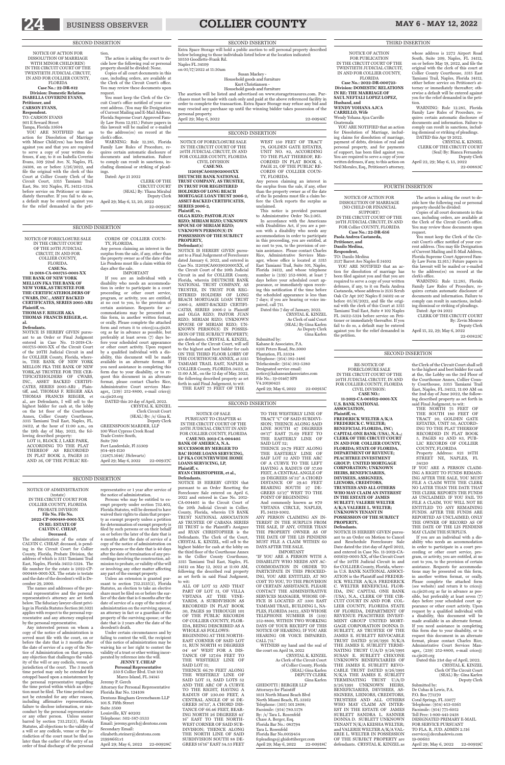SECOND INSERTION

NOTICE OF ACTION FOR DISSOLUTION OF MARRIAGE WITH MINOR CHILD(REN)
IN THE CIRCUIT COURT OF THE TWENTIETH JUDICIAL CIRCUIT, IN AND FOR COLLIER COUNTY, FLORIDA
**Case No.: 22-DR-812**
**Division: Domestic Relations**
**ISABELLA COVERINI EVANS, Petitioner, and CARSON EVANS, Respondent.**

TO: CARSON EVANS
901 E Seward Street
Tampa, Florida 33604

YOU ARE NOTIFIED that an action for Dissolution of Marriage with Minor Child(ren) has been filed against you and that you are required to serve a copy of your written defenses, if any, to it on Isabella Coverini Evans, 509 92nd Ave. N, Naples, FL 34108, on or before 5/26/2022, and file the original with the clerk of this Court at Collier County Clerk of the Circuit Court, 3315 Tamiami Trail East, Ste. 102 Naples, FL 34112-5324. before service on Petitioner or immediately thereafter. If you fail to do so, a default may be entered against you for the relief demanded in the petition.

The action is asking the court to decide how the following real or personal property should be divided: None.

Copies of all court documents in this case, including orders, are available at the Clerk of the Circuit Court's office. You may review these documents upon request.

You must keep the Clerk of the Circuit Court's office notified of your current address. (You may file Designation of Current Mailing and E-Mail Address, Florida Supreme Court Approved Family Law Form 12.915.) Future papers in this lawsuit will be mailed or e-mailed to the address(es) on record at the clerk's office.

WARNING: Rule 12.285, Florida Family Law Rules of Procedure, requires certain automatic disclosure of documents and information. Failure to comply can result in sanctions, including dismissal or striking of pleadings.

Dated: Apr 21 2022

CLERK OF THE CIRCUIT COURT
(SEAL) By: Yliana Mirabal
Deputy Clerk

April 29; May 6, 13, 20, 2022 22-00923C

SECOND INSERTION

Extra Space Storage will hold a public auction to sell personal property described below belonging to those individuals listed below at the location indicated:
10550 Goodlette-Frank Rd.
Naples FL 34109
on 05/17/2022 at 11:30am

Susan Mackey -
Household goods and furniture
Kurt Christiansen -
Household goods and furniture

The auction will be listed and advertised on www.storagetreasures.com. Purchases must be made with cash only and paid at the above referenced facility in order to complete the transaction. Extra Space Storage may refuse any bid and may rescind any purchase up until the winning bidder takes possession of the personal property.

April 29; May 6, 2022 22-00941C

THIRD INSERTION

NOTICE OF ACTION FOR PUBLICATION
IN THE CIRCUIT COURT OF THE TWENTIETH JUDICIAL CIRCUIT, IN AND FOR COLLIER COUNTY, FLORIDA
**Case No.: 2022-DR-000723-Division: DOMESTIC RELATIONS**
**IN RE: THE MARRIAGE OF SAUL NEFTALI LOPEZ LOPEZ, Husband, and WENDY YOHANA AJCA CARRILLO, Wife**

Wendy Yohana Ajca Carrillo
Guatemala

YOU ARE NOTIFIED that an action for Dissolution of Marriage, including claims for dissolution of marriage, payment of debts, division of real and personal property, and for payments of support, has been filed against you. You are required to serve a copy of your written defenses, if any, to this action on Neil Morales, Esq., Petitioner's attorney, whose address is 2272 Airport Road South, Suite 209, Naples, FL 34112, on or before May 19, 2022, and file the original with the clerk of this Court at Collier County Courthouse, 3315 East Tamiami Trail, Naples, Florida 34112, either before service on Petitioner's attorney or immediately thereafter; otherwise a default will be entered against you for the relief demanded in the petition.

WARNING: Rule 12.285, Florida Family Law Rules of Procedure, requires certain automatic disclosure of documents and information. Failure to comply can result in sanctions, including dismissal or striking of pleadings.

DATED this Apr 19 2022.

CRYSTAL K. KINSEL
CLERK OF THE CIRCUIT COURT
(Seal) By: Bianca Fernandez
Deputy Clerk

April 22, 29; May 6, 13, 2022 22-00883C

SECOND INSERTION

NOTICE OF FORECLOSURE SALE
IN THE CIRCUIT COURT OF THE 20TH JUDICIAL CIRCUIT, IN AND FOR COLLIER COUNTY, FLORIDA.
**CASE No. 11-2018-CA-003715-0001-XX**
**THE BANK OF NEW YORK MELLON FKA THE BANK OF NEW YORK, AS TRUSTEE FOR THE CERTIFICATEHOLDERS OF CWABS, INC., ASSET BACKED CERTIFICATES, SERIES 2005-AB2 Plaintiff, vs. THOMAS F. RIEGER AKA THOMAS FRANCIS RIEGER, et. al. Defendants.**

NOTICE IS HEREBY GIVEN pursuant to an Order or Final Judgment entered in Case No. 11-2018-CA-003715-0001-XX of the Circuit Court of the 20TH Judicial Circuit in and for COLLIER County, Florida, wherein, THE BANK OF NEW YORK MELLON FKA THE BANK OF NEW YORK, AS TRUSTEE FOR THE CERTIFICATEHOLDERS OF CWABS, INC., ASSET BACKED CERTIFICATES, SERIES 2005-AB2 , Plaintiff, and, THOMAS F. RIEGER AKA THOMAS FRANCIS RIEGER, et. al., are Defendants, I will sell to the highest bidder for cash at, the lobby on the 1st floor of the Courthouse Annex, Collier County Courthouse, 3315 Tamiami Trail East, Naples, FL. 34112, at the hour of 11:00 a.m., on the 19th day of May, 2022, the following described property:

LOT 11, BLOCK J, LAKE PARK, ACCORDING TO THE PLAT THEREOF AS RECORDED IN PLAT BOOK 3, PAGES 35 AND 36, OF THE PUBLIC RECORDS OF COLLIER COUNTY, FLORIDA.

Any person claiming an interest in the surplus from the sale, if any, other than the property owner as of the date of the Lis Pendens must file a claim within 60 days after the sale.

IMPORTANT

If you are an individual with a disability who needs an accommodation in order to participate in a court proceeding or other court service, program, or activity, you are entitled, at no cost to you, to the provision of certain assistance. Requests for accommodations may be presented on this form, in another written format, or orally. Please complete the attached form and return it to crice@ca.cjis20.org as far in advance as possible, but preferably at least seven (7) days before your scheduled court appearance or other court activity. Upon request by a qualified individual with a disability, this document will be made available in an alternate format. If you need assistance in completing this form due to your disability, or to request this document in an alternate format, please contact Charles Rice, Administrative Court Services Manager, (239) 252-8800, e-mail crice@ca.cjis20.org

DATED this 20 day of April, 2022.

CRYSTAL K. KINZEL
Clerk Circuit Court
(SEAL) By: /S/ Gina K.
Deputy Clerk

GREENSPOON MARDER, LLP
100 West Cypress Creek Road
Trade Centre South,
Suite 700
Fort Lauderdale, Fl 33309
954-491-1120
(32875.1646/ JSchwartz)

April 29; May 6, 2022 22-00937C

SECOND INSERTION

NOTICE OF FORECLOSURE SALE
IN THE CIRCUIT COURT OF THE 20TH JUDICIAL CIRCUIT, IN AND FOR COLLIER COUNTY, FLORIDA
CIVIL DIVISION
**CASE NO. 112019CA0039020001XX**
**DEUTSCHE BANK NATIONAL TRUST COMPANY, AS TRUSTEE, IN TRUST FOR REGISTERED HOLDERS OF LONG BEACH MORTGAGE LOAN TRUST 2006-2, ASSET-BACKED CERTIFICATES, SERIES 2006-2, Plaintiff, vs. OLGA RIZO; PASTOR JUAN RIZO; MIRIAM RIZO; UNKNOWN SPOUSE OF MIRIAM RIZO; UNKNOWN PERSON(S) IN POSSESSION OF THE SUBJECT PROPERTY, Defendant(s)**

NOTICE IS HEREBY GIVEN pursuant to a Final Judgement of Foreclosure dated January 6, 2022, and entered in Case No. 112019CA0039020001XX, of the Circuit Court of the 20th Judicial Circuit in and for COLLIER County, Florida, wherein DEUTSCHE BANK NATIONAL TRUST COMPANY, AS TRUSTEE, IN TRUST FOR REGISTERED HOLDERS OF LONG BEACH MORTGAGE LOAN TRUST 2006-2, ASSET-BACKED CERTIFICATES, SERIES 2006-2 is Plaintiff and OLGA RIZO; PASTOR JUAN RIZO; MIRIAM RIZO; UNKNOWN SPOUSE OF MIRIAM RIZO; UNKNOWN PERSON(S) IN POSSESSION OF THE SUBJECT PROPERTY; are defendants. CRYSTAL K. KINZEL, the Clerk of the Circuit Court, will sell to the highest and best bidder for cash ON THE THIRD FLOOR LOBBY OF THE COURTHOUSE ANNEX, at 3315 TAMIAMI TRAIL EAST, NAPLES in COLLIER County, FLORIDA 34112, at 11:00 A.M., on the 12 day of May, 2022, the following described property as set forth in said Final Judgment, to wit:

THE EAST 75 FEET OF THE WEST 150 FEET OF TRACT 78, GOLDEN GATE ESTATES, UNIT NO. 82, ACCORDING TO THE PLAT THEREOF, RECORDED IN PLAT BOOK 5, PAGE 21, OF THE PUBLIC RECORDS OF COLLIER COUNTY, FLORIDA.

Any person claiming an interest in the surplus from the sale, if any, other than the property owner as of the date of the lis pendens must file a claim before the Clerk reports the surplus as unclaimed.

This notice is provided pursuant to Administrative Order No.2.065.

In accordance with the Americans with Disabilities Act, if you are a person with a disability who needs any accommodation in order to participate in this proceeding, you are entitled, at no cost to you, to the provision of certain assistance. Please contact Charles Rice, Administrative Services Manager, whose office is located at 3315 East Tamiami Trail, Suite 501, Naples, Florida 34112, and whose telephone number is (239) 252-8800, at least 7 days before your scheduled court appearance, or immediately upon receiving this notification if the time before the scheduled appearance is less than 7 days; if you are hearing or voice impaired, call 711.

Dated this 7 day of January, 2022.

CRYSTAL K. KINZEL
As Clerk of said Court
(SEAL) By Gina Karlen
As Deputy Clerk
Gina Karlen

Submitted by:
Kahane & Associates, P.A.
8201 Peters Road, Ste.3000
Plantation, FL 33324
Telephone: (954) 382-3486
Telefacsimile: (954) 382-5380
Designated service email:
notice@kahaneandassociates.com
File No.: 19-01467 SPS
V4.20190425

April 29; May 6, 2022 22-00915C

FOURTH INSERTION

NOTICE OF ACTION FOR DISSOLUTION OF MARRIAGE (NO CHILD OR FINANCIAL SUPPORT)
IN THE CIRCUIT COURT OF THE 20TH JUDICIAL CIRCUIT, IN AND FOR COLLIER COUNTY, FLORIDA
**Case No.: 22-DR-656**
**Paola Andrea Castaneda, Petitioner, and Danilo Medina, Respondent,**

TO: Danilo Medina
3137 Barret Ave Naples fl 34102

YOU ARE NOTIFIED that an action for dissolution of marriage has been filed against you and that you are required to serve a copy of your written defenses, if any, to it on Paola Andrea Castaneda, whose address is 2135 Scrub Oak Cir Apt 207 Naples fl 34102 on or before 05/16/2022, and file the original with the clerk of this Court at 3315 Tamiami Trail East, Suite # 102 Naples FL 34112-5324 before service on Petitioner or immediately thereafter. If you fail to do so, a default may be entered against you for the relief demanded in the petition.

The action is asking the court to decide how the following real or personal property should be divided:

Copies of all court documents in this case, including orders, are available at the Clerk of the Circuit Court's office. You may review these documents upon request.

You must keep the Clerk of the Circuit Court's office notified of your current address. (You may file Designation of Current Mailing and E-Mail Address, Florida Supreme Court Approved Family Law Form 12.915.) Future papers in this lawsuit will be mailed or e-mailed to the address(es) on record at the clerk's office.

WARNING: Rule 12.285, Florida Family Law Rules of Procedure, requires certain automatic disclosure of documents and information. Failure to comply can result in sanctions, including dismissal or striking of pleadings.

Dated: Apr 04 2022

CLERK OF THE CIRCUIT COURT
By: Zevin Monroe
Deputy Clerk

April 15, 22, 29; May 6, 2022 22-00823C

SECOND INSERTION

NOTICE OF ADMINISTRATION (testate)
IN THE CIRCUIT COURT FOR COLLIER COUNTY, FLORIDA
PROBATE DIVISION
**File No. File No. 2022-CP-000488-0001-XX**
**IN RE: ESTATE OF CALVIN C. CHEAP, Deceased**

The administration of the estate of CALVIN C. CHEAP, deceased, is pending in the Circuit Court for Collier County, Florida, Probate Division, the address of which is 3315 Tamiami Trail East, Naples, Florida 34112-5324. The file number for the estate is 2022-CP-000488-0001-XX. The estate is testate and the date of the decedent's will is December 29, 2000.

The names and addresses of the personal representative and the personal representative's attorney are set forth below. The fiduciary lawyer-client privilege in Florida Statutes Section 90.5021 applies with respect to the personal representative and any attorney employed by the personal representative.

Any interested person on whom a copy of the notice of administration is served must file with the court, on or before the date that is 3 months after the date of service of a copy of the Notice of Administration on that person, any objection that challenges the validity of the will or any codicils, venue, or jurisdiction of the court. The 3 month time period may only be extended for estoppel based upon a misstatement by the personal representative regarding the time period within which an objection must be filed. The time period may not be extended for any other reason, including affirmative representation, failure to disclose information, or misconduct by the personal representative or any other person. Unless sooner barred by section 733.212(3), Florida Statutes, all objections to the validity of a will or any codicils, venue or the jurisdiction of the court must be filed no later than the earlier of the entry of an order of final discharge of the personal representative or 1 year after service of the notice of administration.

Persons who may be entitled to exempt property under section 732.402, Florida Statutes, will be deemed to have waived their rights to claim that property as exempt property unless a petition for determination of exempt property is filed by such persons or on their behalf on or before the later of the date that is 4 months after the date of service of a copy of the notice of administration on such persons or the date that is 40 days after the date of termination of any proceedings involving the construction, admission to probate, or validity of the will or involving any other matter affecting any part of the exempt property.

Unless an extension is granted pursuant to section 732.2135(2), Florida Statutes, an election to take an elective share must be filed on or before the earlier of the date that is 6 months after the date of service of a copy of the notice of administration on the surviving spouse, an attorney in fact or a guardian of the property of the surviving spouse; or the date that is 2 years after the date of the decedent's death.

Under certain circumstances and by failing to contest the will, the recipient of this notice of administration may be waiving his or her right to contest the validity of a trust or other writing incorporated by reference into the will.

**JENNY T. CHEAP**
**Personal Representative**
350 S Collier Blvd. Unit 102
Marco Island, FL 34145

Jeremy P. Grech
Attorney for Personal Representative
Florida Bar No. 124108
Dentons Bingham Greenebaum LLP
101 S. Fifth Street
Suite 3500
Louisville, KY 40202
Telephone: 502-587-3533
Email: jeremy.grech@dentons.com
Secondary Email:
elizabeth.steiner@dentons.com
21998661.v1

April 29; May 6, 2022 22-00928C

SECOND INSERTION

NOTICE OF SALE PURSUANT TO CHAPTER 45
IN THE CIRCUIT COURT OF THE 20TH JUDICIAL CIRCUIT IN AND FOR COLLIER COUNTY, FLORIDA
**CASE NO. 2012-CA-004405**
**BANK OF AMERICA, N.A. SUCCESSOR BY MERGER TO BAC HOME LOANS SERVICING, LP FKA COUNTRYWIDE HOME LOANS SERVICING, LP, Plaintiff, v. RYAN CHRISTOPHER, et al., Defendants.**

NOTICE IS HEREBY GIVEN that pursuant to an Order Resetting the Foreclosure Sale entered on April 6, 2022 and entered in Case No. 2012-CA-004405 in the Circuit Court of the 20th Judicial Circuit in Collier, County, Florida, wherein US BANK TRUST NATIONAL ASSOCIATION AS TRUSTEE OF CABANA SERIES III TRUST is the Plaintiff's Assignee and RYAN CHRISTOPHER is the Defendants. The Clerk of the Court, CRYSTAL K. KINZEL, will sell to the highest bidder for cash at the lobby on the third floor of the Courthouse Annex in the Collier County Courthouse, 3315 Tamiami Trail East, Naples, FL 34112 on May 12, 2022 at 11:00 AM, following the described real property as set forth in said Final Judgment, to wit:

ALL OF LOT 52 AND THAT PART OF LOT 51, OF VILLA VISTANA AT THE VINEYARDS, A SUBDIVISION AS RECORDED IN PLAT BOOK 30, PAGES 99 THROUGH 101 OF THE PUBLIC RECORDS OF COLLIER COUNTY, FLORIDA, BEING DESCRIBED AS A WHOLE AS FOLLOWS:

BEGINNING AT THE NORTHEAST CORNER OF SAID LOT 51, RUN NORTH 81 DEGREES 04' 48" WEST FOR A DISTANCE OF 127.64 FEET TO THE WESTERLY LINE OF SAID LOT 51;

THENCE 66.70 FEET ALONG THE WESTERLY LINE OF SAID LOT 51, SAID LOTS 52 AND THE ARC OF A CURVE TO THE RIGHT, HAVING A RADIUS OF 230.00 FEET, A CENTRAL ANGLE OF 16 DEGREES 36'53", A CHORD DISTANCE OF 66.46 FEET, BEARING NORTH 26 DEGREES 43' 16" EAST TO THE NORTHWEST CORNER OF SAID SUBDIVISION; THENCE ALONG THE NORTH LINE OF SAID SUBDIVISION SOUTH 88 DEGREES 16'16" EAST 54.53 FEET TO THE WESTERLY LINE OF TRACT "C" OF SAID SUBDIVISION; THENCE ALONG SAID LINE SOUTH 47 DEGREES 08'17" EAST 75.69 FEET TO THE EASTERLY LINE OF SAID LOT 52;

THENCE 29.79 FEET ALONG THE EASTERLY LINE OF SAID LOT 52 AND THE ARC OF A CURVE TO THE LEFT HAVING A RADIUS OF 57.00 FEET, A CENTRAL ANGLE OF 29 DEGREES 56'32" A CHORD DISTANCE OF 29.45 FEET BEARING SOUTH 27 DEGREES 53'27" WEST TO THE POINT OF BEGINNING

And commonly known as 870 VISTANA CIRCLE, NAPLES, FL 34119-1002.

ANY PERSON CLAIMING AN INTEREST IN THE SURPLUS FROM THE SALE, IF ANY, OTHER THAN THE PROPERTY OWNER AS OF THE DATE OF THE LIS PENDENS MUST FILE A CLAIM WITHIN 60 DAYS AFTER THE SALE.

IMPORTANT

"IF YOU ARE A PERSON WITH A DISABILITY WHO NEEDS ANY ACCOMMODATION IN ORDER TO PARTICIPATE IN THIS PROCEEDING, YOU ARE ENTITLED, AT NO COST TO YOU, TO THE PROVISION OF CERTAIN ASSISTANCE. PLEASE CONTACT THE ADMINISTRATIVE SERVICES MANAGER, WHOSE OFFICE IS LOCATED AT 3301 EAST TAMIAMI TRAIL, BUILDING L, NAPLES, FLORIDA 34112, AND WHOSE TELEPHONE NUMBER IS (239) 252-8800, WITHIN TWO WORKING DAYS OF YOUR RECEIPT OF THIS NOTICE OF HEARING; IF YOU ARE HEARING OR VOICE IMPAIRED, CALL 711."

WITNESS my hand and the seal of the court on April 14, 2022

CRYSTAL K. KINZEL
As Clerk of the Circuit Court of Collier County, Florida
(SEAL) Gina Karlen
DEPUTY CLERK
Gina Karlen

GHIDOTTI | BERGER LLP
Attorneys for Plaintiff
1031 North Miami Beach Blvd
North Miami Beach, FL 33162
Telephone: (305) 501.2808;
Facsimile: (954) 780.5578
By: /s/ Tara L. Rosenfeld
Chase A. Berger, Esq.
Florida Bar No.: 083794
Tara L. Rosenfeld
Florida Bar No.0059454
fcpleadings@ghidottiberger.com

April 29; May 6, 2022 22-00918C

SECOND INSERTION

RE-NOTICE OF FORECLOSURE SALE
IN THE CIRCUIT COURT OF THE 20TH JUDICIAL CIRCUIT, IN AND FOR COLLIER COUNTY, FLORIDA
CIVIL DIVISION:
**CASE NO.: 11-2019-CA-001619-0001-XX**
**U.S. BANK NATIONAL ASSOCIATION, Plaintiff, vs. FREDERICK WELTER A/K/A FREDERICK C. WELTER; BENEFICIAL FLORIDA, INC; CAPITAL ONE BANK (USA), N.A.,; CLERK OF THE CIRCUIT COURT IN AND FOR COLLIER COUNTY, FLORIDA; STATE OF FLORIDA, DEPARTMENT OF REVENUE; PEACHTREE INVESTMENT GROUP; UNITED MORTGAGE CORPORATION; UNKNOWN HEIRS, BENEFICIARIES, DEVISEES, ASSIGNEES, LIENORS, CREDITORS, TRUSTEES AND ALL OTHERS WHO MAY CLAIM AN INTEREST IN THE ESTATE OF JAMES SUBLETT; VALERIE WELTER A/K/A VALERIE L. WELTER; UNKNOWN TENANT IN POSSESSION OF THE SUBJECT PROPERTY, Defendants.**

NOTICE IS HEREBY GIVEN pursuant to an Order on Motion to Cancel and Reschedule Foreclosure Sale Date dated the 21st day of April 2022, and entered in Case No. 11-2019-CA-001619-0001-XX, of the Circuit Court of the 20TH Judicial Circuit in and for COLLIER County, Florida, wherein U.S. BANK NATIONAL ASSOCIATION is the Plaintiff and FREDERICK WELTER A/K/A FREDERICK C. WELTER BENEFICIAL FLORIDA, INC CAPITAL ONE BANK (USA), N.A., CLERK OF THE CIRCUIT COURT IN AND FOR COLLIER COUNTY, FLORIDA STATE OF FLORIDA, DEPARTMENT OF REVENUE PEACHTREE INVESTMENT GROUP UNITED MORTGAGE CORPORATION DONNA D. SUBLETT, AS TRUSTEE OF THE JAMES E. SUBLETT REVOCABLE TRUST DATED 9/26/1991 N/K/A THE JAMES E. SUBLETT TERMINATING TRUST U/A/D 9/26/1991 SUSAN E. SUBLETT CHICONE UNKNOWN BENEFICIARIES OF THE JAMES E. SUBLETT REVOCABLE TRUST DATED 9/26/1991 N/K/A THE JAMES E. SUBLETT TERMINATING TRUST U/A/D 9/26/1991 UNKNOWN HEIRS, BENEFICIARIES, DEVISEES, ASSIGNEES, LIENORS, CREDITORS, TRUSTEES AND ALL OTHERS WHO MAY CLAIM AN INTEREST IN THE ESTATE OF JAMES SUBLETT SANDRA L. SANNER DONNA D. SUBLETT UNKNOWN TENANT N/K/A KEISHA WELTER; and VALERIE WELTER A/K/A VALERIE L. WELTER IN POSSESSION OF THE SUBJECT PROPERTY are defendants. CRYSTAL K. KINZEL as the Clerk of the Circuit Court shall sell to the highest and best bidder for cash at the, the Lobby on the 3rd Floor of the Courthouse Annex, Collier County Courthouse, 3315 Tamiami Trail East, Naples, FL 34112, 11:00 AM on the 2nd day of June 2022, the following described property as set forth in said Final Judgment, to wit:

THE NORTH 75 FEET OF THE SOUTH 180 FEET OF TRACT 20, GOLDEN GATE ESTATES, UNIT 50, ACCORDING TO THE PLAT THEREOF RECORDED IN PLAT BOOK 5, PAGES 82 AND 83, PUBLIC RECORDS OF COLLIER COUNTY, FLORIDA.
Property Address: 821 18TH STREET NE, NAPLES, FL 34120

IF YOU ARE A PERSON CLAIMING A RIGHT TO FUNDS REMAINING AFTER THE SALE, YOU MUST FILE A CLAIM WITH THE CLERK NO LATER THAN THE DATE THAT THE CLERK REPORTS THE FUNDS AS UNCLAIMED. IF YOU FAIL TO FILE A CLAIM, YOU WILL NOT BE ENTITLED TO ANY REMAINING FUNDS. AFTER THE FUNDS ARE REPORTED AS UNCLAIMED, ONLY THE OWNER OF RECORD AS OF THE DATE OF THE LIS PENDENS MAY CLAIM THE SURPLUS.

If you are an individual with a disability who needs an accommodation in order to participate in a court proceeding or other court service, program, or activity, you are entitled, at no cost to you, to the provision of certain assistance. Requests for accommodations may be presented on this form, in another written format, or orally. Please complete the attached form (see website) and return it to crice@ca.cjis20.org as far in advance as possible, but preferably at least seven (7) days before your scheduled court appearance or other court activity. Upon request by a qualified individual with a disability, this document will be made available in an alternate format. If you need assistance in completing this form due to your disability, or to request this document in an alternate format, please contact Charles Rice, Administrative Court Services Manager, (239) 252-8800, e-mail crice@ca.cjis20.org

Dated this 21st day of April, 2022.

CRYSTAL K. KINZEL
Clerk Of The Circuit Court
(SEAL) By: Gina Karlen
Deputy Clerk

Submitted by:
De Cubas & Lewis, P.A.
P.O. Box 771270
Coral Springs, FL 33077
Telephone: (954) 453-0365
Facsimile: (954) 771-6052
Toll Free: 1-800-441-2438
DESIGNATED PRIMARY E-MAIL FOR SERVICE PURSUANT TO FLA. R. JUD. ADMIN 2.516
eservice@decubaslewis.com
19-00603

April 29; May 6, 2022 22-00919C